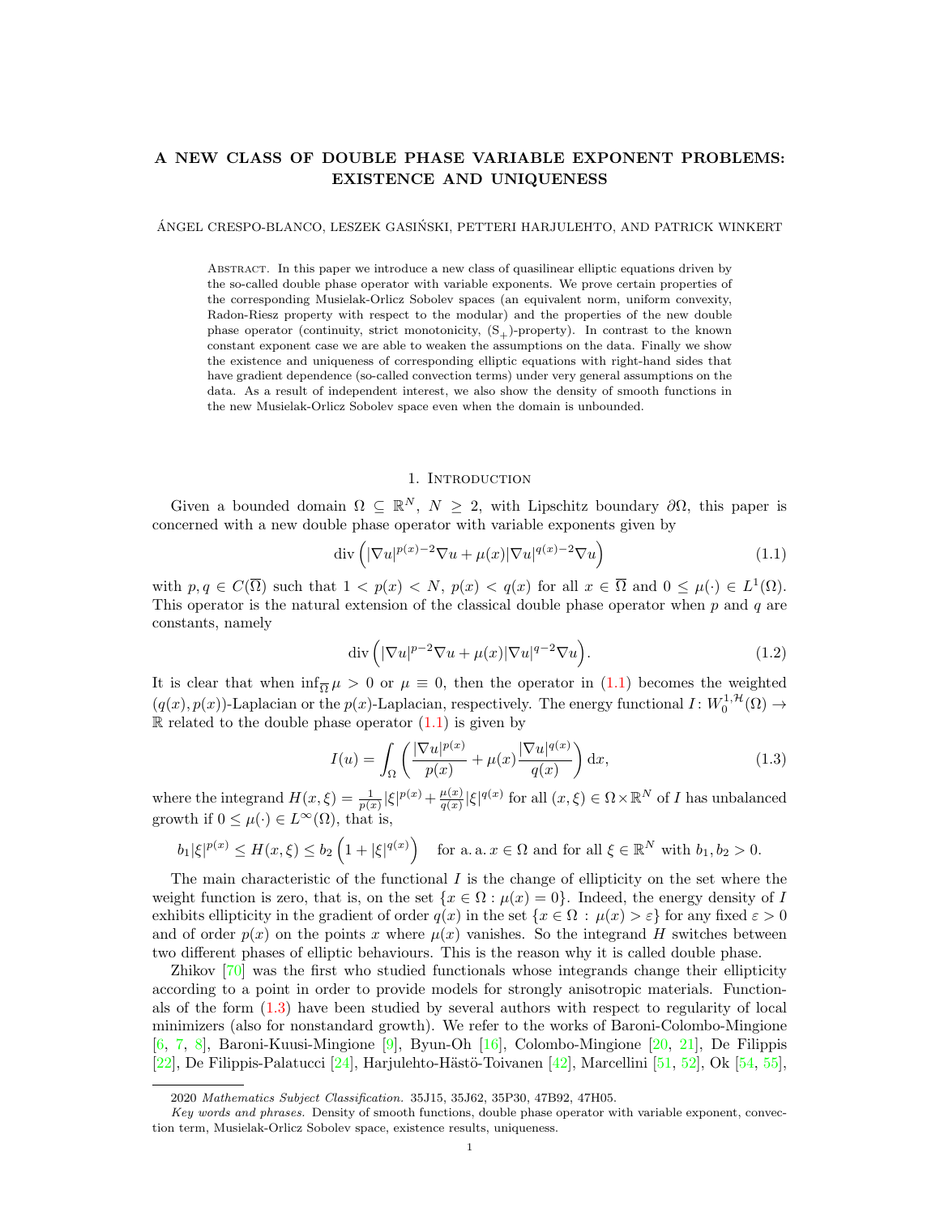# A NEW CLASS OF DOUBLE PHASE VARIABLE EXPONENT PROBLEMS: EXISTENCE AND UNIQUENESS

ÁNGEL CRESPO-BLANCO, LESZEK GASIŃSKI, PETTERI HARJULEHTO, AND PATRICK WINKERT

Abstract. In this paper we introduce a new class of quasilinear elliptic equations driven by the so-called double phase operator with variable exponents. We prove certain properties of the corresponding Musielak-Orlicz Sobolev spaces (an equivalent norm, uniform convexity, Radon-Riesz property with respect to the modular) and the properties of the new double phase operator (continuity, strict monotonicity, $(\mathrm{S}_+)$-property). In contrast to the known constant exponent case we are able to weaken the assumptions on the data. Finally we show the existence and uniqueness of corresponding elliptic equations with right-hand sides that have gradient dependence (so-called convection terms) under very general assumptions on the data. As a result of independent interest, we also show the density of smooth functions in the new Musielak-Orlicz Sobolev space even when the domain is unbounded.

## 1. Introduction

Given a bounded domain $\Omega \subseteq \mathbb{R}^N$, $N \geq 2$, with Lipschitz boundary $\partial\Omega$, this paper is concerned with a new double phase operator with variable exponents given by

$$\operatorname{div}\left(|\nabla u|^{p(x)-2}\nabla u + \mu(x)|\nabla u|^{q(x)-2}\nabla u\right) \tag{1.1}$$

with $p, q \in C(\overline{\Omega})$ such that $1 < p(x) < N$, $p(x) < q(x)$ for all $x \in \overline{\Omega}$ and $0 \leq \mu(\cdot) \in L^1(\Omega)$. This operator is the natural extension of the classical double phase operator when $p$ and $q$ are constants, namely

$$\operatorname{div}\left(|\nabla u|^{p-2}\nabla u + \mu(x)|\nabla u|^{q-2}\nabla u\right). \tag{1.2}$$

It is clear that when $\inf_{\overline{\Omega}} \mu > 0$ or $\mu \equiv 0$, then the operator in (1.1) becomes the weighted $(q(x), p(x))$-Laplacian or the $p(x)$-Laplacian, respectively. The energy functional $I\colon W_0^{1,\mathcal{H}}(\Omega) \to \mathbb{R}$ related to the double phase operator (1.1) is given by

$$I(u) = \int_\Omega \left(\frac{|\nabla u|^{p(x)}}{p(x)} + \mu(x)\frac{|\nabla u|^{q(x)}}{q(x)}\right) \mathrm{d}x, \tag{1.3}$$

where the integrand $H(x,\xi) = \frac{1}{p(x)}|\xi|^{p(x)} + \frac{\mu(x)}{q(x)}|\xi|^{q(x)}$ for all $(x,\xi) \in \Omega \times \mathbb{R}^N$ of $I$ has unbalanced growth if $0 \leq \mu(\cdot) \in L^\infty(\Omega)$, that is,

$$b_1|\xi|^{p(x)} \leq H(x,\xi) \leq b_2\left(1 + |\xi|^{q(x)}\right) \quad \text{for a. a. } x \in \Omega \text{ and for all } \xi \in \mathbb{R}^N \text{ with } b_1, b_2 > 0.$$

The main characteristic of the functional $I$ is the change of ellipticity on the set where the weight function is zero, that is, on the set $\{x \in \Omega : \mu(x) = 0\}$. Indeed, the energy density of $I$ exhibits ellipticity in the gradient of order $q(x)$ in the set $\{x \in \Omega : \mu(x) > \varepsilon\}$ for any fixed $\varepsilon > 0$ and of order $p(x)$ on the points $x$ where $\mu(x)$ vanishes. So the integrand $H$ switches between two different phases of elliptic behaviours. This is the reason why it is called double phase.

Zhikov [70] was the first who studied functionals whose integrands change their ellipticity according to a point in order to provide models for strongly anisotropic materials. Functionals of the form (1.3) have been studied by several authors with respect to regularity of local minimizers (also for nonstandard growth). We refer to the works of Baroni-Colombo-Mingione [6, 7, 8], Baroni-Kuusi-Mingione [9], Byun-Oh [16], Colombo-Mingione [20, 21], De Filippis [22], De Filippis-Palatucci [24], Harjulehto-Hästö-Toivanen [42], Marcellini [51, 52], Ok [54, 55],

2020 *Mathematics Subject Classification.* 35J15, 35J62, 35P30, 47B92, 47H05.

*Key words and phrases.* Density of smooth functions, double phase operator with variable exponent, convection term, Musielak-Orlicz Sobolev space, existence results, uniqueness.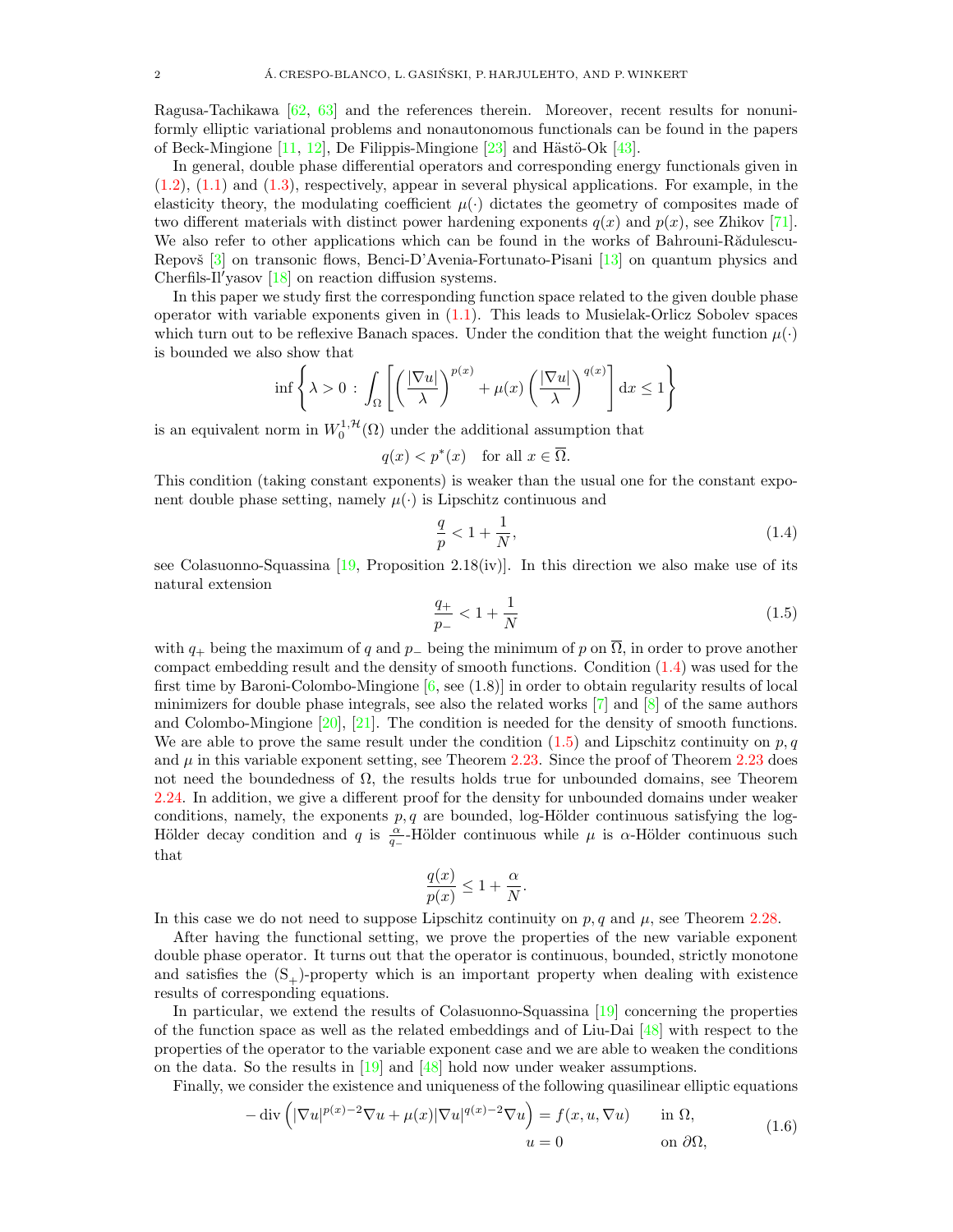Ragusa-Tachikawa [62, 63] and the references therein. Moreover, recent results for nonuniformly elliptic variational problems and nonautonomous functionals can be found in the papers of Beck-Mingione [11, 12], De Filippis-Mingione [23] and Hästö-Ok [43].

In general, double phase differential operators and corresponding energy functionals given in (1.2), (1.1) and (1.3), respectively, appear in several physical applications. For example, in the elasticity theory, the modulating coefficient $\mu(\cdot)$ dictates the geometry of composites made of two different materials with distinct power hardening exponents $q(x)$ and $p(x)$, see Zhikov [71]. We also refer to other applications which can be found in the works of Bahrouni-Rădulescu-Repovš [3] on transonic flows, Benci-D'Avenia-Fortunato-Pisani [13] on quantum physics and Cherfils-Il′yasov [18] on reaction diffusion systems.

In this paper we study first the corresponding function space related to the given double phase operator with variable exponents given in (1.1). This leads to Musielak-Orlicz Sobolev spaces which turn out to be reflexive Banach spaces. Under the condition that the weight function $\mu(\cdot)$ is bounded we also show that

$$\inf\left\{\lambda>0\,:\,\int_\Omega\left[\left(\frac{|\nabla u|}{\lambda}\right)^{p(x)}+\mu(x)\left(\frac{|\nabla u|}{\lambda}\right)^{q(x)}\right]\mathrm{d}x\le 1\right\}$$

is an equivalent norm in $W_0^{1,\mathcal{H}}(\Omega)$ under the additional assumption that

$$q(x)<p^*(x)\quad\text{for all } x\in\overline{\Omega}.$$

This condition (taking constant exponents) is weaker than the usual one for the constant exponent double phase setting, namely $\mu(\cdot)$ is Lipschitz continuous and

$$\frac{q}{p}<1+\frac{1}{N},\tag{1.4}$$

see Colasuonno-Squassina [19, Proposition 2.18(iv)]. In this direction we also make use of its natural extension

$$\frac{q_+}{p_-}<1+\frac{1}{N}\tag{1.5}$$

with $q_+$ being the maximum of $q$ and $p_-$ being the minimum of $p$ on $\overline{\Omega}$, in order to prove another compact embedding result and the density of smooth functions. Condition (1.4) was used for the first time by Baroni-Colombo-Mingione [6, see (1.8)] in order to obtain regularity results of local minimizers for double phase integrals, see also the related works [7] and [8] of the same authors and Colombo-Mingione [20], [21]. The condition is needed for the density of smooth functions. We are able to prove the same result under the condition (1.5) and Lipschitz continuity on $p, q$ and $\mu$ in this variable exponent setting, see Theorem 2.23. Since the proof of Theorem 2.23 does not need the boundedness of $\Omega$, the results holds true for unbounded domains, see Theorem 2.24. In addition, we give a different proof for the density for unbounded domains under weaker conditions, namely, the exponents $p, q$ are bounded, log-Hölder continuous satisfying the log-Hölder decay condition and $q$ is $\frac{\alpha}{q_-}$-Hölder continuous while $\mu$ is $\alpha$-Hölder continuous such that

$$\frac{q(x)}{p(x)}\le 1+\frac{\alpha}{N}.$$

In this case we do not need to suppose Lipschitz continuity on $p, q$ and $\mu$, see Theorem 2.28.

After having the functional setting, we prove the properties of the new variable exponent double phase operator. It turns out that the operator is continuous, bounded, strictly monotone and satisfies the $(\mathrm{S}_+)$-property which is an important property when dealing with existence results of corresponding equations.

In particular, we extend the results of Colasuonno-Squassina [19] concerning the properties of the function space as well as the related embeddings and of Liu-Dai [48] with respect to the properties of the operator to the variable exponent case and we are able to weaken the conditions on the data. So the results in [19] and [48] hold now under weaker assumptions.

Finally, we consider the existence and uniqueness of the following quasilinear elliptic equations

$$\begin{aligned}
-\operatorname{div}\left(|\nabla u|^{p(x)-2}\nabla u+\mu(x)|\nabla u|^{q(x)-2}\nabla u\right)&=f(x,u,\nabla u)\qquad &&\text{in } \Omega,\\
u&=0 &&\text{on } \partial\Omega,
\end{aligned}\tag{1.6}$$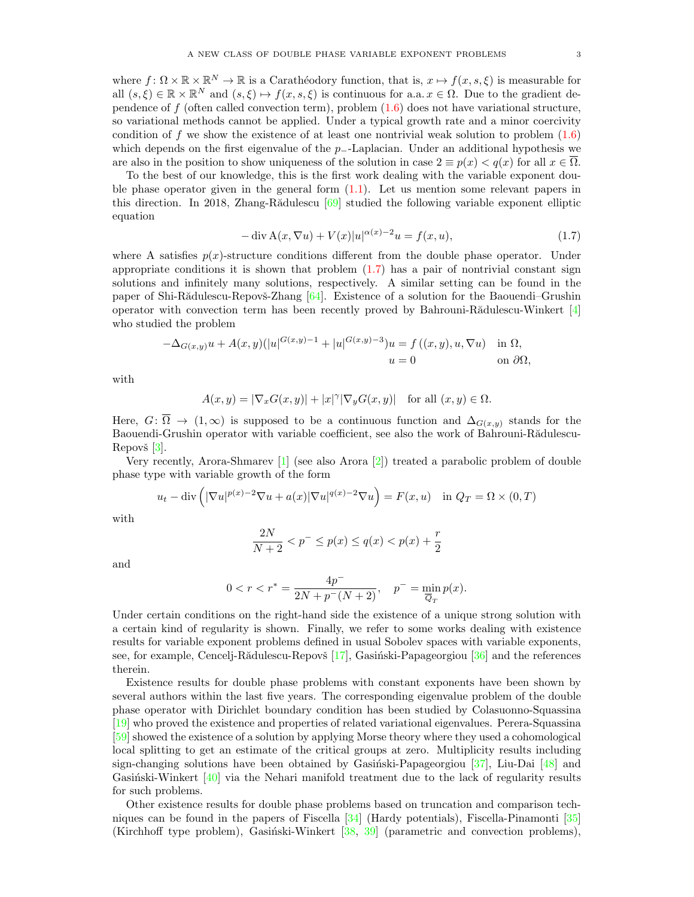where $f\colon \Omega \times \mathbb{R} \times \mathbb{R}^N \to \mathbb{R}$ is a Carathéodory function, that is, $x \mapsto f(x,s,\xi)$ is measurable for all $(s,\xi) \in \mathbb{R} \times \mathbb{R}^N$ and $(s,\xi) \mapsto f(x,s,\xi)$ is continuous for a.a. $x \in \Omega$. Due to the gradient dependence of $f$ (often called convection term), problem (1.6) does not have variational structure, so variational methods cannot be applied. Under a typical growth rate and a minor coercivity condition of $f$ we show the existence of at least one nontrivial weak solution to problem (1.6) which depends on the first eigenvalue of the $p_-$-Laplacian. Under an additional hypothesis we are also in the position to show uniqueness of the solution in case $2 \equiv p(x) < q(x)$ for all $x \in \overline{\Omega}$.

To the best of our knowledge, this is the first work dealing with the variable exponent double phase operator given in the general form (1.1). Let us mention some relevant papers in this direction. In 2018, Zhang-Rădulescu [69] studied the following variable exponent elliptic equation

$$- \operatorname{div} \mathrm{A}(x, \nabla u) + V(x)|u|^{\alpha(x)-2}u = f(x,u), \tag{1.7}$$

where A satisfies $p(x)$-structure conditions different from the double phase operator. Under appropriate conditions it is shown that problem (1.7) has a pair of nontrivial constant sign solutions and infinitely many solutions, respectively. A similar setting can be found in the paper of Shi-Rădulescu-Repovš-Zhang [64]. Existence of a solution for the Baouendi–Grushin operator with convection term has been recently proved by Bahrouni-Rădulescu-Winkert [4] who studied the problem

$$\begin{aligned} -\Delta_{G(x,y)}u + A(x,y)(|u|^{G(x,y)-1} + |u|^{G(x,y)-3})u &= f\left((x,y),u,\nabla u\right) \quad \text{in } \Omega,\\ u &= 0 \quad \text{on } \partial\Omega, \end{aligned}$$

with

$$A(x,y) = |\nabla_x G(x,y)| + |x|^{\gamma}|\nabla_y G(x,y)| \quad \text{for all } (x,y) \in \Omega.$$

Here, $G\colon \overline{\Omega} \to (1,\infty)$ is supposed to be a continuous function and $\Delta_{G(x,y)}$ stands for the Baouendi-Grushin operator with variable coefficient, see also the work of Bahrouni-Rădulescu-Repovš [3].

Very recently, Arora-Shmarev [1] (see also Arora [2]) treated a parabolic problem of double phase type with variable growth of the form

$$u_t - \operatorname{div}\left(|\nabla u|^{p(x)-2}\nabla u + a(x)|\nabla u|^{q(x)-2}\nabla u\right) = F(x,u) \quad \text{in } Q_T = \Omega \times (0,T)$$

with

$$\frac{2N}{N+2} < p^- \leq p(x) \leq q(x) < p(x) + \frac{r}{2}$$

and

$$0 < r < r^* = \frac{4p^-}{2N + p^-(N+2)}, \quad p^- = \min_{\overline{Q}_T} p(x).$$

Under certain conditions on the right-hand side the existence of a unique strong solution with a certain kind of regularity is shown. Finally, we refer to some works dealing with existence results for variable exponent problems defined in usual Sobolev spaces with variable exponents, see, for example, Cencelj-Rădulescu-Repovš [17], Gasiński-Papageorgiou [36] and the references therein.

Existence results for double phase problems with constant exponents have been shown by several authors within the last five years. The corresponding eigenvalue problem of the double phase operator with Dirichlet boundary condition has been studied by Colasuonno-Squassina [19] who proved the existence and properties of related variational eigenvalues. Perera-Squassina [59] showed the existence of a solution by applying Morse theory where they used a cohomological local splitting to get an estimate of the critical groups at zero. Multiplicity results including sign-changing solutions have been obtained by Gasiński-Papageorgiou [37], Liu-Dai [48] and Gasiński-Winkert [40] via the Nehari manifold treatment due to the lack of regularity results for such problems.

Other existence results for double phase problems based on truncation and comparison techniques can be found in the papers of Fiscella [34] (Hardy potentials), Fiscella-Pinamonti [35] (Kirchhoff type problem), Gasiński-Winkert [38, 39] (parametric and convection problems),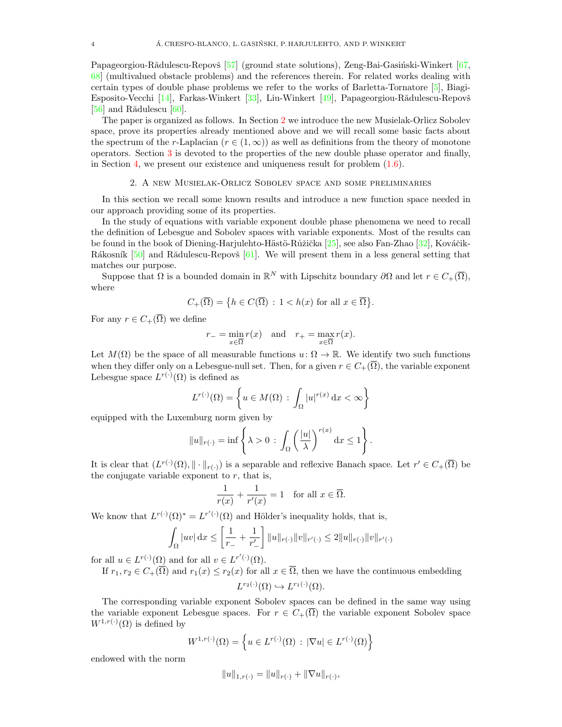Papageorgiou-Rădulescu-Repovš [57] (ground state solutions), Zeng-Bai-Gasiński-Winkert [67, 68] (multivalued obstacle problems) and the references therein. For related works dealing with certain types of double phase problems we refer to the works of Barletta-Tornatore [5], Biagi-Esposito-Vecchi [14], Farkas-Winkert [33], Liu-Winkert [49], Papageorgiou-Rădulescu-Repovš [56] and Rădulescu [60].

The paper is organized as follows. In Section 2 we introduce the new Musielak-Orlicz Sobolev space, prove its properties already mentioned above and we will recall some basic facts about the spectrum of the $r$-Laplacian ($r \in (1,\infty)$) as well as definitions from the theory of monotone operators. Section 3 is devoted to the properties of the new double phase operator and finally, in Section 4, we present our existence and uniqueness result for problem (1.6).

## 2. A new Musielak-Orlicz Sobolev space and some preliminaries

In this section we recall some known results and introduce a new function space needed in our approach providing some of its properties.

In the study of equations with variable exponent double phase phenomena we need to recall the definition of Lebesgue and Sobolev spaces with variable exponents. Most of the results can be found in the book of Diening-Harjulehto-Hästö-Růžička [25], see also Fan-Zhao [32], Kováčik-Rákosník [50] and Rădulescu-Repovš [61]. We will present them in a less general setting that matches our purpose.

Suppose that $\Omega$ is a bounded domain in $\mathbb{R}^N$ with Lipschitz boundary $\partial\Omega$ and let $r \in C_+(\overline{\Omega})$, where

$$C_+(\overline{\Omega}) = \left\{h \in C(\overline{\Omega}) \,:\, 1 < h(x) \text{ for all } x \in \overline{\Omega}\right\}.$$

For any $r \in C_+(\overline{\Omega})$ we define

$$r_- = \min_{x\in\overline{\Omega}} r(x) \quad \text{and} \quad r_+ = \max_{x\in\overline{\Omega}} r(x).$$

Let $M(\Omega)$ be the space of all measurable functions $u\colon \Omega \to \mathbb{R}$. We identify two such functions when they differ only on a Lebesgue-null set. Then, for a given $r \in C_+(\overline{\Omega})$, the variable exponent Lebesgue space $L^{r(\cdot)}(\Omega)$ is defined as

$$L^{r(\cdot)}(\Omega) = \left\{u \in M(\Omega) \,:\, \int_\Omega |u|^{r(x)}\,\mathrm{d}x < \infty\right\}$$

equipped with the Luxemburg norm given by

$$\|u\|_{r(\cdot)} = \inf\left\{\lambda > 0 \,:\, \int_\Omega \left(\frac{|u|}{\lambda}\right)^{r(x)}\mathrm{d}x \le 1\right\}.$$

It is clear that $(L^{r(\cdot)}(\Omega), \|\cdot\|_{r(\cdot)})$ is a separable and reflexive Banach space. Let $r' \in C_+(\overline{\Omega})$ be the conjugate variable exponent to $r$, that is,

$$\frac{1}{r(x)} + \frac{1}{r'(x)} = 1 \quad \text{for all } x \in \overline{\Omega}.$$

We know that $L^{r(\cdot)}(\Omega)^* = L^{r'(\cdot)}(\Omega)$ and Hölder's inequality holds, that is,

$$\int_\Omega |uv|\,\mathrm{d}x \le \left[\frac{1}{r_-} + \frac{1}{r'_-}\right]\|u\|_{r(\cdot)}\|v\|_{r'(\cdot)} \le 2\|u\|_{r(\cdot)}\|v\|_{r'(\cdot)}$$

for all $u \in L^{r(\cdot)}(\Omega)$ and for all $v \in L^{r'(\cdot)}(\Omega)$.

If $r_1, r_2 \in C_+(\overline{\Omega})$ and $r_1(x) \le r_2(x)$ for all $x \in \overline{\Omega}$, then we have the continuous embedding

$$L^{r_2(\cdot)}(\Omega) \hookrightarrow L^{r_1(\cdot)}(\Omega).$$

The corresponding variable exponent Sobolev spaces can be defined in the same way using the variable exponent Lebesgue spaces. For $r \in C_+(\overline{\Omega})$ the variable exponent Sobolev space $W^{1,r(\cdot)}(\Omega)$ is defined by

$$W^{1,r(\cdot)}(\Omega) = \left\{u \in L^{r(\cdot)}(\Omega) \,:\, |\nabla u| \in L^{r(\cdot)}(\Omega)\right\}$$

endowed with the norm

$$\|u\|_{1,r(\cdot)} = \|u\|_{r(\cdot)} + \|\nabla u\|_{r(\cdot)},$$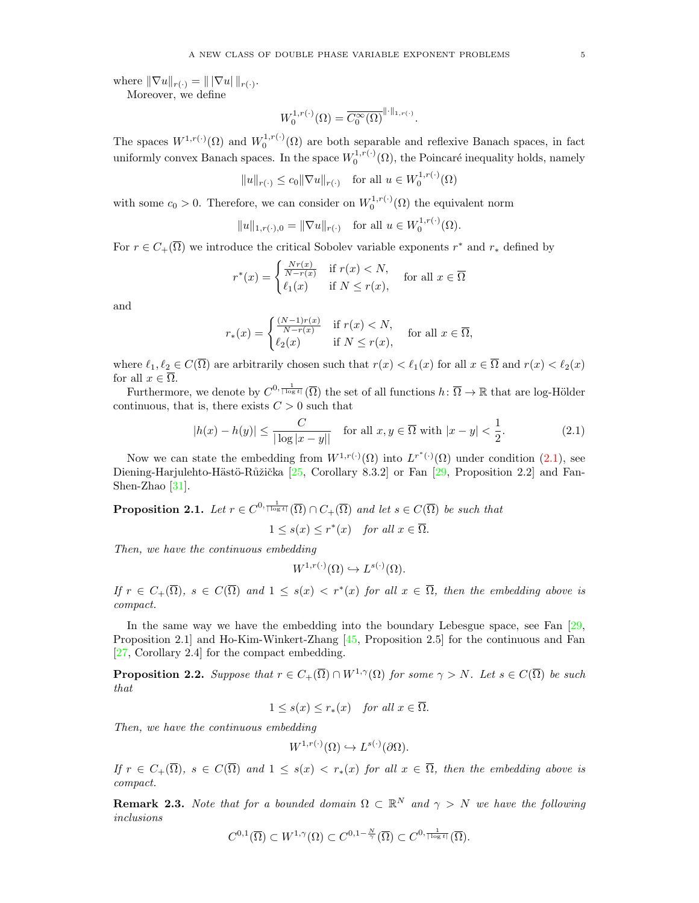where $\|\nabla u\|_{r(\cdot)} = \| \, |\nabla u| \, \|_{r(\cdot)}$.

Moreover, we define

$$W_0^{1,r(\cdot)}(\Omega) = \overline{C_0^\infty(\Omega)}^{\|\cdot\|_{1,r(\cdot)}}.$$

The spaces $W^{1,r(\cdot)}(\Omega)$ and $W_0^{1,r(\cdot)}(\Omega)$ are both separable and reflexive Banach spaces, in fact uniformly convex Banach spaces. In the space $W_0^{1,r(\cdot)}(\Omega)$, the Poincaré inequality holds, namely

$$\|u\|_{r(\cdot)} \leq c_0 \|\nabla u\|_{r(\cdot)} \quad \text{for all } u \in W_0^{1,r(\cdot)}(\Omega)$$

with some $c_0 > 0$. Therefore, we can consider on $W_0^{1,r(\cdot)}(\Omega)$ the equivalent norm

$$\|u\|_{1,r(\cdot),0} = \|\nabla u\|_{r(\cdot)} \quad \text{for all } u \in W_0^{1,r(\cdot)}(\Omega).$$

For $r \in C_+(\overline{\Omega})$ we introduce the critical Sobolev variable exponents $r^*$ and $r_*$ defined by

$$r^*(x) = \begin{cases} \frac{Nr(x)}{N-r(x)} & \text{if } r(x) < N, \\ \ell_1(x) & \text{if } N \leq r(x), \end{cases} \quad \text{for all } x \in \overline{\Omega}$$

and

$$r_*(x) = \begin{cases} \frac{(N-1)r(x)}{N-r(x)} & \text{if } r(x) < N, \\ \ell_2(x) & \text{if } N \leq r(x), \end{cases} \quad \text{for all } x \in \overline{\Omega},$$

where $\ell_1, \ell_2 \in C(\overline{\Omega})$ are arbitrarily chosen such that $r(x) < \ell_1(x)$ for all $x \in \overline{\Omega}$ and $r(x) < \ell_2(x)$ for all $x \in \overline{\Omega}$.

Furthermore, we denote by $C^{0,\frac{1}{|\log t|}}(\overline{\Omega})$ the set of all functions $h \colon \overline{\Omega} \to \mathbb{R}$ that are log-Hölder continuous, that is, there exists $C > 0$ such that

$$|h(x) - h(y)| \leq \frac{C}{|\log |x-y||} \quad \text{for all } x, y \in \overline{\Omega} \text{ with } |x-y| < \frac{1}{2}. \tag{2.1}$$

Now we can state the embedding from $W^{1,r(\cdot)}(\Omega)$ into $L^{r^*(\cdot)}(\Omega)$ under condition (2.1), see Diening-Harjulehto-Hästö-Růžička [25, Corollary 8.3.2] or Fan [29, Proposition 2.2] and Fan-Shen-Zhao [31].

**Proposition 2.1.** *Let $r \in C^{0,\frac{1}{|\log t|}}(\overline{\Omega}) \cap C_+(\overline{\Omega})$ and let $s \in C(\overline{\Omega})$ be such that*

$$1 \leq s(x) \leq r^*(x) \quad \text{for all } x \in \overline{\Omega}.$$

*Then, we have the continuous embedding*

$$W^{1,r(\cdot)}(\Omega) \hookrightarrow L^{s(\cdot)}(\Omega).$$

*If $r \in C_+(\overline{\Omega})$, $s \in C(\overline{\Omega})$ and $1 \leq s(x) < r^*(x)$ for all $x \in \overline{\Omega}$, then the embedding above is compact.*

In the same way we have the embedding into the boundary Lebesgue space, see Fan [29, Proposition 2.1] and Ho-Kim-Winkert-Zhang [45, Proposition 2.5] for the continuous and Fan [27, Corollary 2.4] for the compact embedding.

**Proposition 2.2.** *Suppose that $r \in C_+(\overline{\Omega}) \cap W^{1,\gamma}(\Omega)$ for some $\gamma > N$. Let $s \in C(\overline{\Omega})$ be such that*

$$1 \leq s(x) \leq r_*(x) \quad \text{for all } x \in \overline{\Omega}.$$

*Then, we have the continuous embedding*

$$W^{1,r(\cdot)}(\Omega) \hookrightarrow L^{s(\cdot)}(\partial\Omega).$$

*If $r \in C_+(\overline{\Omega})$, $s \in C(\overline{\Omega})$ and $1 \leq s(x) < r_*(x)$ for all $x \in \overline{\Omega}$, then the embedding above is compact.*

**Remark 2.3.** *Note that for a bounded domain $\Omega \subset \mathbb{R}^N$ and $\gamma > N$ we have the following inclusions*

$$C^{0,1}(\overline{\Omega}) \subset W^{1,\gamma}(\Omega) \subset C^{0,1-\frac{N}{\gamma}}(\overline{\Omega}) \subset C^{0,\frac{1}{|\log t|}}(\overline{\Omega}).$$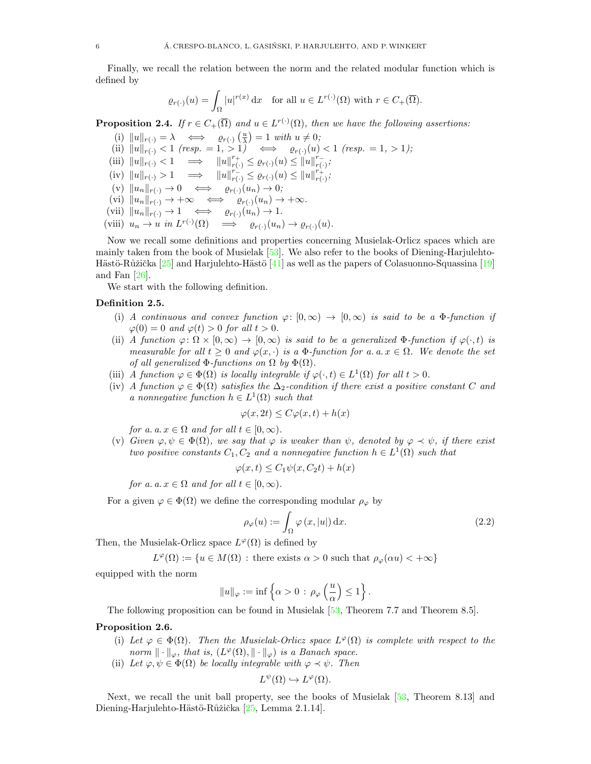Finally, we recall the relation between the norm and the related modular function which is defined by

$$\varrho_{r(\cdot)}(u) = \int_\Omega |u|^{r(x)}\,\mathrm{d}x \quad \text{for all } u \in L^{r(\cdot)}(\Omega) \text{ with } r \in C_+(\overline{\Omega}).$$

**Proposition 2.4.** *If $r \in C_+(\overline{\Omega})$ and $u \in L^{r(\cdot)}(\Omega)$, then we have the following assertions:*

(i) $\|u\|_{r(\cdot)} = \lambda \iff \varrho_{r(\cdot)}\left(\frac{u}{\lambda}\right) = 1$ *with* $u \neq 0$;

(ii) $\|u\|_{r(\cdot)} < 1$ *(resp.* $= 1$, $> 1$*)* $\iff \varrho_{r(\cdot)}(u) < 1$ *(resp.* $= 1$, $> 1$*)*;

(iii) $\|u\|_{r(\cdot)} < 1 \implies \|u\|_{r(\cdot)}^{r_+} \leq \varrho_{r(\cdot)}(u) \leq \|u\|_{r(\cdot)}^{r_-}$;

(iv) $\|u\|_{r(\cdot)} > 1 \implies \|u\|_{r(\cdot)}^{r_-} \leq \varrho_{r(\cdot)}(u) \leq \|u\|_{r(\cdot)}^{r_+}$;

(v) $\|u_n\|_{r(\cdot)} \to 0 \iff \varrho_{r(\cdot)}(u_n) \to 0$;

(vi) $\|u_n\|_{r(\cdot)} \to +\infty \iff \varrho_{r(\cdot)}(u_n) \to +\infty$.

(vii) $\|u_n\|_{r(\cdot)} \to 1 \iff \varrho_{r(\cdot)}(u_n) \to 1$.

(viii) $u_n \to u$ *in* $L^{r(\cdot)}(\Omega) \implies \varrho_{r(\cdot)}(u_n) \to \varrho_{r(\cdot)}(u)$.

Now we recall some definitions and properties concerning Musielak-Orlicz spaces which are mainly taken from the book of Musielak [53]. We also refer to the books of Diening-Harjulehto-Hästö-Růžička [25] and Harjulehto-Hästö [41] as well as the papers of Colasuonno-Squassina [19] and Fan [26].

We start with the following definition.

**Definition 2.5.**

(i) *A continuous and convex function $\varphi\colon [0,\infty) \to [0,\infty)$ is said to be a $\Phi$-function if $\varphi(0) = 0$ and $\varphi(t) > 0$ for all $t > 0$.*

(ii) *A function $\varphi\colon \Omega \times [0,\infty) \to [0,\infty)$ is said to be a generalized $\Phi$-function if $\varphi(\cdot, t)$ is measurable for all $t \geq 0$ and $\varphi(x,\cdot)$ is a $\Phi$-function for a. a. $x \in \Omega$. We denote the set of all generalized $\Phi$-functions on $\Omega$ by $\Phi(\Omega)$.*

(iii) *A function $\varphi \in \Phi(\Omega)$ is locally integrable if $\varphi(\cdot, t) \in L^1(\Omega)$ for all $t > 0$.*

(iv) *A function $\varphi \in \Phi(\Omega)$ satisfies the $\Delta_2$-condition if there exist a positive constant $C$ and a nonnegative function $h \in L^1(\Omega)$ such that*

$$\varphi(x, 2t) \leq C\varphi(x,t) + h(x)$$

*for a. a. $x \in \Omega$ and for all $t \in [0,\infty)$.*

(v) *Given $\varphi, \psi \in \Phi(\Omega)$, we say that $\varphi$ is weaker than $\psi$, denoted by $\varphi \prec \psi$, if there exist two positive constants $C_1, C_2$ and a nonnegative function $h \in L^1(\Omega)$ such that*

$$\varphi(x,t) \leq C_1 \psi(x, C_2 t) + h(x)$$

*for a. a. $x \in \Omega$ and for all $t \in [0,\infty)$.*

For a given $\varphi \in \Phi(\Omega)$ we define the corresponding modular $\rho_\varphi$ by

$$\rho_\varphi(u) := \int_\Omega \varphi\left(x, |u|\right)\mathrm{d}x. \tag{2.2}$$

Then, the Musielak-Orlicz space $L^\varphi(\Omega)$ is defined by

$$L^\varphi(\Omega) := \{u \in M(\Omega) : \text{there exists } \alpha > 0 \text{ such that } \rho_\varphi(\alpha u) < +\infty\}$$

equipped with the norm

$$\|u\|_\varphi := \inf\left\{\alpha > 0 : \rho_\varphi\left(\frac{u}{\alpha}\right) \leq 1\right\}.$$

The following proposition can be found in Musielak [53, Theorem 7.7 and Theorem 8.5].

**Proposition 2.6.**

(i) *Let $\varphi \in \Phi(\Omega)$. Then the Musielak-Orlicz space $L^\varphi(\Omega)$ is complete with respect to the norm $\|\cdot\|_\varphi$, that is, $(L^\varphi(\Omega), \|\cdot\|_\varphi)$ is a Banach space.*

(ii) *Let $\varphi, \psi \in \Phi(\Omega)$ be locally integrable with $\varphi \prec \psi$. Then*

$$L^\psi(\Omega) \hookrightarrow L^\varphi(\Omega).$$

Next, we recall the unit ball property, see the books of Musielak [53, Theorem 8.13] and Diening-Harjulehto-Hästö-Růžička [25, Lemma 2.1.14].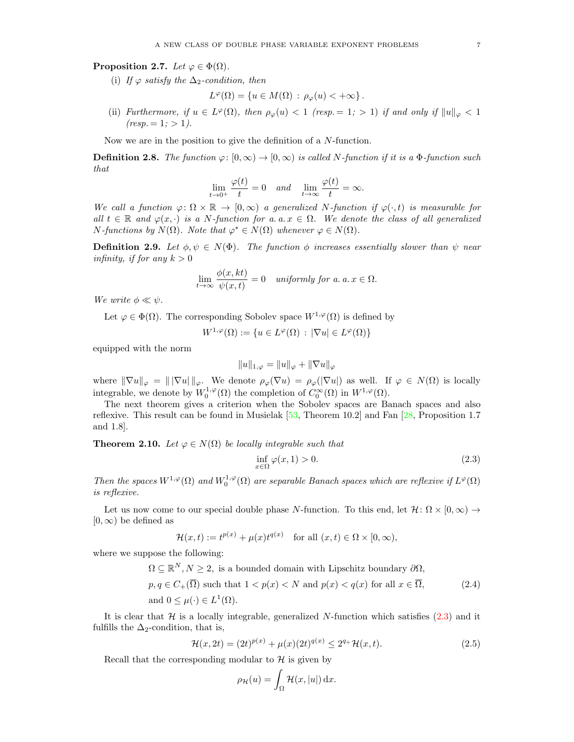**Proposition 2.7.** *Let $\varphi \in \Phi(\Omega)$.*

(i) *If $\varphi$ satisfy the $\Delta_2$-condition, then*

$$L^{\varphi}(\Omega) = \{u \in M(\Omega) : \rho_{\varphi}(u) < +\infty\}.$$

(ii) *Furthermore, if $u \in L^{\varphi}(\Omega)$, then $\rho_{\varphi}(u) < 1$ (resp. $= 1$; $> 1$) if and only if $\|u\|_{\varphi} < 1$ (resp. $= 1$; $> 1$).*

Now we are in the position to give the definition of a $N$-function.

**Definition 2.8.** *The function $\varphi\colon [0,\infty) \to [0,\infty)$ is called $N$-function if it is a $\Phi$-function such that*

$$\lim_{t\to 0^+} \frac{\varphi(t)}{t} = 0 \quad \text{and} \quad \lim_{t\to\infty} \frac{\varphi(t)}{t} = \infty.$$

*We call a function $\varphi\colon \Omega \times \mathbb{R} \to [0,\infty)$ a generalized $N$-function if $\varphi(\cdot,t)$ is measurable for all $t \in \mathbb{R}$ and $\varphi(x,\cdot)$ is a $N$-function for a. a. $x \in \Omega$. We denote the class of all generalized $N$-functions by $N(\Omega)$. Note that $\varphi^* \in N(\Omega)$ whenever $\varphi \in N(\Omega)$.*

**Definition 2.9.** *Let $\phi, \psi \in N(\Phi)$. The function $\phi$ increases essentially slower than $\psi$ near infinity, if for any $k > 0$*

$$\lim_{t\to\infty} \frac{\phi(x,kt)}{\psi(x,t)} = 0 \quad \text{uniformly for a. a. } x \in \Omega.$$

*We write $\phi \ll \psi$.*

Let $\varphi \in \Phi(\Omega)$. The corresponding Sobolev space $W^{1,\varphi}(\Omega)$ is defined by

$$W^{1,\varphi}(\Omega) := \{u \in L^{\varphi}(\Omega) : |\nabla u| \in L^{\varphi}(\Omega)\}$$

equipped with the norm

$$\|u\|_{1,\varphi} = \|u\|_{\varphi} + \|\nabla u\|_{\varphi}$$

where $\|\nabla u\|_{\varphi} = \| \, |\nabla u| \, \|_{\varphi}$. We denote $\rho_{\varphi}(\nabla u) = \rho_{\varphi}(|\nabla u|)$ as well. If $\varphi \in N(\Omega)$ is locally integrable, we denote by $W^{1,\varphi}_0(\Omega)$ the completion of $C^{\infty}_0(\Omega)$ in $W^{1,\varphi}(\Omega)$.

The next theorem gives a criterion when the Sobolev spaces are Banach spaces and also reflexive. This result can be found in Musielak [53, Theorem 10.2] and Fan [28, Proposition 1.7 and 1.8].

**Theorem 2.10.** *Let $\varphi \in N(\Omega)$ be locally integrable such that*

$$\inf_{x\in\Omega} \varphi(x,1) > 0. \tag{2.3}$$

*Then the spaces $W^{1,\varphi}(\Omega)$ and $W^{1,\varphi}_0(\Omega)$ are separable Banach spaces which are reflexive if $L^{\varphi}(\Omega)$ is reflexive.*

Let us now come to our special double phase $N$-function. To this end, let $\mathcal{H}\colon \Omega \times [0,\infty) \to [0,\infty)$ be defined as

$$\mathcal{H}(x,t) := t^{p(x)} + \mu(x)t^{q(x)} \quad \text{for all } (x,t) \in \Omega \times [0,\infty),$$

where we suppose the following:

$$\begin{aligned}
&\Omega \subseteq \mathbb{R}^N, N \geq 2, \text{ is a bounded domain with Lipschitz boundary } \partial\Omega,\\
&p, q \in C_+(\overline{\Omega}) \text{ such that } 1 < p(x) < N \text{ and } p(x) < q(x) \text{ for all } x \in \overline{\Omega},\\
&\text{and } 0 \leq \mu(\cdot) \in L^1(\Omega).
\end{aligned} \tag{2.4}$$

It is clear that $\mathcal{H}$ is a locally integrable, generalized $N$-function which satisfies (2.3) and it fulfills the $\Delta_2$-condition, that is,

$$\mathcal{H}(x,2t) = (2t)^{p(x)} + \mu(x)(2t)^{q(x)} \leq 2^{q_+}\mathcal{H}(x,t). \tag{2.5}$$

Recall that the corresponding modular to $\mathcal{H}$ is given by

$$\rho_{\mathcal{H}}(u) = \int_{\Omega} \mathcal{H}(x,|u|)\,\mathrm{d}x.$$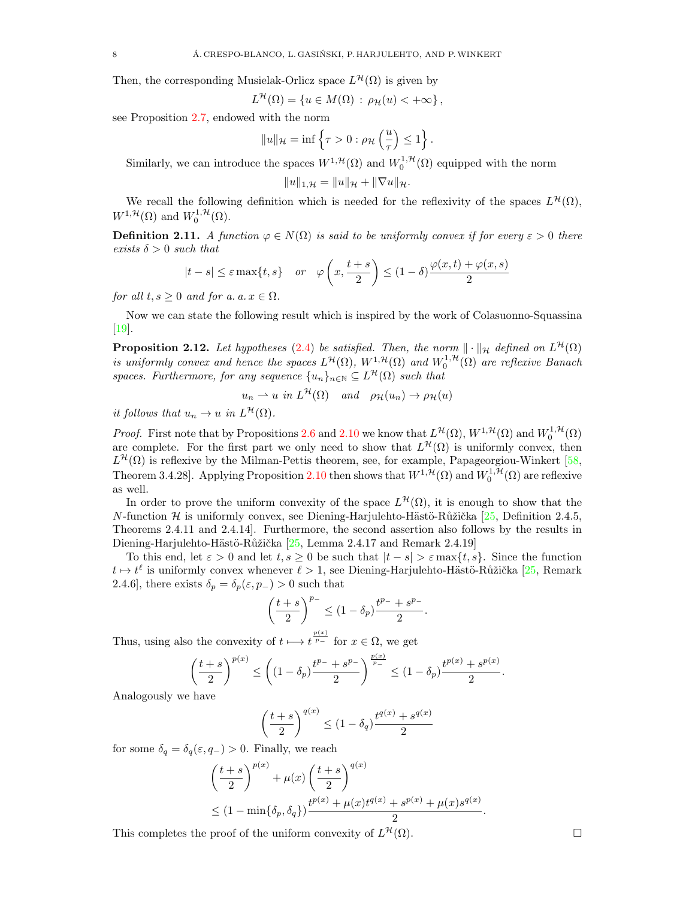Then, the corresponding Musielak-Orlicz space $L^{\mathcal{H}}(\Omega)$ is given by

$$L^{\mathcal{H}}(\Omega) = \{u \in M(\Omega) \,:\, \rho_{\mathcal{H}}(u) < +\infty\},$$

see Proposition 2.7, endowed with the norm

$$\|u\|_{\mathcal{H}} = \inf\left\{\tau > 0 : \rho_{\mathcal{H}}\left(\frac{u}{\tau}\right) \le 1\right\}.$$

Similarly, we can introduce the spaces $W^{1,\mathcal{H}}(\Omega)$ and $W_0^{1,\mathcal{H}}(\Omega)$ equipped with the norm

$$\|u\|_{1,\mathcal{H}} = \|u\|_{\mathcal{H}} + \|\nabla u\|_{\mathcal{H}}.$$

We recall the following definition which is needed for the reflexivity of the spaces $L^{\mathcal{H}}(\Omega)$, $W^{1,\mathcal{H}}(\Omega)$ and $W_0^{1,\mathcal{H}}(\Omega)$.

**Definition 2.11.** *A function $\varphi \in N(\Omega)$ is said to be uniformly convex if for every $\varepsilon > 0$ there exists $\delta > 0$ such that*

$$|t-s| \le \varepsilon \max\{t,s\} \quad \text{or} \quad \varphi\left(x, \frac{t+s}{2}\right) \le (1-\delta)\frac{\varphi(x,t)+\varphi(x,s)}{2}$$

*for all $t, s \ge 0$ and for a. a. $x \in \Omega$.*

Now we can state the following result which is inspired by the work of Colasuonno-Squassina [19].

**Proposition 2.12.** *Let hypotheses (2.4) be satisfied. Then, the norm $\|\cdot\|_{\mathcal{H}}$ defined on $L^{\mathcal{H}}(\Omega)$ is uniformly convex and hence the spaces $L^{\mathcal{H}}(\Omega)$, $W^{1,\mathcal{H}}(\Omega)$ and $W_0^{1,\mathcal{H}}(\Omega)$ are reflexive Banach spaces. Furthermore, for any sequence $\{u_n\}_{n\in\mathbb{N}} \subseteq L^{\mathcal{H}}(\Omega)$ such that*

$$u_n \rightharpoonup u \text{ in } L^{\mathcal{H}}(\Omega) \quad \text{and} \quad \rho_{\mathcal{H}}(u_n) \to \rho_{\mathcal{H}}(u)$$

*it follows that $u_n \to u$ in $L^{\mathcal{H}}(\Omega)$.*

*Proof.* First note that by Propositions 2.6 and 2.10 we know that $L^{\mathcal{H}}(\Omega)$, $W^{1,\mathcal{H}}(\Omega)$ and $W_0^{1,\mathcal{H}}(\Omega)$ are complete. For the first part we only need to show that $L^{\mathcal{H}}(\Omega)$ is uniformly convex, then $L^{\mathcal{H}}(\Omega)$ is reflexive by the Milman-Pettis theorem, see, for example, Papageorgiou-Winkert [58, Theorem 3.4.28]. Applying Proposition 2.10 then shows that $W^{1,\mathcal{H}}(\Omega)$ and $W_0^{1,\mathcal{H}}(\Omega)$ are reflexive as well.

In order to prove the uniform convexity of the space $L^{\mathcal{H}}(\Omega)$, it is enough to show that the $N$-function $\mathcal{H}$ is uniformly convex, see Diening-Harjulehto-Hästö-Růžička [25, Definition 2.4.5, Theorems 2.4.11 and 2.4.14]. Furthermore, the second assertion also follows by the results in Diening-Harjulehto-Hästö-Růžička [25, Lemma 2.4.17 and Remark 2.4.19]

To this end, let $\varepsilon > 0$ and let $t, s \ge 0$ be such that $|t-s| > \varepsilon \max\{t,s\}$. Since the function $t \mapsto t^\ell$ is uniformly convex whenever $\ell > 1$, see Diening-Harjulehto-Hästö-Růžička [25, Remark 2.4.6], there exists $\delta_p = \delta_p(\varepsilon, p_-) > 0$ such that

$$\left(\frac{t+s}{2}\right)^{p_-} \le (1-\delta_p)\frac{t^{p_-}+s^{p_-}}{2}.$$

Thus, using also the convexity of $t \longmapsto t^{\frac{p(x)}{p_-}}$ for $x \in \Omega$, we get

$$\left(\frac{t+s}{2}\right)^{p(x)} \le \left((1-\delta_p)\frac{t^{p_-}+s^{p_-}}{2}\right)^{\frac{p(x)}{p_-}} \le (1-\delta_p)\frac{t^{p(x)}+s^{p(x)}}{2}.$$

Analogously we have

$$\left(\frac{t+s}{2}\right)^{q(x)} \le (1-\delta_q)\frac{t^{q(x)}+s^{q(x)}}{2}$$

for some $\delta_q = \delta_q(\varepsilon, q_-) > 0$. Finally, we reach

$$\begin{aligned}
&\left(\frac{t+s}{2}\right)^{p(x)} + \mu(x)\left(\frac{t+s}{2}\right)^{q(x)} \\
&\le (1-\min\{\delta_p,\delta_q\})\frac{t^{p(x)}+\mu(x)t^{q(x)}+s^{p(x)}+\mu(x)s^{q(x)}}{2}.
\end{aligned}$$

This completes the proof of the uniform convexity of $L^{\mathcal{H}}(\Omega)$. $\square$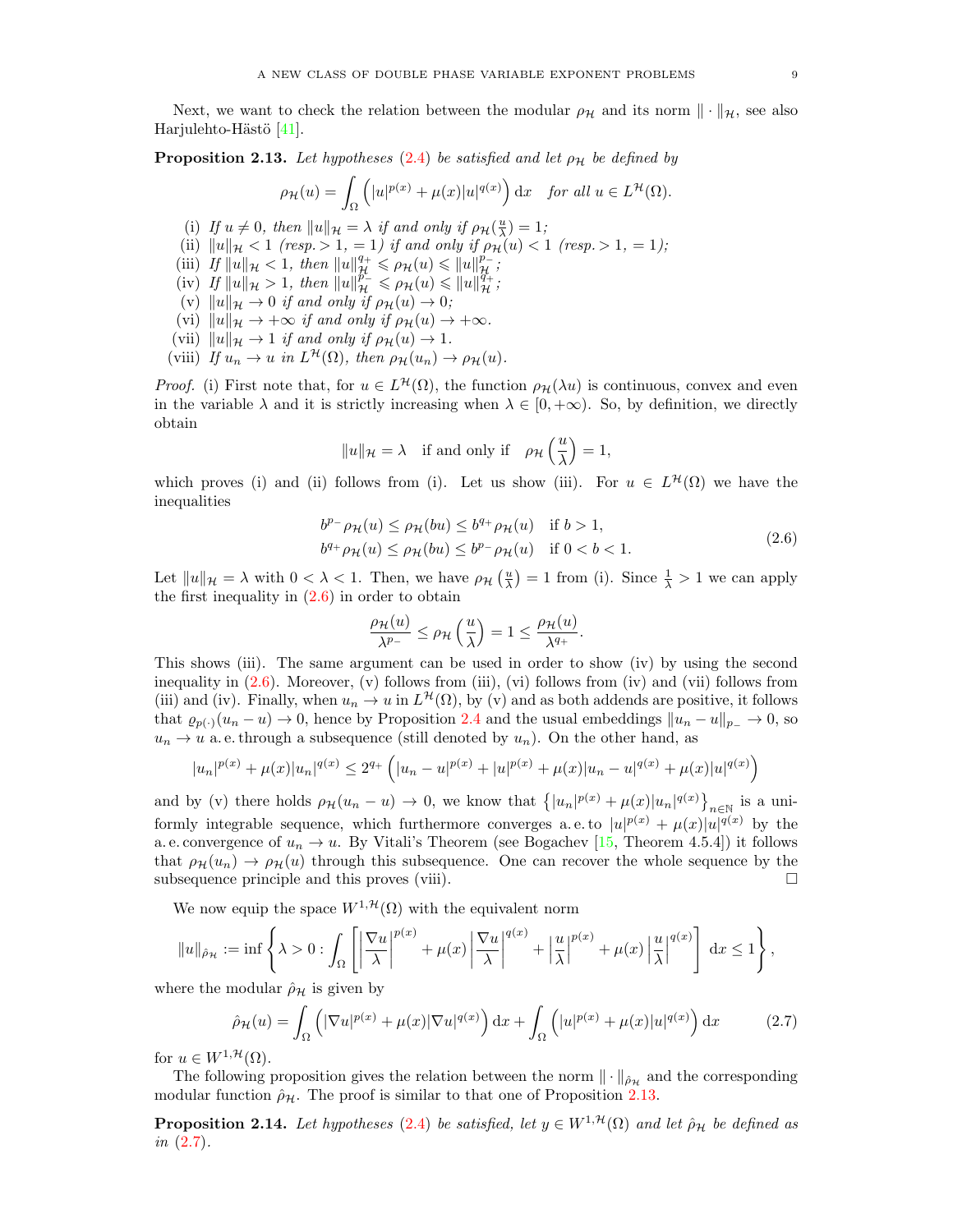Next, we want to check the relation between the modular $\rho_{\mathcal{H}}$ and its norm $\|\cdot\|_{\mathcal{H}}$, see also Harjulehto-Hästö [41].

**Proposition 2.13.** *Let hypotheses (2.4) be satisfied and let $\rho_{\mathcal{H}}$ be defined by*

$$\rho_{\mathcal{H}}(u) = \int_\Omega \left(|u|^{p(x)} + \mu(x)|u|^{q(x)}\right) \mathrm{d}x \quad \text{for all } u \in L^{\mathcal{H}}(\Omega).$$

(i) *If $u \neq 0$, then $\|u\|_{\mathcal{H}} = \lambda$ if and only if $\rho_{\mathcal{H}}(\frac{u}{\lambda}) = 1$;*
(ii) *$\|u\|_{\mathcal{H}} < 1$ (resp. $> 1$, $= 1$) if and only if $\rho_{\mathcal{H}}(u) < 1$ (resp. $> 1$, $= 1$);*
(iii) *If $\|u\|_{\mathcal{H}} < 1$, then $\|u\|_{\mathcal{H}}^{q_+} \leqslant \rho_{\mathcal{H}}(u) \leqslant \|u\|_{\mathcal{H}}^{p_-}$;*
(iv) *If $\|u\|_{\mathcal{H}} > 1$, then $\|u\|_{\mathcal{H}}^{p_-} \leqslant \rho_{\mathcal{H}}(u) \leqslant \|u\|_{\mathcal{H}}^{q_+}$;*
(v) *$\|u\|_{\mathcal{H}} \to 0$ if and only if $\rho_{\mathcal{H}}(u) \to 0$;*
(vi) *$\|u\|_{\mathcal{H}} \to +\infty$ if and only if $\rho_{\mathcal{H}}(u) \to +\infty$.*
(vii) *$\|u\|_{\mathcal{H}} \to 1$ if and only if $\rho_{\mathcal{H}}(u) \to 1$.*
(viii) *If $u_n \to u$ in $L^{\mathcal{H}}(\Omega)$, then $\rho_{\mathcal{H}}(u_n) \to \rho_{\mathcal{H}}(u)$.*

*Proof.* (i) First note that, for $u \in L^{\mathcal{H}}(\Omega)$, the function $\rho_{\mathcal{H}}(\lambda u)$ is continuous, convex and even in the variable $\lambda$ and it is strictly increasing when $\lambda \in [0, +\infty)$. So, by definition, we directly obtain

$$\|u\|_{\mathcal{H}} = \lambda \quad \text{if and only if} \quad \rho_{\mathcal{H}}\left(\frac{u}{\lambda}\right) = 1,$$

which proves (i) and (ii) follows from (i). Let us show (iii). For $u \in L^{\mathcal{H}}(\Omega)$ we have the inequalities

$$\begin{aligned} b^{p_-}\rho_{\mathcal{H}}(u) &\le \rho_{\mathcal{H}}(bu) \le b^{q_+}\rho_{\mathcal{H}}(u) \quad \text{if } b > 1,\\ b^{q_+}\rho_{\mathcal{H}}(u) &\le \rho_{\mathcal{H}}(bu) \le b^{p_-}\rho_{\mathcal{H}}(u) \quad \text{if } 0 < b < 1. \end{aligned} \tag{2.6}$$

Let $\|u\|_{\mathcal{H}} = \lambda$ with $0 < \lambda < 1$. Then, we have $\rho_{\mathcal{H}}\left(\frac{u}{\lambda}\right) = 1$ from (i). Since $\frac{1}{\lambda} > 1$ we can apply the first inequality in (2.6) in order to obtain

$$\frac{\rho_{\mathcal{H}}(u)}{\lambda^{p_-}} \le \rho_{\mathcal{H}}\left(\frac{u}{\lambda}\right) = 1 \le \frac{\rho_{\mathcal{H}}(u)}{\lambda^{q_+}}.$$

This shows (iii). The same argument can be used in order to show (iv) by using the second inequality in (2.6). Moreover, (v) follows from (iii), (vi) follows from (iv) and (vii) follows from (iii) and (iv). Finally, when $u_n \to u$ in $L^{\mathcal{H}}(\Omega)$, by (v) and as both addends are positive, it follows that $\varrho_{p(\cdot)}(u_n - u) \to 0$, hence by Proposition 2.4 and the usual embeddings $\|u_n - u\|_{p_-} \to 0$, so $u_n \to u$ a. e. through a subsequence (still denoted by $u_n$). On the other hand, as

$$|u_n|^{p(x)} + \mu(x)|u_n|^{q(x)} \le 2^{q_+}\left(|u_n - u|^{p(x)} + |u|^{p(x)} + \mu(x)|u_n - u|^{q(x)} + \mu(x)|u|^{q(x)}\right)$$

and by (v) there holds $\rho_{\mathcal{H}}(u_n - u) \to 0$, we know that $\left\{|u_n|^{p(x)} + \mu(x)|u_n|^{q(x)}\right\}_{n\in\mathbb{N}}$ is a uniformly integrable sequence, which furthermore converges a. e. to $|u|^{p(x)} + \mu(x)|u|^{q(x)}$ by the a. e. convergence of $u_n \to u$. By Vitali's Theorem (see Bogachev [15, Theorem 4.5.4]) it follows that $\rho_{\mathcal{H}}(u_n) \to \rho_{\mathcal{H}}(u)$ through this subsequence. One can recover the whole sequence by the subsequence principle and this proves (viii). $\square$

We now equip the space $W^{1,\mathcal{H}}(\Omega)$ with the equivalent norm

$$\|u\|_{\hat{\rho}_{\mathcal{H}}} := \inf\left\{\lambda > 0 : \int_\Omega \left[\left|\frac{\nabla u}{\lambda}\right|^{p(x)} + \mu(x)\left|\frac{\nabla u}{\lambda}\right|^{q(x)} + \left|\frac{u}{\lambda}\right|^{p(x)} + \mu(x)\left|\frac{u}{\lambda}\right|^{q(x)}\right] \mathrm{d}x \le 1\right\},$$

where the modular $\hat{\rho}_{\mathcal{H}}$ is given by

$$\hat{\rho}_{\mathcal{H}}(u) = \int_\Omega \left(|\nabla u|^{p(x)} + \mu(x)|\nabla u|^{q(x)}\right) \mathrm{d}x + \int_\Omega \left(|u|^{p(x)} + \mu(x)|u|^{q(x)}\right) \mathrm{d}x \tag{2.7}$$

for $u \in W^{1,\mathcal{H}}(\Omega)$.

The following proposition gives the relation between the norm $\|\cdot\|_{\hat{\rho}_{\mathcal{H}}}$ and the corresponding modular function $\hat{\rho}_{\mathcal{H}}$. The proof is similar to that one of Proposition 2.13.

**Proposition 2.14.** *Let hypotheses (2.4) be satisfied, let $y \in W^{1,\mathcal{H}}(\Omega)$ and let $\hat{\rho}_{\mathcal{H}}$ be defined as in (2.7).*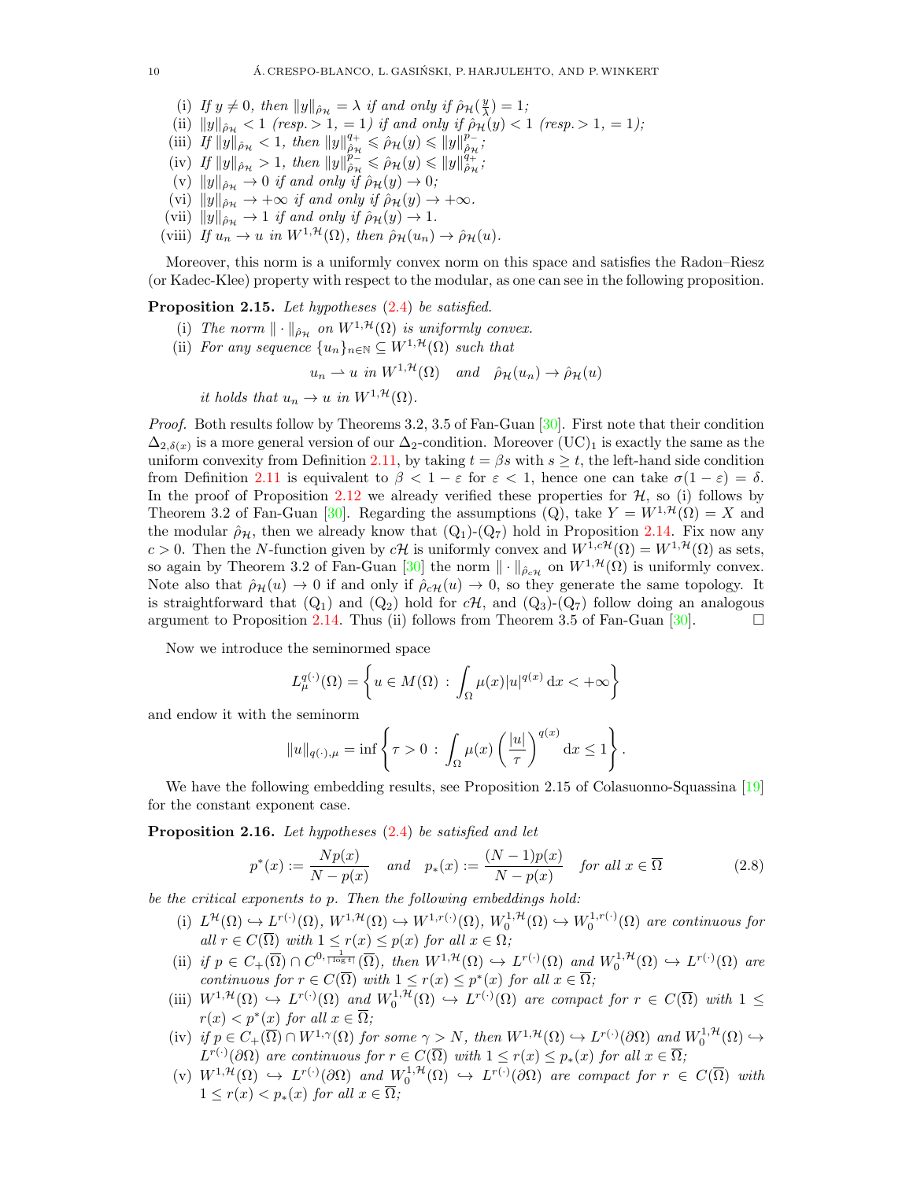(i) *If* $y \neq 0$, *then* $\|y\|_{\hat{\rho}_{\mathcal{H}}} = \lambda$ *if and only if* $\hat{\rho}_{\mathcal{H}}(\frac{y}{\lambda}) = 1$;

(ii) $\|y\|_{\hat{\rho}_{\mathcal{H}}} < 1$ *(resp.* $> 1$, $= 1$*) if and only if* $\hat{\rho}_{\mathcal{H}}(y) < 1$ *(resp.* $> 1$, $= 1$*);*

(iii) *If* $\|y\|_{\hat{\rho}_{\mathcal{H}}} < 1$, *then* $\|y\|_{\hat{\rho}_{\mathcal{H}}}^{q_+} \leqslant \hat{\rho}_{\mathcal{H}}(y) \leqslant \|y\|_{\hat{\rho}_{\mathcal{H}}}^{p_-}$;

(iv) *If* $\|y\|_{\hat{\rho}_{\mathcal{H}}} > 1$, *then* $\|y\|_{\hat{\rho}_{\mathcal{H}}}^{p_-} \leqslant \hat{\rho}_{\mathcal{H}}(y) \leqslant \|y\|_{\hat{\rho}_{\mathcal{H}}}^{q_+}$;

(v) $\|y\|_{\hat{\rho}_{\mathcal{H}}} \to 0$ *if and only if* $\hat{\rho}_{\mathcal{H}}(y) \to 0$;

(vi) $\|y\|_{\hat{\rho}_{\mathcal{H}}} \to +\infty$ *if and only if* $\hat{\rho}_{\mathcal{H}}(y) \to +\infty$.

(vii) $\|y\|_{\hat{\rho}_{\mathcal{H}}} \to 1$ *if and only if* $\hat{\rho}_{\mathcal{H}}(y) \to 1$.

(viii) *If* $u_n \to u$ *in* $W^{1,\mathcal{H}}(\Omega)$, *then* $\hat{\rho}_{\mathcal{H}}(u_n) \to \hat{\rho}_{\mathcal{H}}(u)$.

Moreover, this norm is a uniformly convex norm on this space and satisfies the Radon–Riesz (or Kadec-Klee) property with respect to the modular, as one can see in the following proposition.

**Proposition 2.15.** *Let hypotheses* (2.4) *be satisfied.*

(i) *The norm* $\|\cdot\|_{\hat{\rho}_{\mathcal{H}}}$ *on* $W^{1,\mathcal{H}}(\Omega)$ *is uniformly convex.*

(ii) *For any sequence* $\{u_n\}_{n\in\mathbb{N}} \subseteq W^{1,\mathcal{H}}(\Omega)$ *such that*
$$u_n \rightharpoonup u \text{ in } W^{1,\mathcal{H}}(\Omega) \quad \text{and} \quad \hat{\rho}_{\mathcal{H}}(u_n) \to \hat{\rho}_{\mathcal{H}}(u)$$
*it holds that* $u_n \to u$ *in* $W^{1,\mathcal{H}}(\Omega)$.

*Proof.* Both results follow by Theorems 3.2, 3.5 of Fan-Guan [30]. First note that their condition $\Delta_{2,\delta(x)}$ is a more general version of our $\Delta_2$-condition. Moreover $(\mathrm{UC})_1$ is exactly the same as the uniform convexity from Definition 2.11, by taking $t = \beta s$ with $s \geq t$, the left-hand side condition from Definition 2.11 is equivalent to $\beta < 1 - \varepsilon$ for $\varepsilon < 1$, hence one can take $\sigma(1-\varepsilon) = \delta$. In the proof of Proposition 2.12 we already verified these properties for $\mathcal{H}$, so (i) follows by Theorem 3.2 of Fan-Guan [30]. Regarding the assumptions (Q), take $Y = W^{1,\mathcal{H}}(\Omega) = X$ and the modular $\hat{\rho}_{\mathcal{H}}$, then we already know that $(\mathrm{Q}_1)$-$(\mathrm{Q}_7)$ hold in Proposition 2.14. Fix now any $c > 0$. Then the $N$-function given by $c\mathcal{H}$ is uniformly convex and $W^{1,c\mathcal{H}}(\Omega) = W^{1,\mathcal{H}}(\Omega)$ as sets, so again by Theorem 3.2 of Fan-Guan [30] the norm $\|\cdot\|_{\hat{\rho}_{c\mathcal{H}}}$ on $W^{1,\mathcal{H}}(\Omega)$ is uniformly convex. Note also that $\hat{\rho}_{\mathcal{H}}(u) \to 0$ if and only if $\hat{\rho}_{c\mathcal{H}}(u) \to 0$, so they generate the same topology. It is straightforward that $(\mathrm{Q}_1)$ and $(\mathrm{Q}_2)$ hold for $c\mathcal{H}$, and $(\mathrm{Q}_3)$-$(\mathrm{Q}_7)$ follow doing an analogous argument to Proposition 2.14. Thus (ii) follows from Theorem 3.5 of Fan-Guan [30]. $\square$

Now we introduce the seminormed space
$$L^{q(\cdot)}_{\mu}(\Omega) = \left\{ u \in M(\Omega) \, : \, \int_\Omega \mu(x)|u|^{q(x)} \,\mathrm{d}x < +\infty \right\}$$
and endow it with the seminorm
$$\|u\|_{q(\cdot),\mu} = \inf \left\{ \tau > 0 \, : \, \int_\Omega \mu(x) \left( \frac{|u|}{\tau} \right)^{q(x)} \mathrm{d}x \leq 1 \right\}.$$

We have the following embedding results, see Proposition 2.15 of Colasuonno-Squassina [19] for the constant exponent case.

**Proposition 2.16.** *Let hypotheses* (2.4) *be satisfied and let*
$$p^*(x) := \frac{Np(x)}{N - p(x)} \quad \text{and} \quad p_*(x) := \frac{(N-1)p(x)}{N - p(x)} \quad \text{for all } x \in \overline{\Omega} \tag{2.8}$$
*be the critical exponents to* $p$. *Then the following embeddings hold:*

(i) $L^{\mathcal{H}}(\Omega) \hookrightarrow L^{r(\cdot)}(\Omega)$, $W^{1,\mathcal{H}}(\Omega) \hookrightarrow W^{1,r(\cdot)}(\Omega)$, $W^{1,\mathcal{H}}_0(\Omega) \hookrightarrow W^{1,r(\cdot)}_0(\Omega)$ *are continuous for all* $r \in C(\overline{\Omega})$ *with* $1 \leq r(x) \leq p(x)$ *for all* $x \in \Omega$;

(ii) *if* $p \in C_+(\overline{\Omega}) \cap C^{0,\frac{1}{|\log t|}}(\overline{\Omega})$, *then* $W^{1,\mathcal{H}}(\Omega) \hookrightarrow L^{r(\cdot)}(\Omega)$ *and* $W^{1,\mathcal{H}}_0(\Omega) \hookrightarrow L^{r(\cdot)}(\Omega)$ *are continuous for* $r \in C(\overline{\Omega})$ *with* $1 \leq r(x) \leq p^*(x)$ *for all* $x \in \overline{\Omega}$;

(iii) $W^{1,\mathcal{H}}(\Omega) \hookrightarrow L^{r(\cdot)}(\Omega)$ *and* $W^{1,\mathcal{H}}_0(\Omega) \hookrightarrow L^{r(\cdot)}(\Omega)$ *are compact for* $r \in C(\overline{\Omega})$ *with* $1 \leq r(x) < p^*(x)$ *for all* $x \in \overline{\Omega}$;

(iv) *if* $p \in C_+(\overline{\Omega}) \cap W^{1,\gamma}(\Omega)$ *for some* $\gamma > N$, *then* $W^{1,\mathcal{H}}(\Omega) \hookrightarrow L^{r(\cdot)}(\partial\Omega)$ *and* $W^{1,\mathcal{H}}_0(\Omega) \hookrightarrow L^{r(\cdot)}(\partial\Omega)$ *are continuous for* $r \in C(\overline{\Omega})$ *with* $1 \leq r(x) \leq p_*(x)$ *for all* $x \in \overline{\Omega}$;

(v) $W^{1,\mathcal{H}}(\Omega) \hookrightarrow L^{r(\cdot)}(\partial\Omega)$ *and* $W^{1,\mathcal{H}}_0(\Omega) \hookrightarrow L^{r(\cdot)}(\partial\Omega)$ *are compact for* $r \in C(\overline{\Omega})$ *with* $1 \leq r(x) < p_*(x)$ *for all* $x \in \overline{\Omega}$;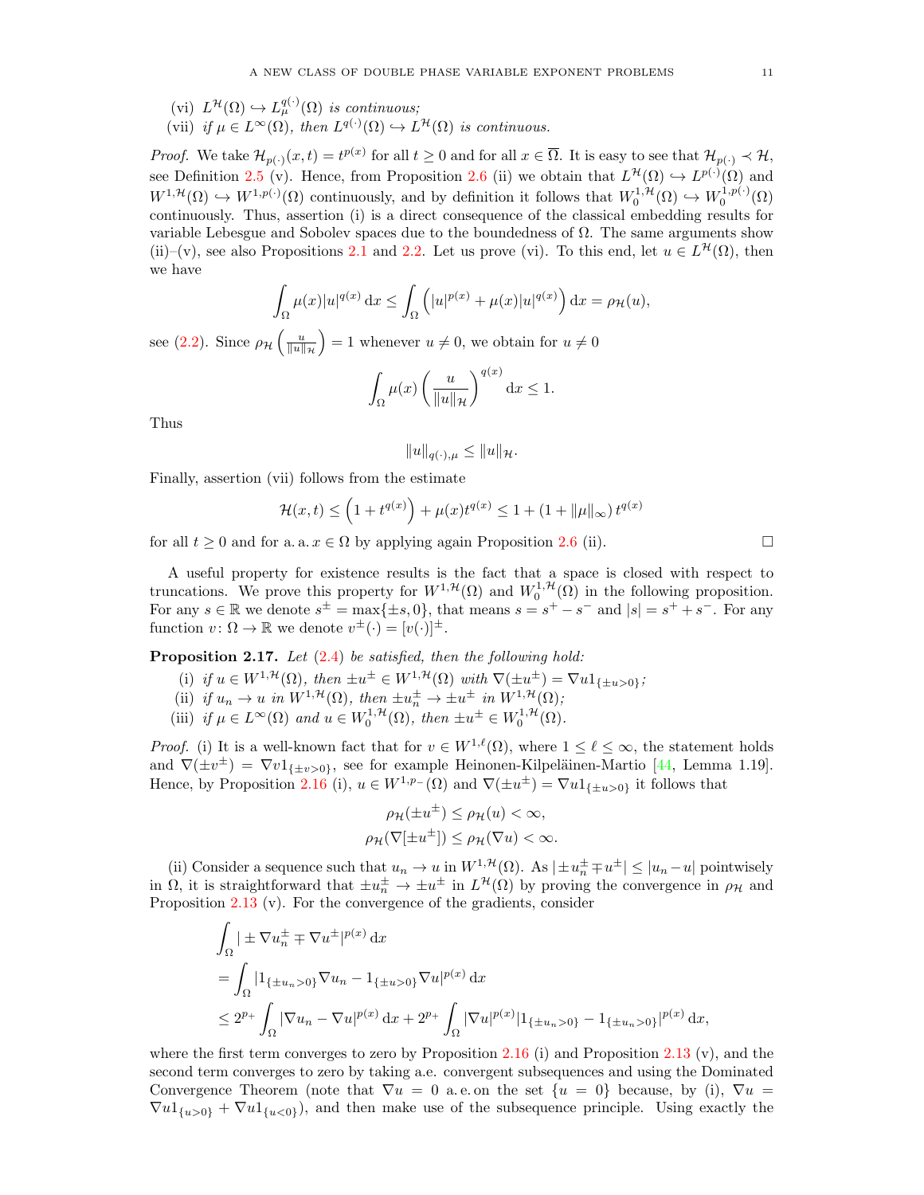(vi) $L^{\mathcal{H}}(\Omega) \hookrightarrow L^{q(\cdot)}_\mu(\Omega)$ *is continuous;*

(vii) *if* $\mu \in L^\infty(\Omega)$, *then* $L^{q(\cdot)}(\Omega) \hookrightarrow L^{\mathcal{H}}(\Omega)$ *is continuous.*

*Proof.* We take $\mathcal{H}_{p(\cdot)}(x,t) = t^{p(x)}$ for all $t \geq 0$ and for all $x \in \overline{\Omega}$. It is easy to see that $\mathcal{H}_{p(\cdot)} \prec \mathcal{H}$, see Definition 2.5 (v). Hence, from Proposition 2.6 (ii) we obtain that $L^{\mathcal{H}}(\Omega) \hookrightarrow L^{p(\cdot)}(\Omega)$ and $W^{1,\mathcal{H}}(\Omega) \hookrightarrow W^{1,p(\cdot)}(\Omega)$ continuously, and by definition it follows that $W^{1,\mathcal{H}}_0(\Omega) \hookrightarrow W^{1,p(\cdot)}_0(\Omega)$ continuously. Thus, assertion (i) is a direct consequence of the classical embedding results for variable Lebesgue and Sobolev spaces due to the boundedness of $\Omega$. The same arguments show (ii)–(v), see also Propositions 2.1 and 2.2. Let us prove (vi). To this end, let $u \in L^{\mathcal{H}}(\Omega)$, then we have

$$\int_\Omega \mu(x)|u|^{q(x)}\,\mathrm{d}x \leq \int_\Omega \left(|u|^{p(x)} + \mu(x)|u|^{q(x)}\right)\mathrm{d}x = \rho_{\mathcal{H}}(u),$$

see (2.2). Since $\rho_{\mathcal{H}}\left(\frac{u}{\|u\|_{\mathcal{H}}}\right) = 1$ whenever $u \neq 0$, we obtain for $u \neq 0$

$$\int_\Omega \mu(x)\left(\frac{u}{\|u\|_{\mathcal{H}}}\right)^{q(x)}\mathrm{d}x \leq 1.$$

Thus

$$\|u\|_{q(\cdot),\mu} \leq \|u\|_{\mathcal{H}}.$$

Finally, assertion (vii) follows from the estimate

$$\mathcal{H}(x,t) \leq \left(1 + t^{q(x)}\right) + \mu(x)t^{q(x)} \leq 1 + \left(1 + \|\mu\|_\infty\right)t^{q(x)}$$

for all $t \geq 0$ and for a. a. $x \in \Omega$ by applying again Proposition 2.6 (ii). $\square$

A useful property for existence results is the fact that a space is closed with respect to truncations. We prove this property for $W^{1,\mathcal{H}}(\Omega)$ and $W^{1,\mathcal{H}}_0(\Omega)$ in the following proposition. For any $s \in \mathbb{R}$ we denote $s^\pm = \max\{\pm s, 0\}$, that means $s = s^+ - s^-$ and $|s| = s^+ + s^-$. For any function $v\colon \Omega \to \mathbb{R}$ we denote $v^\pm(\cdot) = [v(\cdot)]^\pm$.

**Proposition 2.17.** *Let* (2.4) *be satisfied, then the following hold:*

(i) *if* $u \in W^{1,\mathcal{H}}(\Omega)$, *then* $\pm u^\pm \in W^{1,\mathcal{H}}(\Omega)$ *with* $\nabla(\pm u^\pm) = \nabla u 1_{\{\pm u > 0\}}$;

(ii) *if* $u_n \to u$ *in* $W^{1,\mathcal{H}}(\Omega)$, *then* $\pm u_n^\pm \to \pm u^\pm$ *in* $W^{1,\mathcal{H}}(\Omega)$;

(iii) *if* $\mu \in L^\infty(\Omega)$ *and* $u \in W^{1,\mathcal{H}}_0(\Omega)$, *then* $\pm u^\pm \in W^{1,\mathcal{H}}_0(\Omega)$.

*Proof.* (i) It is a well-known fact that for $v \in W^{1,\ell}(\Omega)$, where $1 \leq \ell \leq \infty$, the statement holds and $\nabla(\pm v^\pm) = \nabla v 1_{\{\pm v > 0\}}$, see for example Heinonen-Kilpeläinen-Martio [44, Lemma 1.19]. Hence, by Proposition 2.16 (i), $u \in W^{1,p_-}(\Omega)$ and $\nabla(\pm u^\pm) = \nabla u 1_{\{\pm u > 0\}}$ it follows that

$$\begin{aligned}
\rho_{\mathcal{H}}(\pm u^\pm) &\leq \rho_{\mathcal{H}}(u) < \infty,\\
\rho_{\mathcal{H}}(\nabla[\pm u^\pm]) &\leq \rho_{\mathcal{H}}(\nabla u) < \infty.
\end{aligned}$$

(ii) Consider a sequence such that $u_n \to u$ in $W^{1,\mathcal{H}}(\Omega)$. As $|\pm u_n^\pm \mp u^\pm| \leq |u_n - u|$ pointwisely in $\Omega$, it is straightforward that $\pm u_n^\pm \to \pm u^\pm$ in $L^{\mathcal{H}}(\Omega)$ by proving the convergence in $\rho_{\mathcal{H}}$ and Proposition 2.13 (v). For the convergence of the gradients, consider

$$\begin{aligned}
&\int_\Omega |\pm \nabla u_n^\pm \mp \nabla u^\pm|^{p(x)}\,\mathrm{d}x\\
&= \int_\Omega |1_{\{\pm u_n > 0\}}\nabla u_n - 1_{\{\pm u > 0\}}\nabla u|^{p(x)}\,\mathrm{d}x\\
&\leq 2^{p_+}\int_\Omega |\nabla u_n - \nabla u|^{p(x)}\,\mathrm{d}x + 2^{p_+}\int_\Omega |\nabla u|^{p(x)}|1_{\{\pm u_n > 0\}} - 1_{\{\pm u_n > 0\}}|^{p(x)}\,\mathrm{d}x,
\end{aligned}$$

where the first term converges to zero by Proposition 2.16 (i) and Proposition 2.13 (v), and the second term converges to zero by taking a.e. convergent subsequences and using the Dominated Convergence Theorem (note that $\nabla u = 0$ a. e. on the set $\{u = 0\}$ because, by (i), $\nabla u = \nabla u 1_{\{u > 0\}} + \nabla u 1_{\{u < 0\}}$), and then make use of the subsequence principle. Using exactly the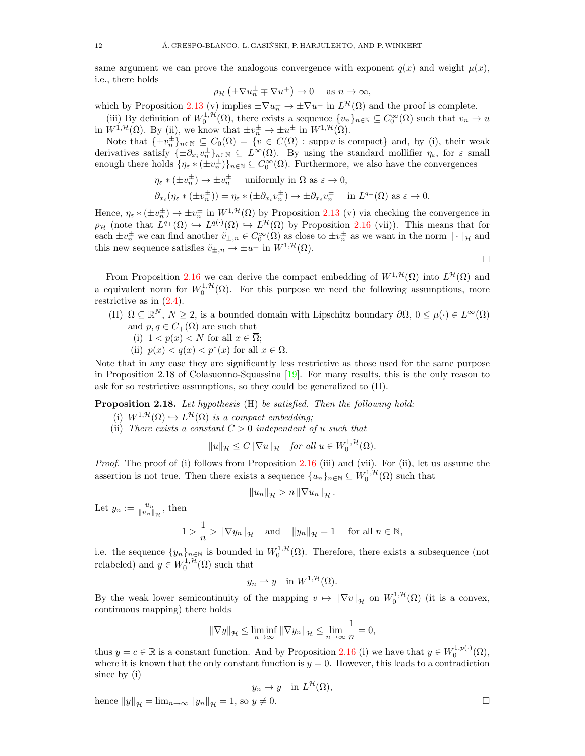same argument we can prove the analogous convergence with exponent $q(x)$ and weight $\mu(x)$, i.e., there holds

$$\rho_{\mathcal{H}}\left(\pm\nabla u_n^{\pm} \mp \nabla u^{\mp}\right) \to 0 \quad \text{as } n \to \infty,$$

which by Proposition 2.13 (v) implies $\pm\nabla u_n^{\pm} \to \pm\nabla u^{\pm}$ in $L^{\mathcal{H}}(\Omega)$ and the proof is complete.

(iii) By definition of $W_0^{1,\mathcal{H}}(\Omega)$, there exists a sequence $\{v_n\}_{n\in\mathbb{N}} \subseteq C_0^\infty(\Omega)$ such that $v_n \to u$ in $W^{1,\mathcal{H}}(\Omega)$. By (ii), we know that $\pm v_n^{\pm} \to \pm u^{\pm}$ in $W^{1,\mathcal{H}}(\Omega)$.

Note that $\{\pm v_n^{\pm}\}_{n\in\mathbb{N}} \subseteq C_0(\Omega) = \{v \in C(\Omega) : \operatorname{supp} v \text{ is compact}\}$ and, by (i), their weak derivatives satisfy $\{\pm\partial_{x_i} v_n^{\pm}\}_{n\in\mathbb{N}} \subseteq L^\infty(\Omega)$. By using the standard mollifier $\eta_\varepsilon$, for $\varepsilon$ small enough there holds $\{\eta_\varepsilon * (\pm v_n^{\pm})\}_{n\in\mathbb{N}} \subseteq C_0^\infty(\Omega)$. Furthermore, we also have the convergences

$$\eta_\varepsilon * (\pm v_n^{\pm}) \to \pm v_n^{\pm} \quad \text{uniformly in } \Omega \text{ as } \varepsilon \to 0,$$
$$\partial_{x_i}(\eta_\varepsilon * (\pm v_n^{\pm})) = \eta_\varepsilon * (\pm\partial_{x_i} v_n^{\pm}) \to \pm\partial_{x_i} v_n^{\pm} \quad \text{in } L^{q_+}(\Omega) \text{ as } \varepsilon \to 0.$$

Hence, $\eta_\varepsilon * (\pm v_n^{\pm}) \to \pm v_n^{\pm}$ in $W^{1,\mathcal{H}}(\Omega)$ by Proposition 2.13 (v) via checking the convergence in $\rho_{\mathcal{H}}$ (note that $L^{q_+}(\Omega) \hookrightarrow L^{q(\cdot)}(\Omega) \hookrightarrow L^{\mathcal{H}}(\Omega)$ by Proposition 2.16 (vii)). This means that for each $\pm v_n^{\pm}$ we can find another $\tilde{v}_{\pm,n} \in C_0^\infty(\Omega)$ as close to $\pm v_n^{\pm}$ as we want in the norm $\|\cdot\|_{\mathcal{H}}$ and this new sequence satisfies $\tilde{v}_{\pm,n} \to \pm u^{\pm}$ in $W^{1,\mathcal{H}}(\Omega)$. □

From Proposition 2.16 we can derive the compact embedding of $W^{1,\mathcal{H}}(\Omega)$ into $L^{\mathcal{H}}(\Omega)$ and a equivalent norm for $W_0^{1,\mathcal{H}}(\Omega)$. For this purpose we need the following assumptions, more restrictive as in (2.4).

(H) $\Omega \subseteq \mathbb{R}^N$, $N \geq 2$, is a bounded domain with Lipschitz boundary $\partial\Omega$, $0 \leq \mu(\cdot) \in L^\infty(\Omega)$ and $p, q \in C_+(\overline{\Omega})$ are such that
  - (i) $1 < p(x) < N$ for all $x \in \overline{\Omega}$;
  - (ii) $p(x) < q(x) < p^*(x)$ for all $x \in \overline{\Omega}$.

Note that in any case they are significantly less restrictive as those used for the same purpose in Proposition 2.18 of Colasuonno-Squassina [19]. For many results, this is the only reason to ask for so restrictive assumptions, so they could be generalized to (H).

**Proposition 2.18.** *Let hypothesis* (H) *be satisfied. Then the following hold:*
- (i) $W^{1,\mathcal{H}}(\Omega) \hookrightarrow L^{\mathcal{H}}(\Omega)$ *is a compact embedding;*
- (ii) *There exists a constant $C > 0$ independent of $u$ such that*

$$\|u\|_{\mathcal{H}} \leq C\|\nabla u\|_{\mathcal{H}} \quad \textit{for all } u \in W_0^{1,\mathcal{H}}(\Omega).$$

*Proof.* The proof of (i) follows from Proposition 2.16 (iii) and (vii). For (ii), let us assume the assertion is not true. Then there exists a sequence $\{u_n\}_{n\in\mathbb{N}} \subseteq W_0^{1,\mathcal{H}}(\Omega)$ such that

$$\|u_n\|_{\mathcal{H}} > n\,\|\nabla u_n\|_{\mathcal{H}}.$$

Let $y_n := \frac{u_n}{\|u_n\|_{\mathcal{H}}}$, then

$$1 > \frac{1}{n} > \|\nabla y_n\|_{\mathcal{H}} \quad \text{and} \quad \|y_n\|_{\mathcal{H}} = 1 \quad \text{for all } n \in \mathbb{N},$$

i.e. the sequence $\{y_n\}_{n\in\mathbb{N}}$ is bounded in $W_0^{1,\mathcal{H}}(\Omega)$. Therefore, there exists a subsequence (not relabeled) and $y \in W_0^{1,\mathcal{H}}(\Omega)$ such that

$$y_n \rightharpoonup y \quad \text{in } W^{1,\mathcal{H}}(\Omega).$$

By the weak lower semicontinuity of the mapping $v \mapsto \|\nabla v\|_{\mathcal{H}}$ on $W_0^{1,\mathcal{H}}(\Omega)$ (it is a convex, continuous mapping) there holds

$$\|\nabla y\|_{\mathcal{H}} \leq \liminf_{n\to\infty} \|\nabla y_n\|_{\mathcal{H}} \leq \lim_{n\to\infty} \frac{1}{n} = 0,$$

thus $y = c \in \mathbb{R}$ is a constant function. And by Proposition 2.16 (i) we have that $y \in W_0^{1,p(\cdot)}(\Omega)$, where it is known that the only constant function is $y = 0$. However, this leads to a contradiction since by (i)

$$y_n \to y \quad \text{in } L^{\mathcal{H}}(\Omega),$$

hence $\|y\|_{\mathcal{H}} = \lim_{n\to\infty} \|y_n\|_{\mathcal{H}} = 1$, so $y \neq 0$. □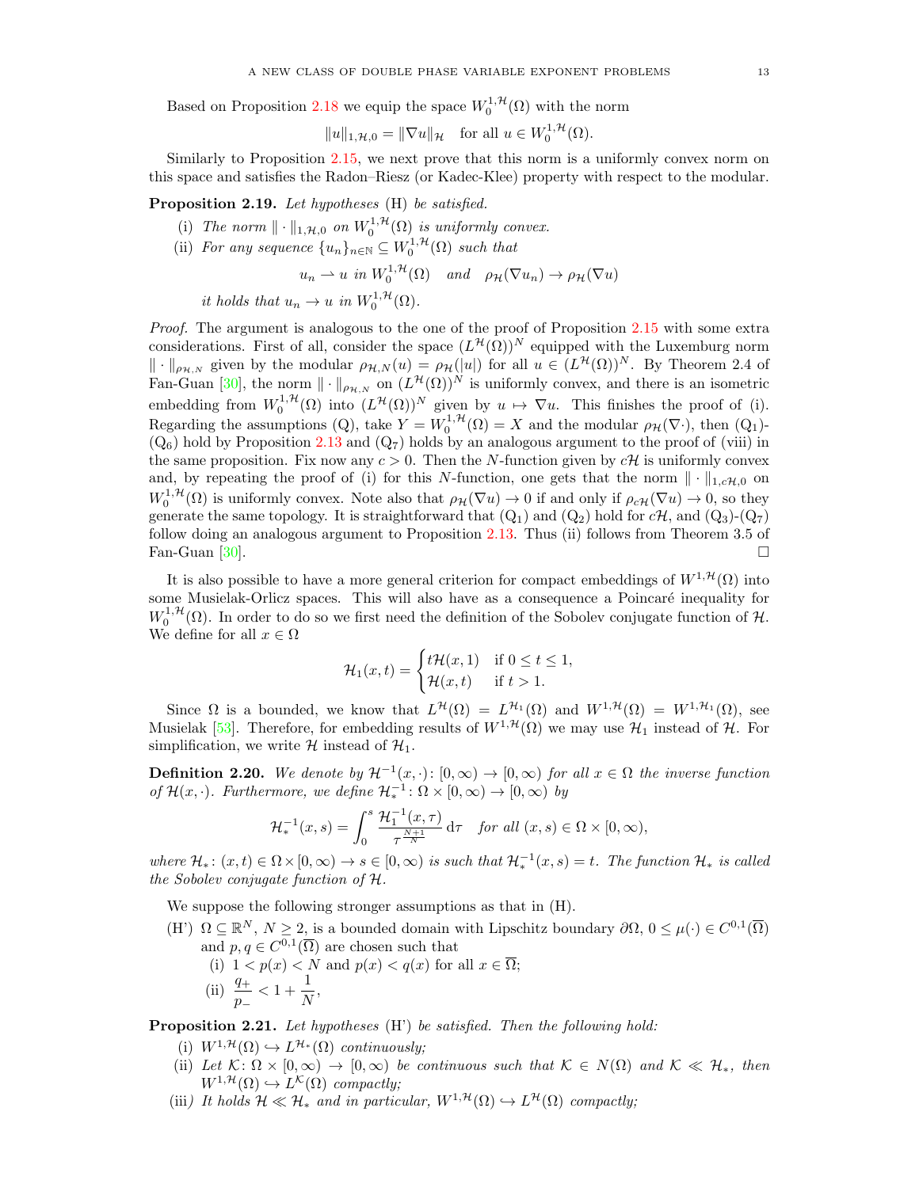Based on Proposition 2.18 we equip the space $W_0^{1,\mathcal{H}}(\Omega)$ with the norm

$$\|u\|_{1,\mathcal{H},0} = \|\nabla u\|_{\mathcal{H}} \quad \text{for all } u \in W_0^{1,\mathcal{H}}(\Omega).$$

Similarly to Proposition 2.15, we next prove that this norm is a uniformly convex norm on this space and satisfies the Radon–Riesz (or Kadec-Klee) property with respect to the modular.

**Proposition 2.19.** *Let hypotheses* (H) *be satisfied.*

(i) *The norm $\|\cdot\|_{1,\mathcal{H},0}$ on $W_0^{1,\mathcal{H}}(\Omega)$ is uniformly convex.*

(ii) *For any sequence $\{u_n\}_{n\in\mathbb{N}} \subseteq W_0^{1,\mathcal{H}}(\Omega)$ such that*

$$u_n \rightharpoonup u \text{ in } W_0^{1,\mathcal{H}}(\Omega) \quad \text{and} \quad \rho_{\mathcal{H}}(\nabla u_n) \to \rho_{\mathcal{H}}(\nabla u)$$

*it holds that $u_n \to u$ in $W_0^{1,\mathcal{H}}(\Omega)$.*

*Proof.* The argument is analogous to the one of the proof of Proposition 2.15 with some extra considerations. First of all, consider the space $(L^{\mathcal{H}}(\Omega))^N$ equipped with the Luxemburg norm $\|\cdot\|_{\rho_{\mathcal{H},N}}$ given by the modular $\rho_{\mathcal{H},N}(u) = \rho_{\mathcal{H}}(|u|)$ for all $u \in (L^{\mathcal{H}}(\Omega))^N$. By Theorem 2.4 of Fan-Guan [30], the norm $\|\cdot\|_{\rho_{\mathcal{H},N}}$ on $(L^{\mathcal{H}}(\Omega))^N$ is uniformly convex, and there is an isometric embedding from $W_0^{1,\mathcal{H}}(\Omega)$ into $(L^{\mathcal{H}}(\Omega))^N$ given by $u \mapsto \nabla u$. This finishes the proof of (i). Regarding the assumptions (Q), take $Y = W_0^{1,\mathcal{H}}(\Omega) = X$ and the modular $\rho_{\mathcal{H}}(\nabla\cdot)$, then ($Q_1$)-($Q_6$) hold by Proposition 2.13 and ($Q_7$) holds by an analogous argument to the proof of (viii) in the same proposition. Fix now any $c > 0$. Then the $N$-function given by $c\mathcal{H}$ is uniformly convex and, by repeating the proof of (i) for this $N$-function, one gets that the norm $\|\cdot\|_{1,c\mathcal{H},0}$ on $W_0^{1,\mathcal{H}}(\Omega)$ is uniformly convex. Note also that $\rho_{\mathcal{H}}(\nabla u) \to 0$ if and only if $\rho_{c\mathcal{H}}(\nabla u) \to 0$, so they generate the same topology. It is straightforward that ($Q_1$) and ($Q_2$) hold for $c\mathcal{H}$, and ($Q_3$)-($Q_7$) follow doing an analogous argument to Proposition 2.13. Thus (ii) follows from Theorem 3.5 of Fan-Guan [30]. $\square$

It is also possible to have a more general criterion for compact embeddings of $W^{1,\mathcal{H}}(\Omega)$ into some Musielak-Orlicz spaces. This will also have as a consequence a Poincaré inequality for $W_0^{1,\mathcal{H}}(\Omega)$. In order to do so we first need the definition of the Sobolev conjugate function of $\mathcal{H}$. We define for all $x \in \Omega$

$$\mathcal{H}_1(x,t) = \begin{cases} t\mathcal{H}(x,1) & \text{if } 0 \le t \le 1, \\ \mathcal{H}(x,t) & \text{if } t > 1. \end{cases}$$

Since $\Omega$ is a bounded, we know that $L^{\mathcal{H}}(\Omega) = L^{\mathcal{H}_1}(\Omega)$ and $W^{1,\mathcal{H}}(\Omega) = W^{1,\mathcal{H}_1}(\Omega)$, see Musielak [53]. Therefore, for embedding results of $W^{1,\mathcal{H}}(\Omega)$ we may use $\mathcal{H}_1$ instead of $\mathcal{H}$. For simplification, we write $\mathcal{H}$ instead of $\mathcal{H}_1$.

**Definition 2.20.** *We denote by $\mathcal{H}^{-1}(x,\cdot)\colon [0,\infty) \to [0,\infty)$ for all $x \in \Omega$ the inverse function of $\mathcal{H}(x,\cdot)$. Furthermore, we define $\mathcal{H}_*^{-1}\colon \Omega \times [0,\infty) \to [0,\infty)$ by*

$$\mathcal{H}_*^{-1}(x,s) = \int_0^s \frac{\mathcal{H}_1^{-1}(x,\tau)}{\tau^{\frac{N+1}{N}}}\,\mathrm{d}\tau \quad \text{for all } (x,s) \in \Omega \times [0,\infty),$$

*where $\mathcal{H}_*\colon (x,t) \in \Omega \times [0,\infty) \to s \in [0,\infty)$ is such that $\mathcal{H}_*^{-1}(x,s) = t$. The function $\mathcal{H}_*$ is called the Sobolev conjugate function of $\mathcal{H}$.*

We suppose the following stronger assumptions as that in (H).

(H') $\Omega \subseteq \mathbb{R}^N$, $N \ge 2$, is a bounded domain with Lipschitz boundary $\partial\Omega$, $0 \le \mu(\cdot) \in C^{0,1}(\overline{\Omega})$ and $p, q \in C^{0,1}(\overline{\Omega})$ are chosen such that

(i) $1 < p(x) < N$ and $p(x) < q(x)$ for all $x \in \overline{\Omega}$;

(ii) $\dfrac{q_+}{p_-} < 1 + \dfrac{1}{N}$,

**Proposition 2.21.** *Let hypotheses* (H') *be satisfied. Then the following hold:*

(i) *$W^{1,\mathcal{H}}(\Omega) \hookrightarrow L^{\mathcal{H}_*}(\Omega)$ continuously;*

(ii) *Let $\mathcal{K}\colon \Omega \times [0,\infty) \to [0,\infty)$ be continuous such that $\mathcal{K} \in N(\Omega)$ and $\mathcal{K} \ll \mathcal{H}_*$, then $W^{1,\mathcal{H}}(\Omega) \hookrightarrow L^{\mathcal{K}}(\Omega)$ compactly;*

(iii) *It holds $\mathcal{H} \ll \mathcal{H}_*$ and in particular, $W^{1,\mathcal{H}}(\Omega) \hookrightarrow L^{\mathcal{H}}(\Omega)$ compactly;*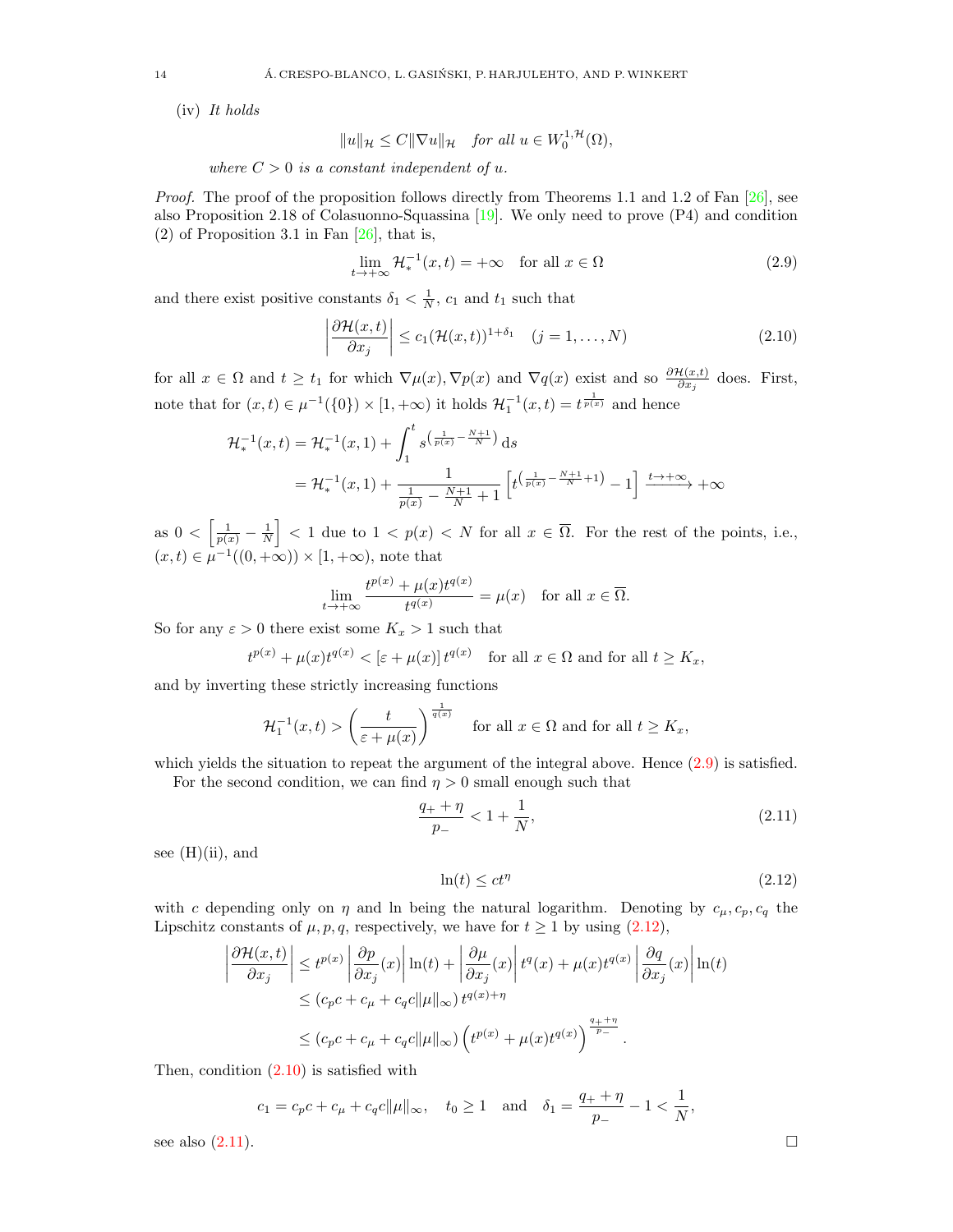(iv) *It holds*

$$\|u\|_{\mathcal{H}} \leq C\|\nabla u\|_{\mathcal{H}} \quad \text{for all } u \in W_0^{1,\mathcal{H}}(\Omega),$$

*where $C > 0$ is a constant independent of $u$.*

*Proof.* The proof of the proposition follows directly from Theorems 1.1 and 1.2 of Fan [26], see also Proposition 2.18 of Colasuonno-Squassina [19]. We only need to prove (P4) and condition (2) of Proposition 3.1 in Fan [26], that is,

$$\lim_{t\to+\infty} \mathcal{H}_*^{-1}(x,t) = +\infty \quad \text{for all } x \in \Omega \tag{2.9}$$

and there exist positive constants $\delta_1 < \frac{1}{N}$, $c_1$ and $t_1$ such that

$$\left|\frac{\partial \mathcal{H}(x,t)}{\partial x_j}\right| \leq c_1(\mathcal{H}(x,t))^{1+\delta_1} \quad (j = 1,\ldots,N) \tag{2.10}$$

for all $x \in \Omega$ and $t \geq t_1$ for which $\nabla\mu(x), \nabla p(x)$ and $\nabla q(x)$ exist and so $\frac{\partial \mathcal{H}(x,t)}{\partial x_j}$ does. First, note that for $(x,t) \in \mu^{-1}(\{0\}) \times [1,+\infty)$ it holds $\mathcal{H}_1^{-1}(x,t) = t^{\frac{1}{p(x)}}$ and hence

$$\begin{aligned}
\mathcal{H}_*^{-1}(x,t) &= \mathcal{H}_*^{-1}(x,1) + \int_1^t s^{\left(\frac{1}{p(x)} - \frac{N+1}{N}\right)}\,\mathrm{d}s \\
&= \mathcal{H}_*^{-1}(x,1) + \frac{1}{\frac{1}{p(x)} - \frac{N+1}{N} + 1}\left[t^{\left(\frac{1}{p(x)} - \frac{N+1}{N} + 1\right)} - 1\right] \xrightarrow{t\to+\infty} +\infty
\end{aligned}$$

as $0 < \left[\frac{1}{p(x)} - \frac{1}{N}\right] < 1$ due to $1 < p(x) < N$ for all $x \in \overline{\Omega}$. For the rest of the points, i.e., $(x,t) \in \mu^{-1}((0,+\infty)) \times [1,+\infty)$, note that

$$\lim_{t\to+\infty} \frac{t^{p(x)} + \mu(x)t^{q(x)}}{t^{q(x)}} = \mu(x) \quad \text{for all } x \in \overline{\Omega}.$$

So for any $\varepsilon > 0$ there exist some $K_x > 1$ such that

$$t^{p(x)} + \mu(x)t^{q(x)} < [\varepsilon + \mu(x)]\, t^{q(x)} \quad \text{for all } x \in \Omega \text{ and for all } t \geq K_x,$$

and by inverting these strictly increasing functions

$$\mathcal{H}_1^{-1}(x,t) > \left(\frac{t}{\varepsilon + \mu(x)}\right)^{\frac{1}{q(x)}} \quad \text{for all } x \in \Omega \text{ and for all } t \geq K_x,$$

which yields the situation to repeat the argument of the integral above. Hence (2.9) is satisfied.

For the second condition, we can find $\eta > 0$ small enough such that

$$\frac{q_+ + \eta}{p_-} < 1 + \frac{1}{N}, \tag{2.11}$$

see (H)(ii), and

$$\ln(t) \leq ct^{\eta} \tag{2.12}$$

with $c$ depending only on $\eta$ and ln being the natural logarithm. Denoting by $c_\mu, c_p, c_q$ the Lipschitz constants of $\mu, p, q$, respectively, we have for $t \geq 1$ by using (2.12),

$$\begin{aligned}
\left|\frac{\partial \mathcal{H}(x,t)}{\partial x_j}\right| &\leq t^{p(x)}\left|\frac{\partial p}{\partial x_j}(x)\right|\ln(t) + \left|\frac{\partial \mu}{\partial x_j}(x)\right| t^{q}(x) + \mu(x)t^{q(x)}\left|\frac{\partial q}{\partial x_j}(x)\right|\ln(t) \\
&\leq (c_pc + c_\mu + c_qc\|\mu\|_\infty)\, t^{q(x)+\eta} \\
&\leq (c_pc + c_\mu + c_qc\|\mu\|_\infty)\left(t^{p(x)} + \mu(x)t^{q(x)}\right)^{\frac{q_+ + \eta}{p_-}}.
\end{aligned}$$

Then, condition (2.10) is satisfied with

$$c_1 = c_pc + c_\mu + c_qc\|\mu\|_\infty, \quad t_0 \geq 1 \quad \text{and} \quad \delta_1 = \frac{q_+ + \eta}{p_-} - 1 < \frac{1}{N},$$

see also (2.11). $\square$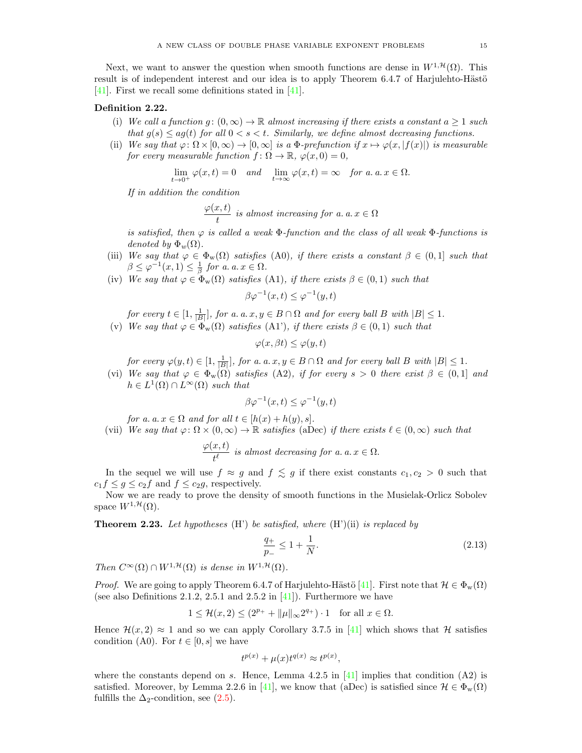Next, we want to answer the question when smooth functions are dense in $W^{1,\mathcal{H}}(\Omega)$. This result is of independent interest and our idea is to apply Theorem 6.4.7 of Harjulehto-Hästö [41]. First we recall some definitions stated in [41].

**Definition 2.22.**

(i) *We call a function $g\colon (0,\infty) \to \mathbb{R}$ almost increasing if there exists a constant $a \geq 1$ such that $g(s) \leq ag(t)$ for all $0 < s < t$. Similarly, we define almost decreasing functions.*

(ii) *We say that $\varphi\colon \Omega \times [0,\infty) \to [0,\infty]$ is a $\Phi$-prefunction if $x \mapsto \varphi(x, |f(x)|)$ is measurable for every measurable function $f\colon \Omega \to \mathbb{R}$, $\varphi(x,0) = 0$,*

$$\lim_{t\to 0^+} \varphi(x,t) = 0 \quad \text{and} \quad \lim_{t\to\infty} \varphi(x,t) = \infty \quad \text{for a. a. } x \in \Omega.$$

*If in addition the condition*

$$\frac{\varphi(x,t)}{t} \text{ is almost increasing for a. a. } x \in \Omega$$

*is satisfied, then $\varphi$ is called a weak $\Phi$-function and the class of all weak $\Phi$-functions is denoted by $\Phi_w(\Omega)$.*

(iii) *We say that $\varphi \in \Phi_{\rm w}(\Omega)$ satisfies* (A0)*, if there exists a constant $\beta \in (0,1]$ such that $\beta \leq \varphi^{-1}(x,1) \leq \frac{1}{\beta}$ for a. a. $x \in \Omega$.*

(iv) *We say that $\varphi \in \Phi_{\rm w}(\Omega)$ satisfies* (A1)*, if there exists $\beta \in (0,1)$ such that*

$$\beta\varphi^{-1}(x,t) \leq \varphi^{-1}(y,t)$$

*for every $t \in [1, \frac{1}{|B|}]$, for a. a. $x, y \in B \cap \Omega$ and for every ball $B$ with $|B| \leq 1$.*

(v) *We say that $\varphi \in \Phi_{\rm w}(\Omega)$ satisfies* (A1')*, if there exists $\beta \in (0,1)$ such that*

$$\varphi(x, \beta t) \leq \varphi(y,t)$$

*for every $\varphi(y,t) \in [1, \frac{1}{|B|}]$, for a. a. $x, y \in B \cap \Omega$ and for every ball $B$ with $|B| \leq 1$.*

(vi) *We say that $\varphi \in \Phi_{\rm w}(\Omega)$ satisfies* (A2)*, if for every $s > 0$ there exist $\beta \in (0,1]$ and $h \in L^1(\Omega) \cap L^\infty(\Omega)$ such that*

$$\beta\varphi^{-1}(x,t) \leq \varphi^{-1}(y,t)$$

*for a. a. $x \in \Omega$ and for all $t \in [h(x) + h(y), s]$.*

(vii) *We say that $\varphi\colon \Omega \times (0,\infty) \to \mathbb{R}$ satisfies* (aDec) *if there exists $\ell \in (0,\infty)$ such that*

$$\frac{\varphi(x,t)}{t^\ell} \text{ is almost decreasing for a. a. } x \in \Omega.$$

In the sequel we will use $f \approx g$ and $f \lesssim g$ if there exist constants $c_1, c_2 > 0$ such that $c_1 f \leq g \leq c_2 f$ and $f \leq c_2 g$, respectively.

Now we are ready to prove the density of smooth functions in the Musielak-Orlicz Sobolev space $W^{1,\mathcal{H}}(\Omega)$.

**Theorem 2.23.** *Let hypotheses* (H') *be satisfied, where* (H')(ii) *is replaced by*

$$\frac{q_+}{p_-} \leq 1 + \frac{1}{N}. \tag{2.13}$$

*Then $C^\infty(\Omega) \cap W^{1,\mathcal{H}}(\Omega)$ is dense in $W^{1,\mathcal{H}}(\Omega)$.*

*Proof.* We are going to apply Theorem 6.4.7 of Harjulehto-Hästö [41]. First note that $\mathcal{H} \in \Phi_{\rm w}(\Omega)$ (see also Definitions 2.1.2, 2.5.1 and 2.5.2 in [41]). Furthermore we have

$$1 \leq \mathcal{H}(x,2) \leq (2^{p_+} + \|\mu\|_\infty 2^{q_+}) \cdot 1 \quad \text{for all } x \in \Omega.$$

Hence $\mathcal{H}(x,2) \approx 1$ and so we can apply Corollary 3.7.5 in [41] which shows that $\mathcal{H}$ satisfies condition (A0). For $t \in [0,s]$ we have

$$t^{p(x)} + \mu(x)t^{q(x)} \approx t^{p(x)},$$

where the constants depend on $s$. Hence, Lemma 4.2.5 in [41] implies that condition (A2) is satisfied. Moreover, by Lemma 2.2.6 in [41], we know that (aDec) is satisfied since $\mathcal{H} \in \Phi_{\rm w}(\Omega)$ fulfills the $\Delta_2$-condition, see (2.5).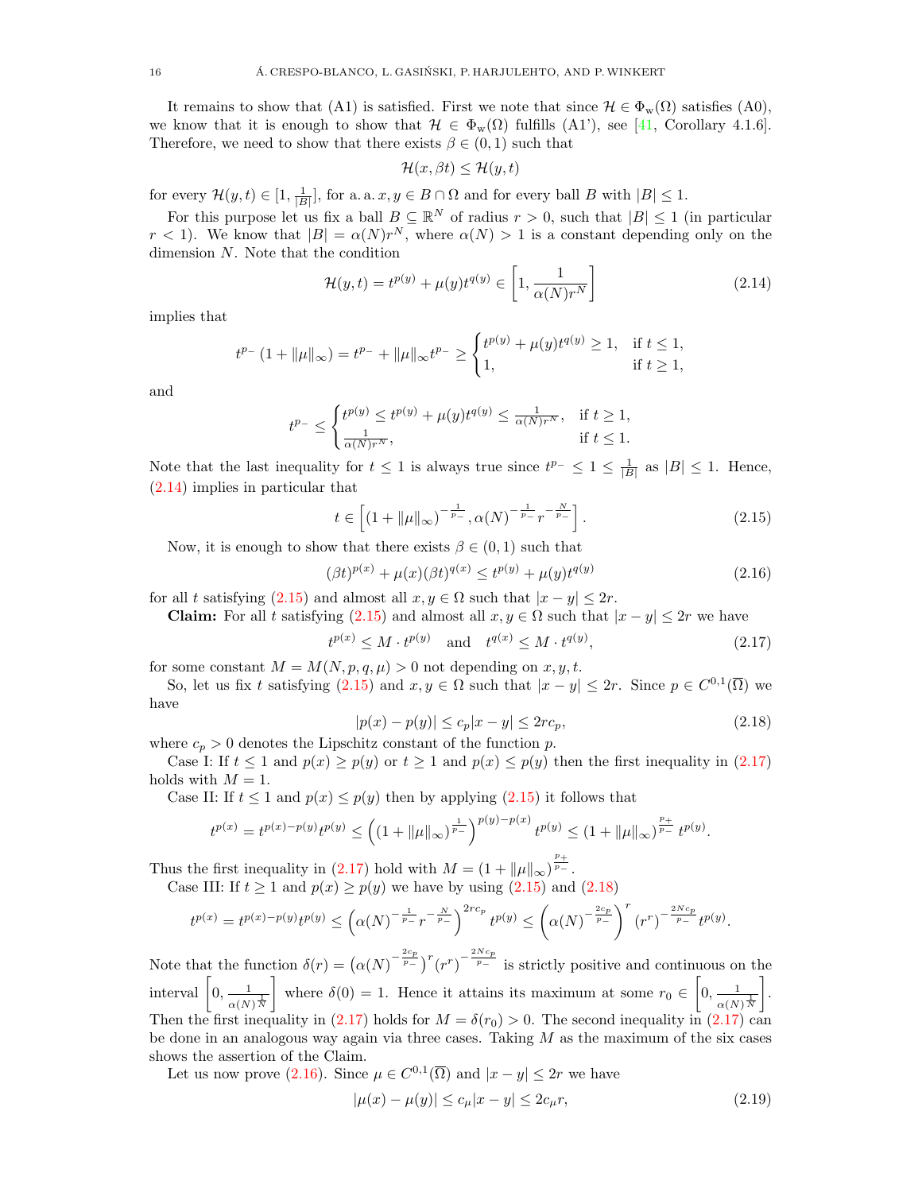It remains to show that (A1) is satisfied. First we note that since $\mathcal{H} \in \Phi_{\rm w}(\Omega)$ satisfies (A0), we know that it is enough to show that $\mathcal{H} \in \Phi_{\rm w}(\Omega)$ fulfills (A1'), see [41, Corollary 4.1.6]. Therefore, we need to show that there exists $\beta \in (0,1)$ such that

$$\mathcal{H}(x, \beta t) \leq \mathcal{H}(y,t)$$

for every $\mathcal{H}(y,t) \in [1, \frac{1}{|B|}]$, for a. a. $x, y \in B \cap \Omega$ and for every ball $B$ with $|B| \leq 1$.

For this purpose let us fix a ball $B \subseteq \mathbb{R}^N$ of radius $r > 0$, such that $|B| \leq 1$ (in particular $r < 1$). We know that $|B| = \alpha(N) r^N$, where $\alpha(N) > 1$ is a constant depending only on the dimension $N$. Note that the condition

$$\mathcal{H}(y,t) = t^{p(y)} + \mu(y) t^{q(y)} \in \left[1, \frac{1}{\alpha(N) r^N}\right] \tag{2.14}$$

implies that

$$t^{p_-} (1 + \|\mu\|_\infty) = t^{p_-} + \|\mu\|_\infty t^{p_-} \geq \begin{cases} t^{p(y)} + \mu(y) t^{q(y)} \geq 1, & \text{if } t \leq 1, \\ 1, & \text{if } t \geq 1, \end{cases}$$

and

$$t^{p_-} \leq \begin{cases} t^{p(y)} \leq t^{p(y)} + \mu(y) t^{q(y)} \leq \frac{1}{\alpha(N) r^N}, & \text{if } t \geq 1, \\ \frac{1}{\alpha(N) r^N}, & \text{if } t \leq 1. \end{cases}$$

Note that the last inequality for $t \leq 1$ is always true since $t^{p_-} \leq 1 \leq \frac{1}{|B|}$ as $|B| \leq 1$. Hence, (2.14) implies in particular that

$$t \in \left[ (1 + \|\mu\|_\infty)^{-\frac{1}{p_-}}, \alpha(N)^{-\frac{1}{p_-}} r^{-\frac{N}{p_-}} \right]. \tag{2.15}$$

Now, it is enough to show that there exists $\beta \in (0,1)$ such that

$$(\beta t)^{p(x)} + \mu(x) (\beta t)^{q(x)} \leq t^{p(y)} + \mu(y) t^{q(y)} \tag{2.16}$$

for all $t$ satisfying (2.15) and almost all $x, y \in \Omega$ such that $|x - y| \leq 2r$.

**Claim:** For all $t$ satisfying (2.15) and almost all $x, y \in \Omega$ such that $|x-y| \leq 2r$ we have

$$t^{p(x)} \leq M \cdot t^{p(y)} \quad \text{and} \quad t^{q(x)} \leq M \cdot t^{q(y)}, \tag{2.17}$$

for some constant $M = M(N, p, q, \mu) > 0$ not depending on $x, y, t$.

So, let us fix $t$ satisfying (2.15) and $x, y \in \Omega$ such that $|x - y| \leq 2r$. Since $p \in C^{0,1}(\overline{\Omega})$ we have

$$|p(x) - p(y)| \leq c_p |x - y| \leq 2 r c_p, \tag{2.18}$$

where $c_p > 0$ denotes the Lipschitz constant of the function $p$.

Case I: If $t \leq 1$ and $p(x) \geq p(y)$ or $t \geq 1$ and $p(x) \leq p(y)$ then the first inequality in (2.17) holds with $M = 1$.

Case II: If $t \leq 1$ and $p(x) \leq p(y)$ then by applying (2.15) it follows that

$$t^{p(x)} = t^{p(x) - p(y)} t^{p(y)} \leq \left( (1 + \|\mu\|_\infty)^{\frac{1}{p_-}} \right)^{p(y) - p(x)} t^{p(y)} \leq (1 + \|\mu\|_\infty)^{\frac{p_+}{p_-}} t^{p(y)}.$$

Thus the first inequality in (2.17) hold with $M = (1 + \|\mu\|_\infty)^{\frac{p_+}{p_-}}$.

Case III: If $t \geq 1$ and $p(x) \geq p(y)$ we have by using (2.15) and (2.18)

$$t^{p(x)} = t^{p(x) - p(y)} t^{p(y)} \leq \left( \alpha(N)^{-\frac{1}{p_-}} r^{-\frac{N}{p_-}} \right)^{2 r c_p} t^{p(y)} \leq \left( \alpha(N)^{-\frac{2 c_p}{p_-}} \right)^r (r^r)^{-\frac{2 N c_p}{p_-}} t^{p(y)}.$$

Note that the function $\delta(r) = \left( \alpha(N)^{-\frac{2c_p}{p_-}} \right)^r (r^r)^{-\frac{2Nc_p}{p_-}}$ is strictly positive and continuous on the interval $\left[0, \frac{1}{\alpha(N)^{\frac{1}{N}}}\right]$ where $\delta(0) = 1$. Hence it attains its maximum at some $r_0 \in \left[0, \frac{1}{\alpha(N)^{\frac{1}{N}}}\right]$. Then the first inequality in (2.17) holds for $M = \delta(r_0) > 0$. The second inequality in (2.17) can be done in an analogous way again via three cases. Taking $M$ as the maximum of the six cases shows the assertion of the Claim.

Let us now prove (2.16). Since $\mu \in C^{0,1}(\overline{\Omega})$ and $|x - y| \leq 2r$ we have

$$|\mu(x) - \mu(y)| \leq c_\mu |x - y| \leq 2 c_\mu r, \tag{2.19}$$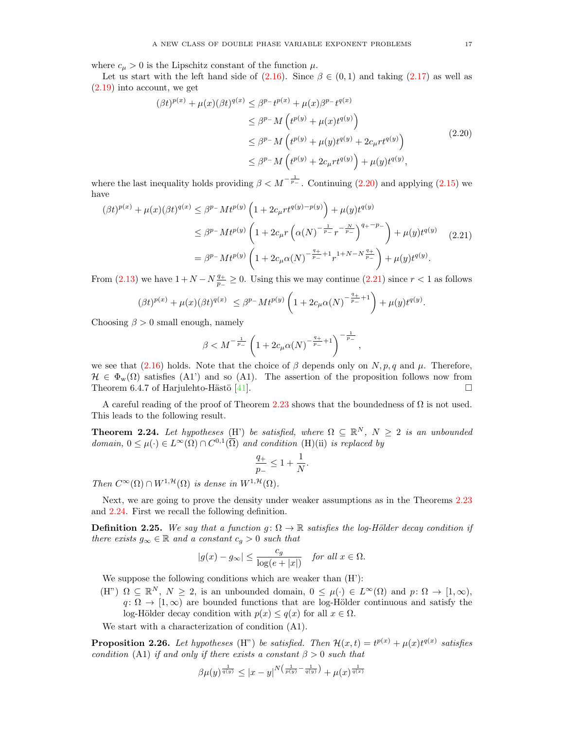where $c_\mu > 0$ is the Lipschitz constant of the function $\mu$.

Let us start with the left hand side of (2.16). Since $\beta \in (0,1)$ and taking (2.17) as well as (2.19) into account, we get

$$
\begin{aligned}
(\beta t)^{p(x)} + \mu(x)(\beta t)^{q(x)} &\le \beta^{p_-} t^{p(x)} + \mu(x)\beta^{p_-} t^{q(x)} \\
&\le \beta^{p_-} M \left( t^{p(y)} + \mu(x) t^{q(y)} \right) \\
&\le \beta^{p_-} M \left( t^{p(y)} + \mu(y) t^{q(y)} + 2c_\mu r t^{q(y)} \right) \\
&\le \beta^{p_-} M \left( t^{p(y)} + 2c_\mu r t^{q(y)} \right) + \mu(y) t^{q(y)},
\end{aligned}
\tag{2.20}
$$

where the last inequality holds providing $\beta < M^{-\frac{1}{p_-}}$. Continuing (2.20) and applying (2.15) we have

$$
\begin{aligned}
(\beta t)^{p(x)} + \mu(x)(\beta t)^{q(x)} &\le \beta^{p_-} M t^{p(y)} \left( 1 + 2c_\mu r t^{q(y)-p(y)} \right) + \mu(y) t^{q(y)} \\
&\le \beta^{p_-} M t^{p(y)} \left( 1 + 2c_\mu r \left( \alpha(N)^{-\frac{1}{p_-}} r^{-\frac{N}{p_-}} \right)^{q_+ - p_-} \right) + \mu(y) t^{q(y)} \\
&= \beta^{p_-} M t^{p(y)} \left( 1 + 2c_\mu \alpha(N)^{-\frac{q_+}{p_-}+1} r^{1+N-N\frac{q_+}{p_-}} \right) + \mu(y) t^{q(y)}.
\end{aligned}
\tag{2.21}
$$

From (2.13) we have $1 + N - N\frac{q_+}{p_-} \ge 0$. Using this we may continue (2.21) since $r < 1$ as follows

$$
(\beta t)^{p(x)} + \mu(x)(\beta t)^{q(x)} \le \beta^{p_-} M t^{p(y)} \left( 1 + 2c_\mu \alpha(N)^{-\frac{q_+}{p_-}+1} \right) + \mu(y) t^{q(y)}.
$$

Choosing $\beta > 0$ small enough, namely

$$
\beta < M^{-\frac{1}{p_-}} \left( 1 + 2c_\mu \alpha(N)^{-\frac{q_+}{p_-}+1} \right)^{-\frac{1}{p_-}},
$$

we see that (2.16) holds. Note that the choice of $\beta$ depends only on $N, p, q$ and $\mu$. Therefore, $\mathcal{H} \in \Phi_{\rm w}(\Omega)$ satisfies (A1') and so (A1). The assertion of the proposition follows now from Theorem 6.4.7 of Harjulehto-Hästö [41]. $\square$

A careful reading of the proof of Theorem 2.23 shows that the boundedness of $\Omega$ is not used. This leads to the following result.

**Theorem 2.24.** *Let hypotheses* (H') *be satisfied, where $\Omega \subseteq \mathbb{R}^N$, $N \ge 2$ is an unbounded domain, $0 \le \mu(\cdot) \in L^\infty(\Omega) \cap C^{0,1}(\overline{\Omega})$ and condition* (H)(ii) *is replaced by*

$$
\frac{q_+}{p_-} \le 1 + \frac{1}{N}.
$$

*Then $C^\infty(\Omega) \cap W^{1,\mathcal{H}}(\Omega)$ is dense in $W^{1,\mathcal{H}}(\Omega)$.*

Next, we are going to prove the density under weaker assumptions as in the Theorems 2.23 and 2.24. First we recall the following definition.

**Definition 2.25.** *We say that a function $g\colon \Omega \to \mathbb{R}$ satisfies the log-Hölder decay condition if there exists $g_\infty \in \mathbb{R}$ and a constant $c_g > 0$ such that*

$$
|g(x) - g_\infty| \le \frac{c_g}{\log(e + |x|)} \quad \text{for all } x \in \Omega.
$$

We suppose the following conditions which are weaker than (H'):

(H") $\Omega \subseteq \mathbb{R}^N$, $N \ge 2$, is an unbounded domain, $0 \le \mu(\cdot) \in L^\infty(\Omega)$ and $p\colon \Omega \to [1,\infty)$, $q\colon \Omega \to [1,\infty)$ are bounded functions that are log-Hölder continuous and satisfy the log-Hölder decay condition with $p(x) \le q(x)$ for all $x \in \Omega$.

We start with a characterization of condition (A1).

**Proposition 2.26.** *Let hypotheses* (H") *be satisfied. Then $\mathcal{H}(x,t) = t^{p(x)} + \mu(x)t^{q(x)}$ satisfies condition* (A1) *if and only if there exists a constant $\beta > 0$ such that*

$$
\beta \mu(y)^{\frac{1}{q(y)}} \le |x-y|^{N\left(\frac{1}{p(y)} - \frac{1}{q(y)}\right)} + \mu(x)^{\frac{1}{q(x)}}
$$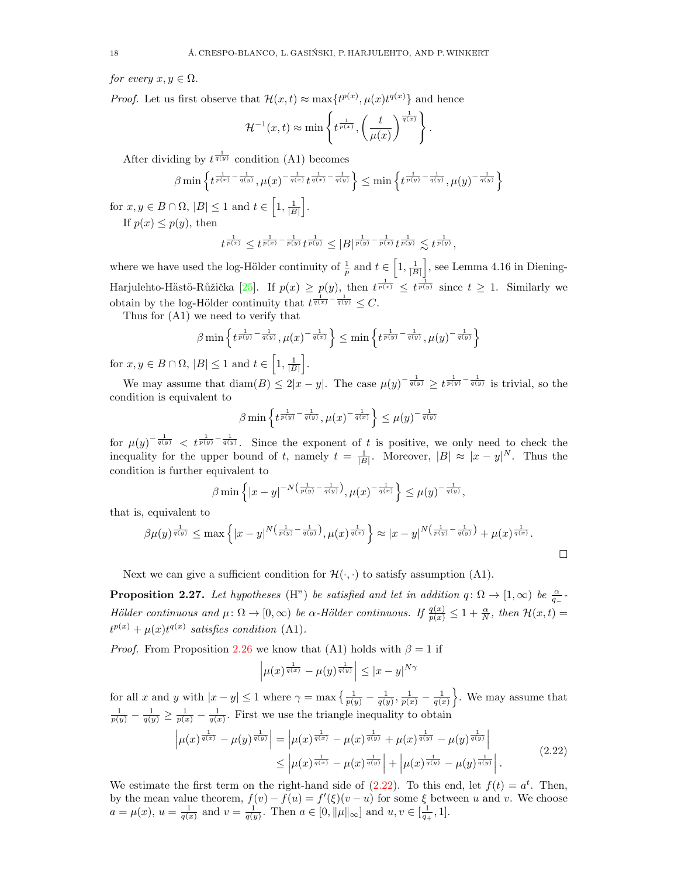*for every* $x, y \in \Omega$.

*Proof.* Let us first observe that $\mathcal{H}(x,t) \approx \max\{t^{p(x)}, \mu(x)t^{q(x)}\}$ and hence

$$\mathcal{H}^{-1}(x,t) \approx \min\left\{t^{\frac{1}{p(x)}}, \left(\frac{t}{\mu(x)}\right)^{\frac{1}{q(x)}}\right\}.$$

After dividing by $t^{\frac{1}{q(y)}}$ condition (A1) becomes

$$\beta \min\left\{t^{\frac{1}{p(x)}-\frac{1}{q(y)}}, \mu(x)^{-\frac{1}{q(x)}} t^{\frac{1}{q(x)}-\frac{1}{q(y)}}\right\} \le \min\left\{t^{\frac{1}{p(y)}-\frac{1}{q(y)}}, \mu(y)^{-\frac{1}{q(y)}}\right\}$$

for $x, y \in B \cap \Omega$, $|B| \le 1$ and $t \in \left[1, \frac{1}{|B|}\right]$.

If $p(x) \le p(y)$, then

$$t^{\frac{1}{p(x)}} \le t^{\frac{1}{p(x)}-\frac{1}{p(y)}} t^{\frac{1}{p(y)}} \le |B|^{\frac{1}{p(y)}-\frac{1}{p(x)}} t^{\frac{1}{p(y)}} \lesssim t^{\frac{1}{p(y)}},$$

where we have used the log-Hölder continuity of $\frac{1}{p}$ and $t \in \left[1, \frac{1}{|B|}\right]$, see Lemma 4.16 in Diening-Harjulehto-Hästö-Růžička [25]. If $p(x) \ge p(y)$, then $t^{\frac{1}{p(x)}} \le t^{\frac{1}{p(y)}}$ since $t \ge 1$. Similarly we obtain by the log-Hölder continuity that $t^{\frac{1}{q(x)}-\frac{1}{q(y)}} \le C$.

Thus for (A1) we need to verify that

$$\beta \min\left\{t^{\frac{1}{p(y)}-\frac{1}{q(y)}}, \mu(x)^{-\frac{1}{q(x)}}\right\} \le \min\left\{t^{\frac{1}{p(y)}-\frac{1}{q(y)}}, \mu(y)^{-\frac{1}{q(y)}}\right\}$$

for $x, y \in B \cap \Omega$, $|B| \le 1$ and $t \in \left[1, \frac{1}{|B|}\right]$.

We may assume that $\operatorname{diam}(B) \le 2|x-y|$. The case $\mu(y)^{-\frac{1}{q(y)}} \ge t^{\frac{1}{p(y)}-\frac{1}{q(y)}}$ is trivial, so the condition is equivalent to

$$\beta \min\left\{t^{\frac{1}{p(y)}-\frac{1}{q(y)}}, \mu(x)^{-\frac{1}{q(x)}}\right\} \le \mu(y)^{-\frac{1}{q(y)}}$$

for $\mu(y)^{-\frac{1}{q(y)}} < t^{\frac{1}{p(y)}-\frac{1}{q(y)}}$. Since the exponent of $t$ is positive, we only need to check the inequality for the upper bound of $t$, namely $t = \frac{1}{|B|}$. Moreover, $|B| \approx |x-y|^N$. Thus the condition is further equivalent to

$$\beta \min\left\{|x-y|^{-N\left(\frac{1}{p(y)}-\frac{1}{q(y)}\right)}, \mu(x)^{-\frac{1}{q(x)}}\right\} \le \mu(y)^{-\frac{1}{q(y)}},$$

that is, equivalent to

$$\beta \mu(y)^{\frac{1}{q(y)}} \le \max\left\{|x-y|^{N\left(\frac{1}{p(y)}-\frac{1}{q(y)}\right)}, \mu(x)^{\frac{1}{q(x)}}\right\} \approx |x-y|^{N\left(\frac{1}{p(y)}-\frac{1}{q(y)}\right)} + \mu(x)^{\frac{1}{q(x)}}.$$

$\square$

Next we can give a sufficient condition for $\mathcal{H}(\cdot,\cdot)$ to satisfy assumption (A1).

**Proposition 2.27.** *Let hypotheses* (H") *be satisfied and let in addition* $q\colon \Omega \to [1,\infty)$ *be* $\frac{\alpha}{q_-}$*-Hölder continuous and* $\mu\colon \Omega \to [0,\infty)$ *be* $\alpha$*-Hölder continuous. If* $\frac{q(x)}{p(x)} \le 1 + \frac{\alpha}{N}$*, then* $\mathcal{H}(x,t) = t^{p(x)} + \mu(x)t^{q(x)}$ *satisfies condition* (A1).

*Proof.* From Proposition 2.26 we know that (A1) holds with $\beta = 1$ if

$$\left|\mu(x)^{\frac{1}{q(x)}} - \mu(y)^{\frac{1}{q(y)}}\right| \le |x-y|^{N\gamma}$$

for all $x$ and $y$ with $|x-y| \le 1$ where $\gamma = \max\left\{\frac{1}{p(y)} - \frac{1}{q(y)}, \frac{1}{p(x)} - \frac{1}{q(x)}\right\}$. We may assume that $\frac{1}{p(y)} - \frac{1}{q(y)} \ge \frac{1}{p(x)} - \frac{1}{q(x)}$. First we use the triangle inequality to obtain

$$\begin{aligned}
\left|\mu(x)^{\frac{1}{q(x)}} - \mu(y)^{\frac{1}{q(y)}}\right| &= \left|\mu(x)^{\frac{1}{q(x)}} - \mu(x)^{\frac{1}{q(y)}} + \mu(x)^{\frac{1}{q(y)}} - \mu(y)^{\frac{1}{q(y)}}\right| \\
&\le \left|\mu(x)^{\frac{1}{q(x)}} - \mu(x)^{\frac{1}{q(y)}}\right| + \left|\mu(x)^{\frac{1}{q(y)}} - \mu(y)^{\frac{1}{q(y)}}\right|.
\end{aligned} \tag{2.22}$$

We estimate the first term on the right-hand side of (2.22). To this end, let $f(t) = a^t$. Then, by the mean value theorem, $f(v) - f(u) = f'(\xi)(v-u)$ for some $\xi$ between $u$ and $v$. We choose $a = \mu(x)$, $u = \frac{1}{q(x)}$ and $v = \frac{1}{q(y)}$. Then $a \in [0, \|\mu\|_\infty]$ and $u, v \in [\frac{1}{q_+}, 1]$.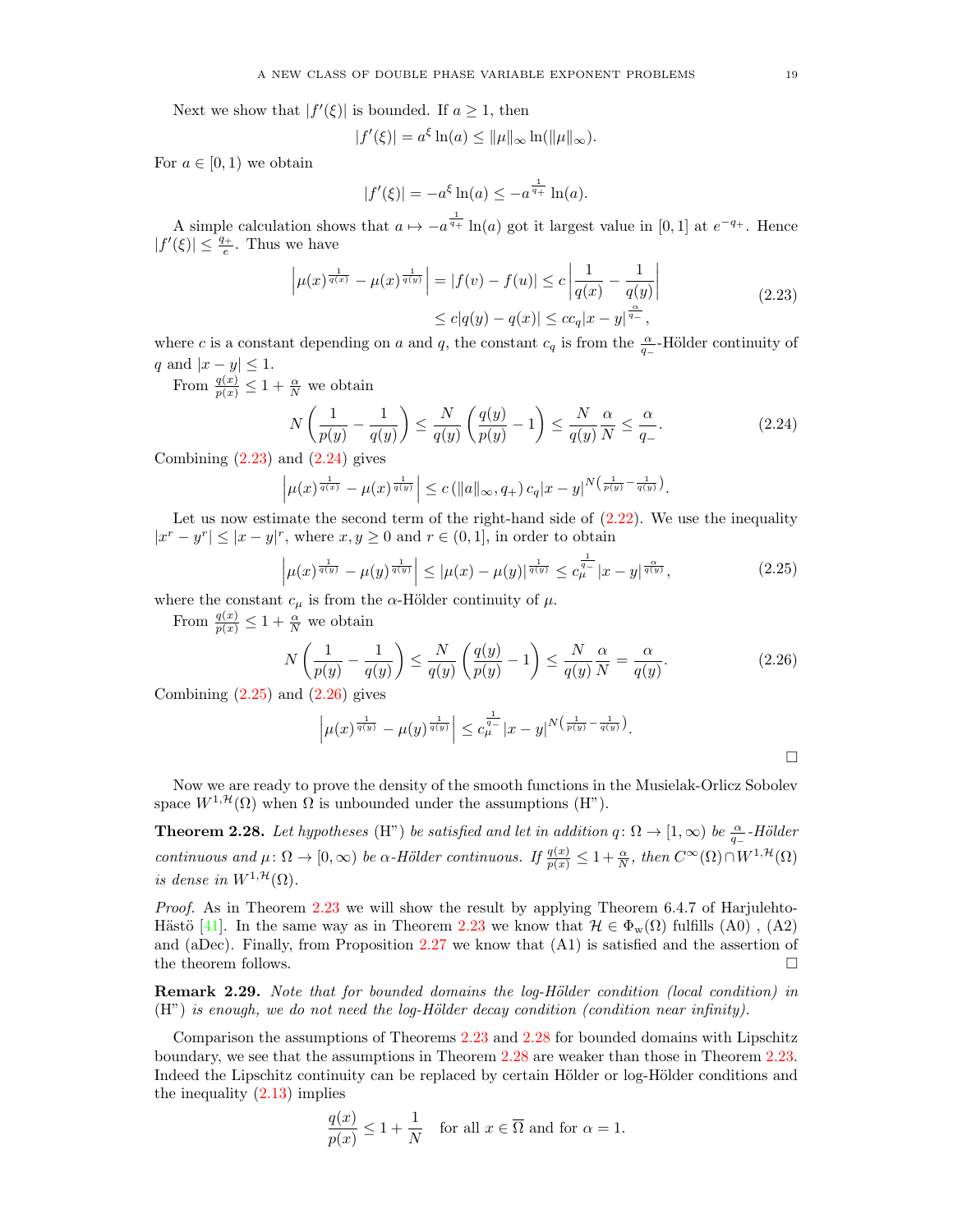Next we show that $|f'(\xi)|$ is bounded. If $a \geq 1$, then

$$|f'(\xi)| = a^{\xi} \ln(a) \leq \|\mu\|_\infty \ln(\|\mu\|_\infty).$$

For $a \in [0, 1)$ we obtain

$$|f'(\xi)| = -a^{\xi} \ln(a) \leq -a^{\frac{1}{q_+}} \ln(a).$$

A simple calculation shows that $a \mapsto -a^{\frac{1}{q_+}} \ln(a)$ got it largest value in $[0, 1]$ at $e^{-q_+}$. Hence $|f'(\xi)| \leq \frac{q_+}{e}$. Thus we have

$$\begin{aligned} \left| \mu(x)^{\frac{1}{q(x)}} - \mu(x)^{\frac{1}{q(y)}} \right| = |f(v) - f(u)| \leq c \left| \frac{1}{q(x)} - \frac{1}{q(y)} \right| \\ \leq c|q(y) - q(x)| \leq c c_q |x - y|^{\frac{\alpha}{q_-}}, \end{aligned} \tag{2.23}$$

where $c$ is a constant depending on $a$ and $q$, the constant $c_q$ is from the $\frac{\alpha}{q_-}$-Hölder continuity of $q$ and $|x - y| \leq 1$.

From $\frac{q(x)}{p(x)} \leq 1 + \frac{\alpha}{N}$ we obtain

$$N \left( \frac{1}{p(y)} - \frac{1}{q(y)} \right) \leq \frac{N}{q(y)} \left( \frac{q(y)}{p(y)} - 1 \right) \leq \frac{N}{q(y)} \frac{\alpha}{N} \leq \frac{\alpha}{q_-}. \tag{2.24}$$

Combining (2.23) and (2.24) gives

$$\left| \mu(x)^{\frac{1}{q(x)}} - \mu(x)^{\frac{1}{q(y)}} \right| \leq c \left( \|a\|_\infty, q_+ \right) c_q |x - y|^{N \left( \frac{1}{p(y)} - \frac{1}{q(y)} \right)}.$$

Let us now estimate the second term of the right-hand side of (2.22). We use the inequality $|x^r - y^r| \leq |x - y|^r$, where $x, y \geq 0$ and $r \in (0, 1]$, in order to obtain

$$\left| \mu(x)^{\frac{1}{q(y)}} - \mu(y)^{\frac{1}{q(y)}} \right| \leq |\mu(x) - \mu(y)|^{\frac{1}{q(y)}} \leq c_\mu^{\frac{1}{q_-}} |x - y|^{\frac{\alpha}{q(y)}}, \tag{2.25}$$

where the constant $c_\mu$ is from the $\alpha$-Hölder continuity of $\mu$.

From $\frac{q(x)}{p(x)} \leq 1 + \frac{\alpha}{N}$ we obtain

$$N \left( \frac{1}{p(y)} - \frac{1}{q(y)} \right) \leq \frac{N}{q(y)} \left( \frac{q(y)}{p(y)} - 1 \right) \leq \frac{N}{q(y)} \frac{\alpha}{N} = \frac{\alpha}{q(y)}. \tag{2.26}$$

Combining (2.25) and (2.26) gives

$$\left| \mu(x)^{\frac{1}{q(y)}} - \mu(y)^{\frac{1}{q(y)}} \right| \leq c_\mu^{\frac{1}{q_-}} |x - y|^{N \left( \frac{1}{p(y)} - \frac{1}{q(y)} \right)}.$$

$\square$

Now we are ready to prove the density of the smooth functions in the Musielak-Orlicz Sobolev space $W^{1,\mathcal{H}}(\Omega)$ when $\Omega$ is unbounded under the assumptions (H").

**Theorem 2.28.** *Let hypotheses* (H") *be satisfied and let in addition* $q\colon \Omega \to [1, \infty)$ *be* $\frac{\alpha}{q_-}$*-Hölder continuous and* $\mu\colon \Omega \to [0, \infty)$ *be* $\alpha$*-Hölder continuous. If* $\frac{q(x)}{p(x)} \leq 1 + \frac{\alpha}{N}$*, then* $C^\infty(\Omega) \cap W^{1,\mathcal{H}}(\Omega)$ *is dense in* $W^{1,\mathcal{H}}(\Omega)$.

*Proof.* As in Theorem 2.23 we will show the result by applying Theorem 6.4.7 of Harjulehto-Hästö [41]. In the same way as in Theorem 2.23 we know that $\mathcal{H} \in \Phi_{\rm w}(\Omega)$ fulfills (A0) , (A2) and (aDec). Finally, from Proposition 2.27 we know that (A1) is satisfied and the assertion of the theorem follows. $\square$

**Remark 2.29.** *Note that for bounded domains the log-Hölder condition (local condition) in* (H") *is enough, we do not need the log-Hölder decay condition (condition near infinity).*

Comparison the assumptions of Theorems 2.23 and 2.28 for bounded domains with Lipschitz boundary, we see that the assumptions in Theorem 2.28 are weaker than those in Theorem 2.23. Indeed the Lipschitz continuity can be replaced by certain Hölder or log-Hölder conditions and the inequality (2.13) implies

$$\frac{q(x)}{p(x)} \leq 1 + \frac{1}{N} \quad \text{for all } x \in \overline{\Omega} \text{ and for } \alpha = 1.$$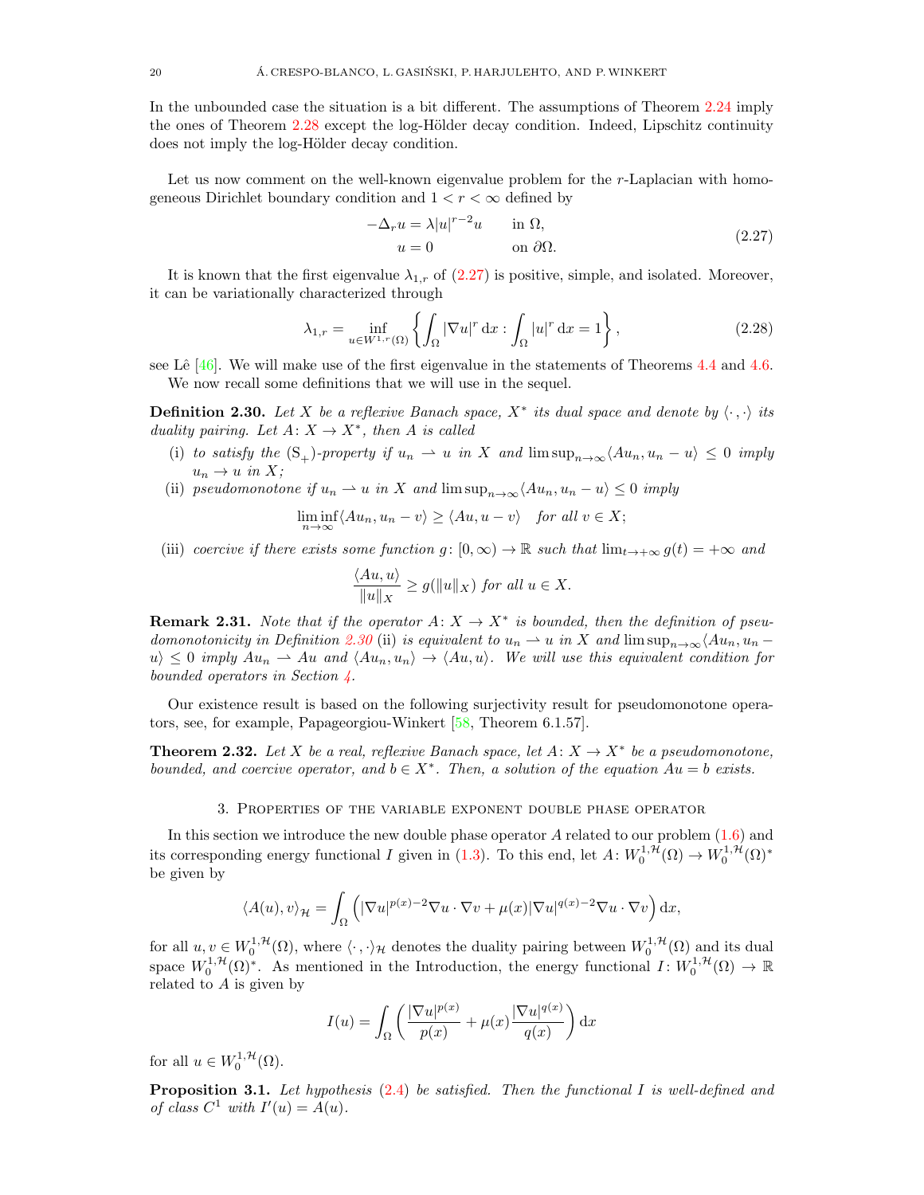In the unbounded case the situation is a bit different. The assumptions of Theorem 2.24 imply the ones of Theorem 2.28 except the log-Hölder decay condition. Indeed, Lipschitz continuity does not imply the log-Hölder decay condition.

Let us now comment on the well-known eigenvalue problem for the $r$-Laplacian with homogeneous Dirichlet boundary condition and $1 < r < \infty$ defined by

$$
\begin{aligned}
-\Delta_r u &= \lambda |u|^{r-2}u \qquad \text{in } \Omega,\\
u &= 0 \qquad\qquad\quad\;\; \text{on } \partial\Omega.
\end{aligned}
\tag{2.27}
$$

It is known that the first eigenvalue $\lambda_{1,r}$ of (2.27) is positive, simple, and isolated. Moreover, it can be variationally characterized through

$$
\lambda_{1,r} = \inf_{u \in W^{1,r}(\Omega)} \left\{ \int_\Omega |\nabla u|^r \,\mathrm{d}x : \int_\Omega |u|^r \,\mathrm{d}x = 1 \right\},
\tag{2.28}
$$

see Lê [46]. We will make use of the first eigenvalue in the statements of Theorems 4.4 and 4.6.

We now recall some definitions that we will use in the sequel.

**Definition 2.30.** *Let $X$ be a reflexive Banach space, $X^*$ its dual space and denote by $\langle \cdot\,,\cdot \rangle$ its duality pairing. Let $A\colon X \to X^*$, then $A$ is called*

(i) *to satisfy the $(\mathrm{S}_+)$-property if $u_n \rightharpoonup u$ in $X$ and $\limsup_{n\to\infty} \langle Au_n, u_n - u\rangle \le 0$ imply $u_n \to u$ in $X$;*

(ii) *pseudomonotone if $u_n \rightharpoonup u$ in $X$ and $\limsup_{n\to\infty} \langle Au_n, u_n - u\rangle \le 0$ imply*

$$
\liminf_{n\to\infty} \langle Au_n, u_n - v\rangle \ge \langle Au, u - v\rangle \quad \textit{for all } v \in X;
$$

(iii) *coercive if there exists some function $g\colon [0,\infty) \to \mathbb{R}$ such that $\lim_{t\to+\infty} g(t) = +\infty$ and*

$$
\frac{\langle Au, u\rangle}{\|u\|_X} \ge g(\|u\|_X) \textit{ for all } u \in X.
$$

**Remark 2.31.** *Note that if the operator $A\colon X \to X^*$ is bounded, then the definition of pseudomonotonicity in Definition 2.30 (ii) is equivalent to $u_n \rightharpoonup u$ in $X$ and $\limsup_{n\to\infty}\langle Au_n, u_n - u\rangle \le 0$ imply $Au_n \rightharpoonup Au$ and $\langle Au_n, u_n\rangle \to \langle Au, u\rangle$. We will use this equivalent condition for bounded operators in Section 4.*

Our existence result is based on the following surjectivity result for pseudomonotone operators, see, for example, Papageorgiou-Winkert [58, Theorem 6.1.57].

**Theorem 2.32.** *Let $X$ be a real, reflexive Banach space, let $A\colon X \to X^*$ be a pseudomonotone, bounded, and coercive operator, and $b \in X^*$. Then, a solution of the equation $Au = b$ exists.*

## 3. Properties of the variable exponent double phase operator

In this section we introduce the new double phase operator $A$ related to our problem (1.6) and its corresponding energy functional $I$ given in (1.3). To this end, let $A\colon W_0^{1,\mathcal{H}}(\Omega) \to W_0^{1,\mathcal{H}}(\Omega)^*$ be given by

$$
\langle A(u), v\rangle_{\mathcal{H}} = \int_\Omega \left( |\nabla u|^{p(x)-2}\nabla u \cdot \nabla v + \mu(x)|\nabla u|^{q(x)-2}\nabla u \cdot \nabla v \right) \mathrm{d}x,
$$

for all $u, v \in W_0^{1,\mathcal{H}}(\Omega)$, where $\langle \cdot\,,\cdot\rangle_{\mathcal{H}}$ denotes the duality pairing between $W_0^{1,\mathcal{H}}(\Omega)$ and its dual space $W_0^{1,\mathcal{H}}(\Omega)^*$. As mentioned in the Introduction, the energy functional $I\colon W_0^{1,\mathcal{H}}(\Omega) \to \mathbb{R}$ related to $A$ is given by

$$
I(u) = \int_\Omega \left( \frac{|\nabla u|^{p(x)}}{p(x)} + \mu(x)\frac{|\nabla u|^{q(x)}}{q(x)} \right) \mathrm{d}x
$$

for all $u \in W_0^{1,\mathcal{H}}(\Omega)$.

**Proposition 3.1.** *Let hypothesis (2.4) be satisfied. Then the functional $I$ is well-defined and of class $C^1$ with $I'(u) = A(u)$.*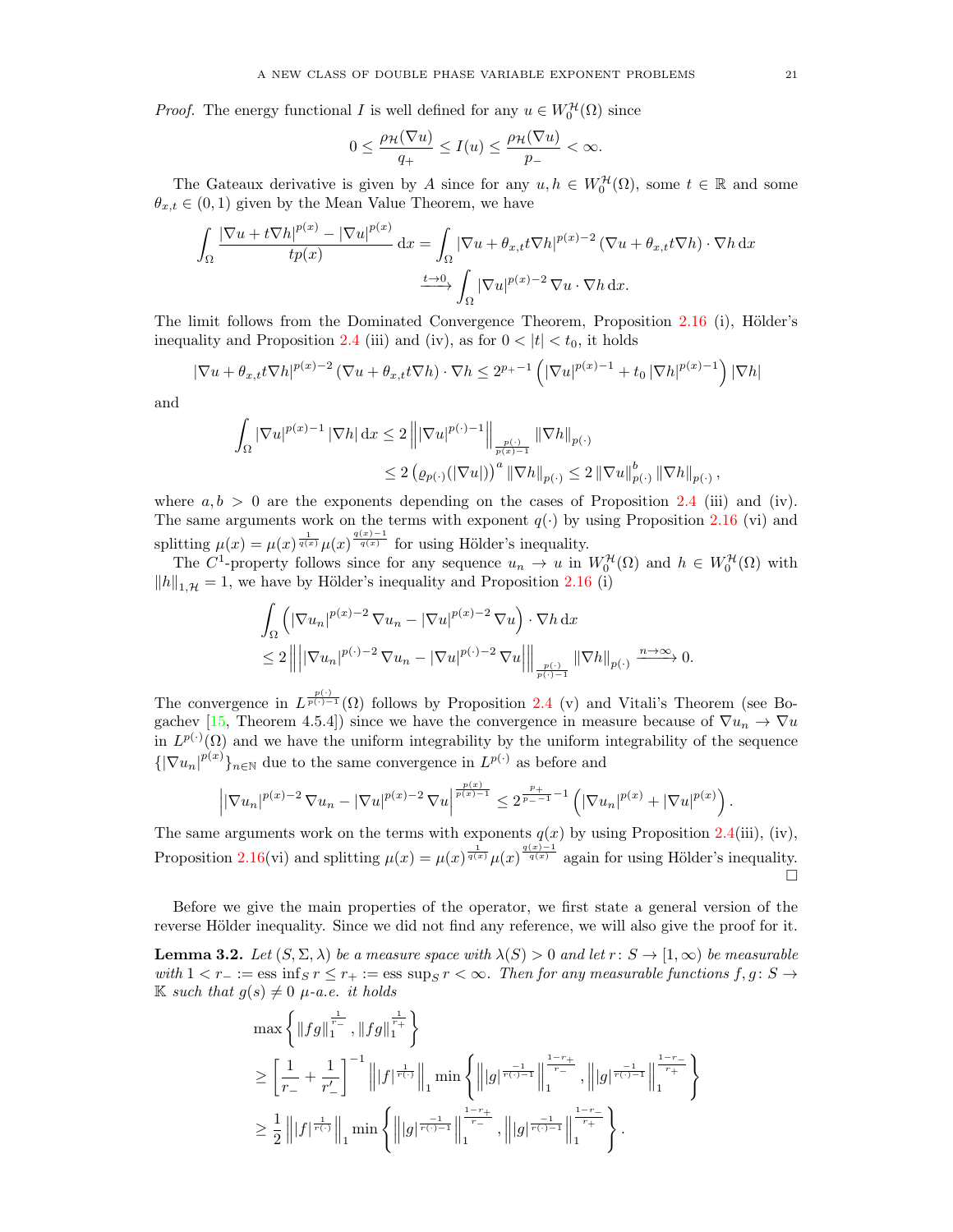*Proof.* The energy functional $I$ is well defined for any $u \in W_0^{\mathcal{H}}(\Omega)$ since

$$0 \leq \frac{\rho_{\mathcal{H}}(\nabla u)}{q_+} \leq I(u) \leq \frac{\rho_{\mathcal{H}}(\nabla u)}{p_-} < \infty.$$

The Gateaux derivative is given by $A$ since for any $u, h \in W_0^{\mathcal{H}}(\Omega)$, some $t \in \mathbb{R}$ and some $\theta_{x,t} \in (0,1)$ given by the Mean Value Theorem, we have

$$\begin{aligned}\int_\Omega \frac{|\nabla u + t\nabla h|^{p(x)} - |\nabla u|^{p(x)}}{tp(x)} \,\mathrm{d}x &= \int_\Omega |\nabla u + \theta_{x,t} t \nabla h|^{p(x)-2} (\nabla u + \theta_{x,t} t\nabla h) \cdot \nabla h \,\mathrm{d}x \\ &\xrightarrow{t\to 0} \int_\Omega |\nabla u|^{p(x)-2} \nabla u \cdot \nabla h \,\mathrm{d}x.\end{aligned}$$

The limit follows from the Dominated Convergence Theorem, Proposition 2.16 (i), Hölder's inequality and Proposition 2.4 (iii) and (iv), as for $0 < |t| < t_0$, it holds

$$|\nabla u + \theta_{x,t} t\nabla h|^{p(x)-2} (\nabla u + \theta_{x,t} t\nabla h) \cdot \nabla h \leq 2^{p_+ - 1} \left( |\nabla u|^{p(x)-1} + t_0 |\nabla h|^{p(x)-1} \right) |\nabla h|$$

and

$$\begin{aligned}\int_\Omega |\nabla u|^{p(x)-1} |\nabla h| \,\mathrm{d}x &\leq 2 \left\| |\nabla u|^{p(\cdot)-1} \right\|_{\frac{p(\cdot)}{p(x)-1}} \|\nabla h\|_{p(\cdot)} \\ &\leq 2 \left( \varrho_{p(\cdot)}(|\nabla u|) \right)^a \|\nabla h\|_{p(\cdot)} \leq 2 \|\nabla u\|_{p(\cdot)}^b \|\nabla h\|_{p(\cdot)},\end{aligned}$$

where $a, b > 0$ are the exponents depending on the cases of Proposition 2.4 (iii) and (iv). The same arguments work on the terms with exponent $q(\cdot)$ by using Proposition 2.16 (vi) and splitting $\mu(x) = \mu(x)^{\frac{1}{q(x)}} \mu(x)^{\frac{q(x)-1}{q(x)}}$ for using Hölder's inequality.

The $C^1$-property follows since for any sequence $u_n \to u$ in $W_0^{\mathcal{H}}(\Omega)$ and $h \in W_0^{\mathcal{H}}(\Omega)$ with $\|h\|_{1,\mathcal{H}} = 1$, we have by Hölder's inequality and Proposition 2.16 (i)

$$\begin{aligned}&\int_\Omega \left( |\nabla u_n|^{p(x)-2} \nabla u_n - |\nabla u|^{p(x)-2} \nabla u \right) \cdot \nabla h \,\mathrm{d}x \\ &\leq 2 \left\| \left| |\nabla u_n|^{p(\cdot)-2} \nabla u_n - |\nabla u|^{p(\cdot)-2} \nabla u \right| \right\|_{\frac{p(\cdot)}{p(\cdot)-1}} \|\nabla h\|_{p(\cdot)} \xrightarrow{n\to\infty} 0.\end{aligned}$$

The convergence in $L^{\frac{p(\cdot)}{p(\cdot)-1}}(\Omega)$ follows by Proposition 2.4 (v) and Vitali's Theorem (see Bogachev [15, Theorem 4.5.4]) since we have the convergence in measure because of $\nabla u_n \to \nabla u$ in $L^{p(\cdot)}(\Omega)$ and we have the uniform integrability by the uniform integrability of the sequence $\{|\nabla u_n|^{p(x)}\}_{n\in\mathbb{N}}$ due to the same convergence in $L^{p(\cdot)}$ as before and

$$\left| |\nabla u_n|^{p(x)-2} \nabla u_n - |\nabla u|^{p(x)-2} \nabla u \right|^{\frac{p(x)}{p(x)-1}} \leq 2^{\frac{p_+}{p_- - 1} - 1} \left( |\nabla u_n|^{p(x)} + |\nabla u|^{p(x)} \right).$$

The same arguments work on the terms with exponents $q(x)$ by using Proposition 2.4(iii), (iv), Proposition 2.16(vi) and splitting $\mu(x) = \mu(x)^{\frac{1}{q(x)}} \mu(x)^{\frac{q(x)-1}{q(x)}}$ again for using Hölder's inequality. $\square$

Before we give the main properties of the operator, we first state a general version of the reverse Hölder inequality. Since we did not find any reference, we will also give the proof for it.

**Lemma 3.2.** *Let $(S, \Sigma, \lambda)$ be a measure space with $\lambda(S) > 0$ and let $r \colon S \to [1, \infty)$ be measurable with $1 < r_- := \operatorname{ess\,inf}_S r \leq r_+ := \operatorname{ess\,sup}_S r < \infty$. Then for any measurable functions $f, g \colon S \to \mathbb{K}$ such that $g(s) \neq 0$ $\mu$-a.e. it holds*

$$\begin{aligned}&\max \left\{ \|fg\|_1^{\frac{1}{r_-}}, \|fg\|_1^{\frac{1}{r_+}} \right\} \\ &\geq \left[ \frac{1}{r_-} + \frac{1}{r_-'} \right]^{-1} \left\| |f|^{\frac{1}{r(\cdot)}} \right\|_1 \min \left\{ \left\| |g|^{\frac{-1}{r(\cdot)-1}} \right\|_1^{\frac{1-r_+}{r_-}}, \left\| |g|^{\frac{-1}{r(\cdot)-1}} \right\|_1^{\frac{1-r_-}{r_+}} \right\} \\ &\geq \frac{1}{2} \left\| |f|^{\frac{1}{r(\cdot)}} \right\|_1 \min \left\{ \left\| |g|^{\frac{-1}{r(\cdot)-1}} \right\|_1^{\frac{1-r_+}{r_-}}, \left\| |g|^{\frac{-1}{r(\cdot)-1}} \right\|_1^{\frac{1-r_-}{r_+}} \right\}.\end{aligned}$$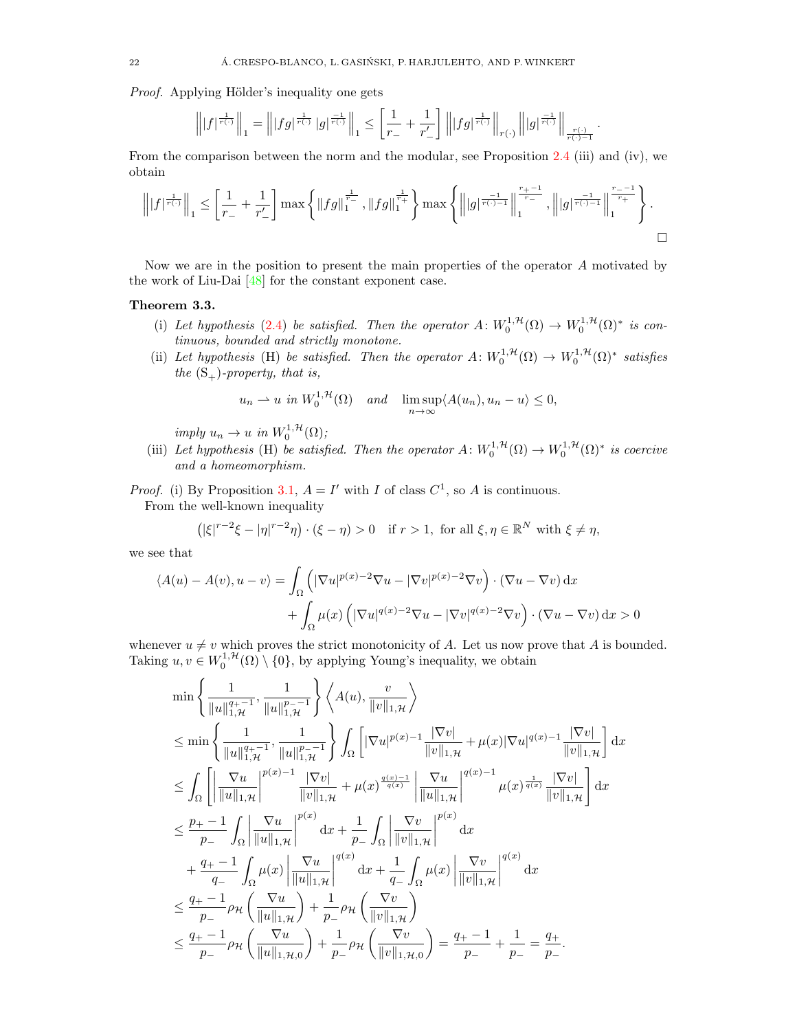*Proof.* Applying Hölder's inequality one gets

$$\left\| |f|^{\frac{1}{r(\cdot)}} \right\|_1 = \left\| |fg|^{\frac{1}{r(\cdot)}} |g|^{\frac{-1}{r(\cdot)}} \right\|_1 \leq \left[ \frac{1}{r_-} + \frac{1}{r'_-} \right] \left\| |fg|^{\frac{1}{r(\cdot)}} \right\|_{r(\cdot)} \left\| |g|^{\frac{-1}{r(\cdot)}} \right\|_{\frac{r(\cdot)}{r(\cdot)-1}}.$$

From the comparison between the norm and the modular, see Proposition 2.4 (iii) and (iv), we obtain

$$\left\| |f|^{\frac{1}{r(\cdot)}} \right\|_1 \leq \left[ \frac{1}{r_-} + \frac{1}{r'_-} \right] \max\left\{ \|fg\|_1^{\frac{1}{r_-}}, \|fg\|_1^{\frac{1}{r_+}} \right\} \max\left\{ \left\| |g|^{\frac{-1}{r(\cdot)-1}} \right\|_1^{\frac{r_+-1}{r_-}}, \left\| |g|^{\frac{-1}{r(\cdot)-1}} \right\|_1^{\frac{r_--1}{r_+}} \right\}.$$

$\square$

Now we are in the position to present the main properties of the operator $A$ motivated by the work of Liu-Dai [48] for the constant exponent case.

**Theorem 3.3.**

(i) *Let hypothesis (2.4) be satisfied. Then the operator $A\colon W_0^{1,\mathcal{H}}(\Omega) \to W_0^{1,\mathcal{H}}(\Omega)^*$ is continuous, bounded and strictly monotone.*

(ii) *Let hypothesis (H) be satisfied. Then the operator $A\colon W_0^{1,\mathcal{H}}(\Omega) \to W_0^{1,\mathcal{H}}(\Omega)^*$ satisfies the $(\mathrm{S}_+)$-property, that is,*

$$u_n \rightharpoonup u \text{ in } W_0^{1,\mathcal{H}}(\Omega) \quad \text{and} \quad \limsup_{n\to\infty} \langle A(u_n), u_n - u \rangle \leq 0,$$

*imply $u_n \to u$ in $W_0^{1,\mathcal{H}}(\Omega)$;*

(iii) *Let hypothesis (H) be satisfied. Then the operator $A\colon W_0^{1,\mathcal{H}}(\Omega) \to W_0^{1,\mathcal{H}}(\Omega)^*$ is coercive and a homeomorphism.*

*Proof.* (i) By Proposition 3.1, $A = I'$ with $I$ of class $C^1$, so $A$ is continuous.

From the well-known inequality

$$\left(|\xi|^{r-2}\xi - |\eta|^{r-2}\eta\right) \cdot (\xi - \eta) > 0 \quad \text{if } r > 1, \text{ for all } \xi, \eta \in \mathbb{R}^N \text{ with } \xi \neq \eta,$$

we see that

$$\begin{aligned}
\langle A(u) - A(v), u - v \rangle &= \int_\Omega \left( |\nabla u|^{p(x)-2}\nabla u - |\nabla v|^{p(x)-2}\nabla v \right) \cdot (\nabla u - \nabla v) \,\mathrm{d}x \\
&\quad + \int_\Omega \mu(x) \left( |\nabla u|^{q(x)-2}\nabla u - |\nabla v|^{q(x)-2}\nabla v \right) \cdot (\nabla u - \nabla v) \,\mathrm{d}x > 0
\end{aligned}$$

whenever $u \neq v$ which proves the strict monotonicity of $A$. Let us now prove that $A$ is bounded. Taking $u, v \in W_0^{1,\mathcal{H}}(\Omega) \setminus \{0\}$, by applying Young's inequality, we obtain

$$\begin{aligned}
&\min\left\{ \frac{1}{\|u\|_{1,\mathcal{H}}^{q_+-1}}, \frac{1}{\|u\|_{1,\mathcal{H}}^{p_--1}} \right\} \left\langle A(u), \frac{v}{\|v\|_{1,\mathcal{H}}} \right\rangle \\
&\leq \min\left\{ \frac{1}{\|u\|_{1,\mathcal{H}}^{q_+-1}}, \frac{1}{\|u\|_{1,\mathcal{H}}^{p_--1}} \right\} \int_\Omega \left[ |\nabla u|^{p(x)-1} \frac{|\nabla v|}{\|v\|_{1,\mathcal{H}}} + \mu(x) |\nabla u|^{q(x)-1} \frac{|\nabla v|}{\|v\|_{1,\mathcal{H}}} \right] \mathrm{d}x \\
&\leq \int_\Omega \left[ \left| \frac{\nabla u}{\|u\|_{1,\mathcal{H}}} \right|^{p(x)-1} \frac{|\nabla v|}{\|v\|_{1,\mathcal{H}}} + \mu(x)^{\frac{q(x)-1}{q(x)}} \left| \frac{\nabla u}{\|u\|_{1,\mathcal{H}}} \right|^{q(x)-1} \mu(x)^{\frac{1}{q(x)}} \frac{|\nabla v|}{\|v\|_{1,\mathcal{H}}} \right] \mathrm{d}x \\
&\leq \frac{p_+-1}{p_-} \int_\Omega \left| \frac{\nabla u}{\|u\|_{1,\mathcal{H}}} \right|^{p(x)} \mathrm{d}x + \frac{1}{p_-} \int_\Omega \left| \frac{\nabla v}{\|v\|_{1,\mathcal{H}}} \right|^{p(x)} \mathrm{d}x \\
&\quad + \frac{q_+-1}{q_-} \int_\Omega \mu(x) \left| \frac{\nabla u}{\|u\|_{1,\mathcal{H}}} \right|^{q(x)} \mathrm{d}x + \frac{1}{q_-} \int_\Omega \mu(x) \left| \frac{\nabla v}{\|v\|_{1,\mathcal{H}}} \right|^{q(x)} \mathrm{d}x \\
&\leq \frac{q_+-1}{p_-} \rho_\mathcal{H}\left( \frac{\nabla u}{\|u\|_{1,\mathcal{H}}} \right) + \frac{1}{p_-} \rho_\mathcal{H}\left( \frac{\nabla v}{\|v\|_{1,\mathcal{H}}} \right) \\
&\leq \frac{q_+-1}{p_-} \rho_\mathcal{H}\left( \frac{\nabla u}{\|u\|_{1,\mathcal{H},0}} \right) + \frac{1}{p_-} \rho_\mathcal{H}\left( \frac{\nabla v}{\|v\|_{1,\mathcal{H},0}} \right) = \frac{q_+-1}{p_-} + \frac{1}{p_-} = \frac{q_+}{p_-}.
\end{aligned}$$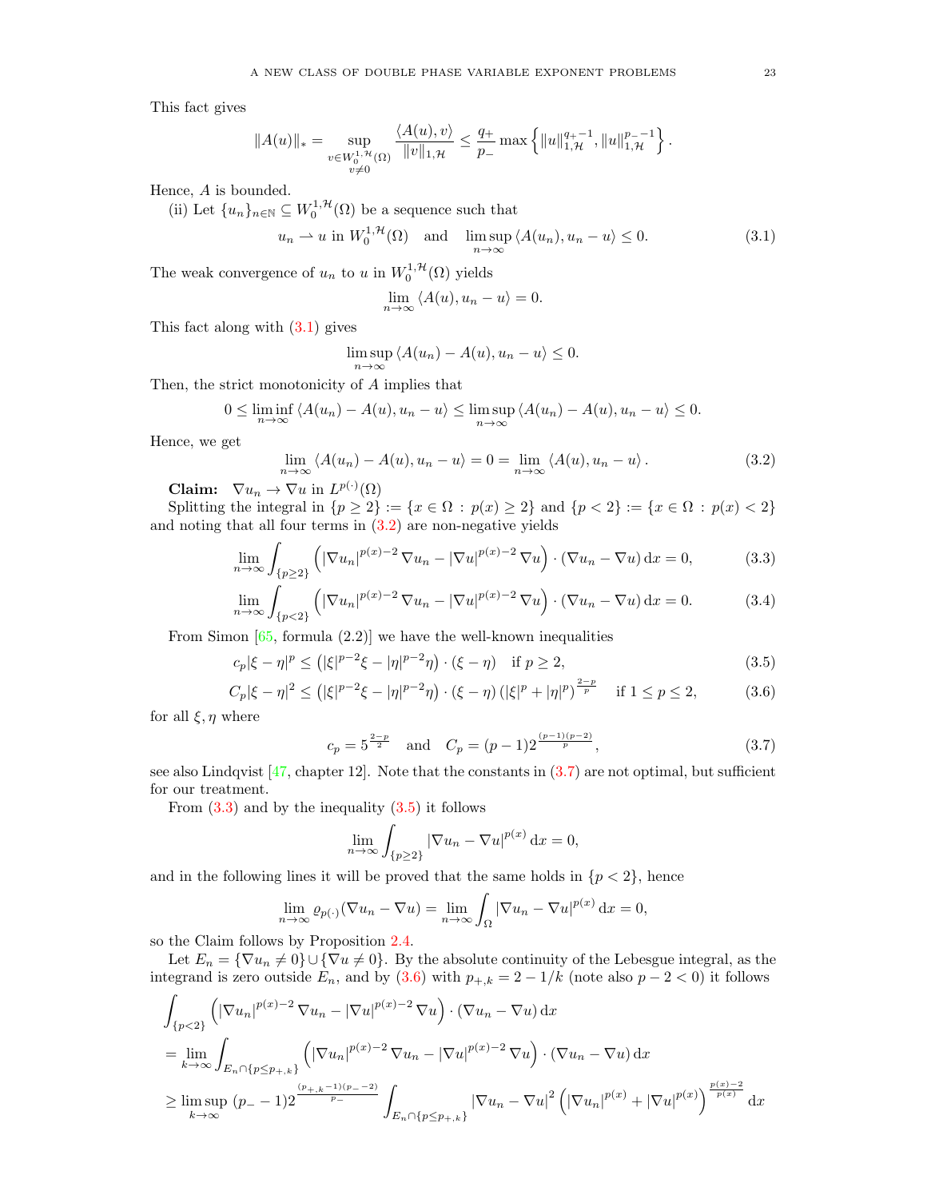This fact gives

$$\|A(u)\|_* = \sup_{\substack{v \in W_0^{1,\mathcal{H}}(\Omega) \\ v \neq 0}} \frac{\langle A(u), v\rangle}{\|v\|_{1,\mathcal{H}}} \leq \frac{q_+}{p_-} \max\left\{ \|u\|_{1,\mathcal{H}}^{q_+-1}, \|u\|_{1,\mathcal{H}}^{p_--1} \right\}.$$

Hence, $A$ is bounded.

(ii) Let $\{u_n\}_{n\in\mathbb{N}} \subseteq W_0^{1,\mathcal{H}}(\Omega)$ be a sequence such that

$$u_n \rightharpoonup u \text{ in } W_0^{1,\mathcal{H}}(\Omega) \quad \text{and} \quad \limsup_{n\to\infty} \langle A(u_n), u_n - u\rangle \leq 0. \tag{3.1}$$

The weak convergence of $u_n$ to $u$ in $W_0^{1,\mathcal{H}}(\Omega)$ yields

$$\lim_{n\to\infty} \langle A(u), u_n - u\rangle = 0.$$

This fact along with (3.1) gives

$$\limsup_{n\to\infty} \langle A(u_n) - A(u), u_n - u\rangle \leq 0.$$

Then, the strict monotonicity of $A$ implies that

$$0 \leq \liminf_{n\to\infty} \langle A(u_n) - A(u), u_n - u\rangle \leq \limsup_{n\to\infty} \langle A(u_n) - A(u), u_n - u\rangle \leq 0.$$

Hence, we get

$$\lim_{n\to\infty} \langle A(u_n) - A(u), u_n - u\rangle = 0 = \lim_{n\to\infty} \langle A(u), u_n - u\rangle. \tag{3.2}$$

**Claim:** $\nabla u_n \to \nabla u$ in $L^{p(\cdot)}(\Omega)$

Splitting the integral in $\{p \geq 2\} := \{x \in \Omega : p(x) \geq 2\}$ and $\{p < 2\} := \{x \in \Omega : p(x) < 2\}$ and noting that all four terms in (3.2) are non-negative yields

$$\lim_{n\to\infty} \int_{\{p\geq 2\}} \left( |\nabla u_n|^{p(x)-2} \nabla u_n - |\nabla u|^{p(x)-2} \nabla u \right) \cdot (\nabla u_n - \nabla u) \,\mathrm{d}x = 0, \tag{3.3}$$

$$\lim_{n\to\infty} \int_{\{p< 2\}} \left( |\nabla u_n|^{p(x)-2} \nabla u_n - |\nabla u|^{p(x)-2} \nabla u \right) \cdot (\nabla u_n - \nabla u) \,\mathrm{d}x = 0. \tag{3.4}$$

From Simon [65, formula (2.2)] we have the well-known inequalities

$$c_p|\xi - \eta|^p \leq \left( |\xi|^{p-2}\xi - |\eta|^{p-2}\eta \right) \cdot (\xi - \eta) \quad \text{if } p \geq 2, \tag{3.5}$$

$$C_p|\xi - \eta|^2 \leq \left( |\xi|^{p-2}\xi - |\eta|^{p-2}\eta \right) \cdot (\xi - \eta) \left( |\xi|^p + |\eta|^p \right)^{\frac{2-p}{p}} \quad \text{if } 1 \leq p \leq 2, \tag{3.6}$$

for all $\xi, \eta$ where

$$c_p = 5^{\frac{2-p}{2}} \quad \text{and} \quad C_p = (p-1)2^{\frac{(p-1)(p-2)}{p}}, \tag{3.7}$$

see also Lindqvist [47, chapter 12]. Note that the constants in (3.7) are not optimal, but sufficient for our treatment.

From (3.3) and by the inequality (3.5) it follows

$$\lim_{n\to\infty} \int_{\{p\geq 2\}} |\nabla u_n - \nabla u|^{p(x)} \,\mathrm{d}x = 0,$$

and in the following lines it will be proved that the same holds in $\{p < 2\}$, hence

$$\lim_{n\to\infty} \varrho_{p(\cdot)}(\nabla u_n - \nabla u) = \lim_{n\to\infty} \int_{\Omega} |\nabla u_n - \nabla u|^{p(x)} \,\mathrm{d}x = 0,$$

so the Claim follows by Proposition 2.4.

Let $E_n = \{\nabla u_n \neq 0\} \cup \{\nabla u \neq 0\}$. By the absolute continuity of the Lebesgue integral, as the integrand is zero outside $E_n$, and by (3.6) with $p_{+,k} = 2 - 1/k$ (note also $p - 2 < 0$) it follows

$$\begin{aligned}
&\int_{\{p<2\}} \left( |\nabla u_n|^{p(x)-2} \nabla u_n - |\nabla u|^{p(x)-2} \nabla u \right) \cdot (\nabla u_n - \nabla u) \,\mathrm{d}x \\
&= \lim_{k\to\infty} \int_{E_n \cap \{p \leq p_{+,k}\}} \left( |\nabla u_n|^{p(x)-2} \nabla u_n - |\nabla u|^{p(x)-2} \nabla u \right) \cdot (\nabla u_n - \nabla u) \,\mathrm{d}x \\
&\geq \limsup_{k\to\infty} \, (p_- - 1)2^{\frac{(p_{+,k}-1)(p_--2)}{p_-}} \int_{E_n \cap \{p \leq p_{+,k}\}} |\nabla u_n - \nabla u|^2 \left( |\nabla u_n|^{p(x)} + |\nabla u|^{p(x)} \right)^{\frac{p(x)-2}{p(x)}} \,\mathrm{d}x
\end{aligned}$$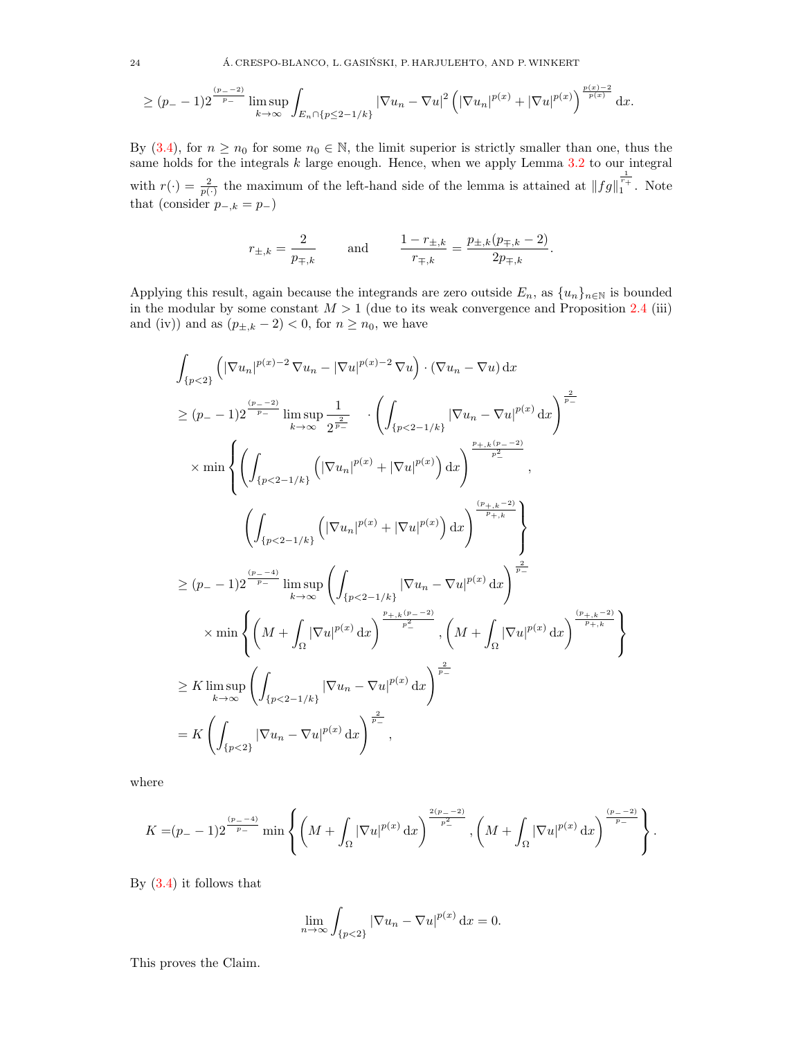$$\geq (p_- - 1)2^{\frac{(p_- -2)}{p_-}} \limsup_{k\to\infty} \int_{E_n \cap \{p \leq 2-1/k\}} |\nabla u_n - \nabla u|^2 \left(|\nabla u_n|^{p(x)} + |\nabla u|^{p(x)}\right)^{\frac{p(x)-2}{p(x)}} \,\mathrm{d}x.$$

By (3.4), for $n \geq n_0$ for some $n_0 \in \mathbb{N}$, the limit superior is strictly smaller than one, thus the same holds for the integrals $k$ large enough. Hence, when we apply Lemma 3.2 to our integral with $r(\cdot) = \frac{2}{p(\cdot)}$ the maximum of the left-hand side of the lemma is attained at $\|fg\|_1^{\frac{1}{r_+}}$. Note that (consider $p_{-,k} = p_-$)

$$r_{\pm,k} = \frac{2}{p_{\mp,k}} \qquad \text{and} \qquad \frac{1 - r_{\pm,k}}{r_{\mp,k}} = \frac{p_{\pm,k}(p_{\mp,k} - 2)}{2p_{\mp,k}}.$$

Applying this result, again because the integrands are zero outside $E_n$, as $\{u_n\}_{n\in\mathbb{N}}$ is bounded in the modular by some constant $M > 1$ (due to its weak convergence and Proposition 2.4 (iii) and (iv)) and as $(p_{\pm,k} - 2) < 0$, for $n \geq n_0$, we have

$$\begin{aligned}
&\int_{\{p<2\}} \left(|\nabla u_n|^{p(x)-2} \nabla u_n - |\nabla u|^{p(x)-2} \nabla u\right) \cdot (\nabla u_n - \nabla u) \,\mathrm{d}x \\
&\geq (p_- - 1)2^{\frac{(p_- -2)}{p_-}} \limsup_{k\to\infty} \frac{1}{2^{\frac{2}{p_-}}} \quad \cdot \left(\int_{\{p<2-1/k\}} |\nabla u_n - \nabla u|^{p(x)} \,\mathrm{d}x\right)^{\frac{2}{p_-}} \\
&\quad \times \min\left\{ \left(\int_{\{p<2-1/k\}} \left(|\nabla u_n|^{p(x)} + |\nabla u|^{p(x)}\right) \mathrm{d}x\right)^{\frac{p_{+,k}(p_- -2)}{p_-^2}}, \right. \\
&\qquad\qquad \left. \left(\int_{\{p<2-1/k\}} \left(|\nabla u_n|^{p(x)} + |\nabla u|^{p(x)}\right) \mathrm{d}x\right)^{\frac{(p_{+,k}-2)}{p_{+,k}}} \right\} \\
&\geq (p_- - 1)2^{\frac{(p_- -4)}{p_-}} \limsup_{k\to\infty} \left(\int_{\{p<2-1/k\}} |\nabla u_n - \nabla u|^{p(x)} \,\mathrm{d}x\right)^{\frac{2}{p_-}} \\
&\qquad \times \min\left\{ \left(M + \int_\Omega |\nabla u|^{p(x)} \,\mathrm{d}x\right)^{\frac{p_{+,k}(p_- -2)}{p_-^2}}, \left(M + \int_\Omega |\nabla u|^{p(x)} \,\mathrm{d}x\right)^{\frac{(p_{+,k}-2)}{p_{+,k}}} \right\} \\
&\geq K \limsup_{k\to\infty} \left(\int_{\{p<2-1/k\}} |\nabla u_n - \nabla u|^{p(x)} \,\mathrm{d}x\right)^{\frac{2}{p_-}} \\
&= K \left(\int_{\{p<2\}} |\nabla u_n - \nabla u|^{p(x)} \,\mathrm{d}x\right)^{\frac{2}{p_-}},
\end{aligned}$$

where

$$K = (p_- - 1)2^{\frac{(p_- -4)}{p_-}} \min\left\{ \left(M + \int_\Omega |\nabla u|^{p(x)} \,\mathrm{d}x\right)^{\frac{2(p_- -2)}{p_-^2}}, \left(M + \int_\Omega |\nabla u|^{p(x)} \,\mathrm{d}x\right)^{\frac{(p_- -2)}{p_-}} \right\}.$$

By (3.4) it follows that

$$\lim_{n\to\infty} \int_{\{p<2\}} |\nabla u_n - \nabla u|^{p(x)} \,\mathrm{d}x = 0.$$

This proves the Claim.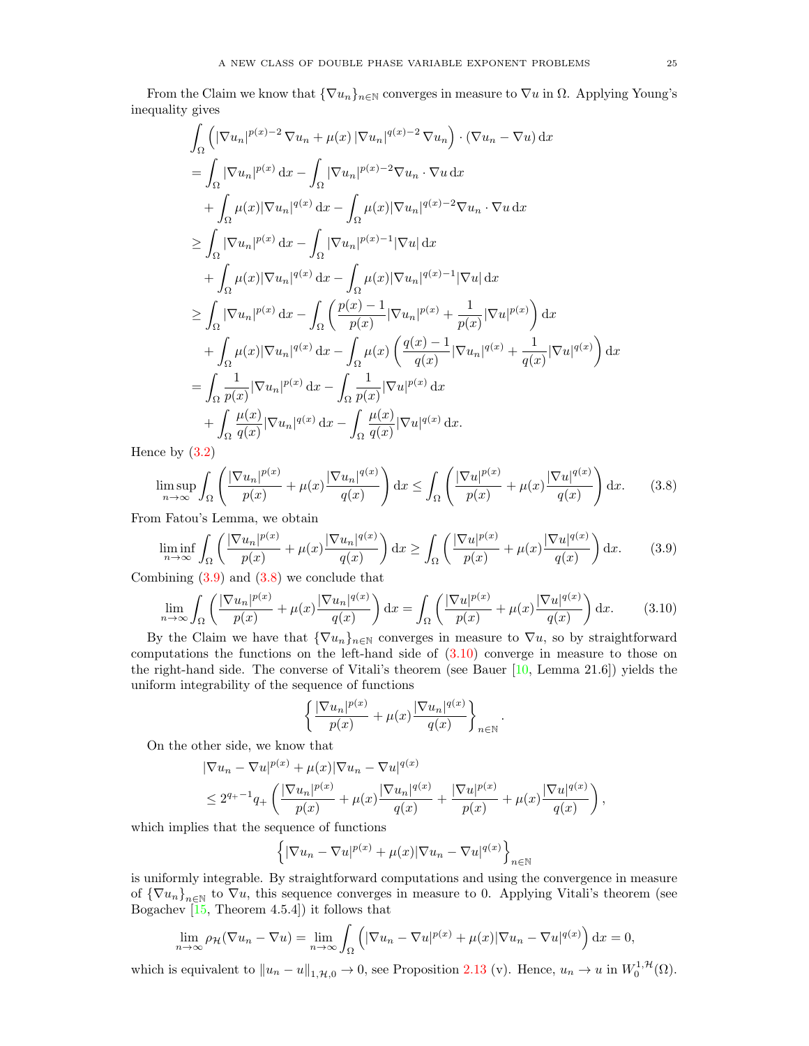From the Claim we know that $\{\nabla u_n\}_{n\in\mathbb{N}}$ converges in measure to $\nabla u$ in $\Omega$. Applying Young's inequality gives

$$
\begin{aligned}
&\int_\Omega \left(|\nabla u_n|^{p(x)-2}\nabla u_n + \mu(x)|\nabla u_n|^{q(x)-2}\nabla u_n\right)\cdot(\nabla u_n - \nabla u)\,\mathrm{d}x\\
&= \int_\Omega |\nabla u_n|^{p(x)}\,\mathrm{d}x - \int_\Omega |\nabla u_n|^{p(x)-2}\nabla u_n\cdot\nabla u\,\mathrm{d}x\\
&\quad + \int_\Omega \mu(x)|\nabla u_n|^{q(x)}\,\mathrm{d}x - \int_\Omega \mu(x)|\nabla u_n|^{q(x)-2}\nabla u_n\cdot\nabla u\,\mathrm{d}x\\
&\geq \int_\Omega |\nabla u_n|^{p(x)}\,\mathrm{d}x - \int_\Omega |\nabla u_n|^{p(x)-1}|\nabla u|\,\mathrm{d}x\\
&\quad + \int_\Omega \mu(x)|\nabla u_n|^{q(x)}\,\mathrm{d}x - \int_\Omega \mu(x)|\nabla u_n|^{q(x)-1}|\nabla u|\,\mathrm{d}x\\
&\geq \int_\Omega |\nabla u_n|^{p(x)}\,\mathrm{d}x - \int_\Omega \left(\frac{p(x)-1}{p(x)}|\nabla u_n|^{p(x)} + \frac{1}{p(x)}|\nabla u|^{p(x)}\right)\mathrm{d}x\\
&\quad + \int_\Omega \mu(x)|\nabla u_n|^{q(x)}\,\mathrm{d}x - \int_\Omega \mu(x)\left(\frac{q(x)-1}{q(x)}|\nabla u_n|^{q(x)} + \frac{1}{q(x)}|\nabla u|^{q(x)}\right)\mathrm{d}x\\
&= \int_\Omega \frac{1}{p(x)}|\nabla u_n|^{p(x)}\,\mathrm{d}x - \int_\Omega \frac{1}{p(x)}|\nabla u|^{p(x)}\,\mathrm{d}x\\
&\quad + \int_\Omega \frac{\mu(x)}{q(x)}|\nabla u_n|^{q(x)}\,\mathrm{d}x - \int_\Omega \frac{\mu(x)}{q(x)}|\nabla u|^{q(x)}\,\mathrm{d}x.
\end{aligned}
$$

Hence by (3.2)

$$
\limsup_{n\to\infty}\int_\Omega \left(\frac{|\nabla u_n|^{p(x)}}{p(x)} + \mu(x)\frac{|\nabla u_n|^{q(x)}}{q(x)}\right)\mathrm{d}x \leq \int_\Omega \left(\frac{|\nabla u|^{p(x)}}{p(x)} + \mu(x)\frac{|\nabla u|^{q(x)}}{q(x)}\right)\mathrm{d}x. \tag{3.8}
$$

From Fatou's Lemma, we obtain

$$
\liminf_{n\to\infty}\int_\Omega \left(\frac{|\nabla u_n|^{p(x)}}{p(x)} + \mu(x)\frac{|\nabla u_n|^{q(x)}}{q(x)}\right)\mathrm{d}x \geq \int_\Omega \left(\frac{|\nabla u|^{p(x)}}{p(x)} + \mu(x)\frac{|\nabla u|^{q(x)}}{q(x)}\right)\mathrm{d}x. \tag{3.9}
$$

Combining (3.9) and (3.8) we conclude that

$$
\lim_{n\to\infty}\int_\Omega \left(\frac{|\nabla u_n|^{p(x)}}{p(x)} + \mu(x)\frac{|\nabla u_n|^{q(x)}}{q(x)}\right)\mathrm{d}x = \int_\Omega \left(\frac{|\nabla u|^{p(x)}}{p(x)} + \mu(x)\frac{|\nabla u|^{q(x)}}{q(x)}\right)\mathrm{d}x. \tag{3.10}
$$

By the Claim we have that $\{\nabla u_n\}_{n\in\mathbb{N}}$ converges in measure to $\nabla u$, so by straightforward computations the functions on the left-hand side of (3.10) converge in measure to those on the right-hand side. The converse of Vitali's theorem (see Bauer [10, Lemma 21.6]) yields the uniform integrability of the sequence of functions

$$
\left\{\frac{|\nabla u_n|^{p(x)}}{p(x)} + \mu(x)\frac{|\nabla u_n|^{q(x)}}{q(x)}\right\}_{n\in\mathbb{N}}.
$$

On the other side, we know that

$$
\begin{aligned}
&|\nabla u_n - \nabla u|^{p(x)} + \mu(x)|\nabla u_n - \nabla u|^{q(x)}\\
&\leq 2^{q_+-1}q_+\left(\frac{|\nabla u_n|^{p(x)}}{p(x)} + \mu(x)\frac{|\nabla u_n|^{q(x)}}{q(x)} + \frac{|\nabla u|^{p(x)}}{p(x)} + \mu(x)\frac{|\nabla u|^{q(x)}}{q(x)}\right),
\end{aligned}
$$

which implies that the sequence of functions

$$
\left\{|\nabla u_n - \nabla u|^{p(x)} + \mu(x)|\nabla u_n - \nabla u|^{q(x)}\right\}_{n\in\mathbb{N}}
$$

is uniformly integrable. By straightforward computations and using the convergence in measure of $\{\nabla u_n\}_{n\in\mathbb{N}}$ to $\nabla u$, this sequence converges in measure to 0. Applying Vitali's theorem (see Bogachev [15, Theorem 4.5.4]) it follows that

$$
\lim_{n\to\infty}\rho_{\mathcal{H}}(\nabla u_n - \nabla u) = \lim_{n\to\infty}\int_\Omega \left(|\nabla u_n - \nabla u|^{p(x)} + \mu(x)|\nabla u_n - \nabla u|^{q(x)}\right)\mathrm{d}x = 0,
$$

which is equivalent to $\|u_n - u\|_{1,\mathcal{H},0} \to 0$, see Proposition 2.13 (v). Hence, $u_n \to u$ in $W_0^{1,\mathcal{H}}(\Omega)$.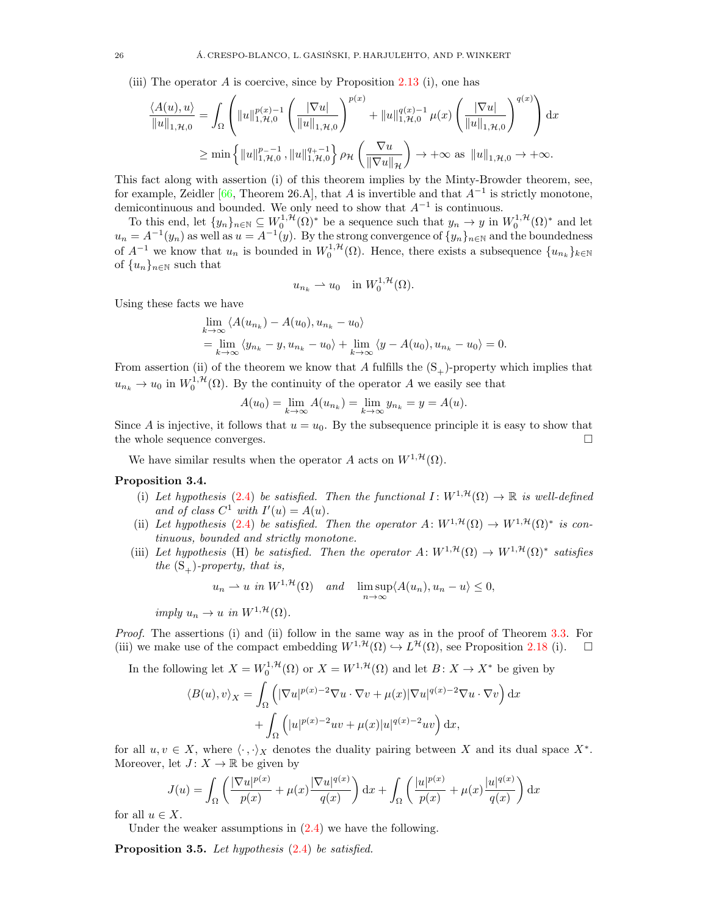(iii) The operator $A$ is coercive, since by Proposition 2.13 (i), one has

$$\frac{\langle A(u), u\rangle}{\|u\|_{1,\mathcal{H},0}} = \int_\Omega \left( \|u\|_{1,\mathcal{H},0}^{p(x)-1} \left( \frac{|\nabla u|}{\|u\|_{1,\mathcal{H},0}} \right)^{p(x)} + \|u\|_{1,\mathcal{H},0}^{q(x)-1} \mu(x) \left( \frac{|\nabla u|}{\|u\|_{1,\mathcal{H},0}} \right)^{q(x)} \right) \mathrm{d}x$$

$$\geq \min\left\{ \|u\|_{1,\mathcal{H},0}^{p_- -1}, \|u\|_{1,\mathcal{H},0}^{q_+ -1} \right\} \rho_{\mathcal{H}} \left( \frac{\nabla u}{\|\nabla u\|_{\mathcal{H}}} \right) \to +\infty \text{ as } \|u\|_{1,\mathcal{H},0} \to +\infty.$$

This fact along with assertion (i) of this theorem implies by the Minty-Browder theorem, see, for example, Zeidler [66, Theorem 26.A], that $A$ is invertible and that $A^{-1}$ is strictly monotone, demicontinuous and bounded. We only need to show that $A^{-1}$ is continuous.

To this end, let $\{y_n\}_{n\in\mathbb{N}} \subseteq W_0^{1,\mathcal{H}}(\Omega)^*$ be a sequence such that $y_n \to y$ in $W_0^{1,\mathcal{H}}(\Omega)^*$ and let $u_n = A^{-1}(y_n)$ as well as $u = A^{-1}(y)$. By the strong convergence of $\{y_n\}_{n\in\mathbb{N}}$ and the boundedness of $A^{-1}$ we know that $u_n$ is bounded in $W_0^{1,\mathcal{H}}(\Omega)$. Hence, there exists a subsequence $\{u_{n_k}\}_{k\in\mathbb{N}}$ of $\{u_n\}_{n\in\mathbb{N}}$ such that

$$u_{n_k} \rightharpoonup u_0 \quad \text{in } W_0^{1,\mathcal{H}}(\Omega).$$

Using these facts we have

$$\begin{aligned}
&\lim_{k\to\infty} \langle A(u_{n_k}) - A(u_0), u_{n_k} - u_0\rangle \\
&= \lim_{k\to\infty} \langle y_{n_k} - y, u_{n_k} - u_0\rangle + \lim_{k\to\infty} \langle y - A(u_0), u_{n_k} - u_0\rangle = 0.
\end{aligned}$$

From assertion (ii) of the theorem we know that $A$ fulfills the $(\mathrm{S}_+)$-property which implies that $u_{n_k} \to u_0$ in $W_0^{1,\mathcal{H}}(\Omega)$. By the continuity of the operator $A$ we easily see that

$$A(u_0) = \lim_{k\to\infty} A(u_{n_k}) = \lim_{k\to\infty} y_{n_k} = y = A(u).$$

Since $A$ is injective, it follows that $u = u_0$. By the subsequence principle it is easy to show that the whole sequence converges. □

We have similar results when the operator $A$ acts on $W^{1,\mathcal{H}}(\Omega)$.

**Proposition 3.4.**

(i) *Let hypothesis (2.4) be satisfied. Then the functional $I\colon W^{1,\mathcal{H}}(\Omega) \to \mathbb{R}$ is well-defined and of class $C^1$ with $I'(u) = A(u)$.*

(ii) *Let hypothesis (2.4) be satisfied. Then the operator $A\colon W^{1,\mathcal{H}}(\Omega) \to W^{1,\mathcal{H}}(\Omega)^*$ is continuous, bounded and strictly monotone.*

(iii) *Let hypothesis (H) be satisfied. Then the operator $A\colon W^{1,\mathcal{H}}(\Omega) \to W^{1,\mathcal{H}}(\Omega)^*$ satisfies the $(\mathrm{S}_+)$-property, that is,*

$$u_n \rightharpoonup u \text{ in } W^{1,\mathcal{H}}(\Omega) \quad \text{and} \quad \limsup_{n\to\infty} \langle A(u_n), u_n - u\rangle \leq 0,$$

*imply $u_n \to u$ in $W^{1,\mathcal{H}}(\Omega)$.*

*Proof.* The assertions (i) and (ii) follow in the same way as in the proof of Theorem 3.3. For (iii) we make use of the compact embedding $W^{1,\mathcal{H}}(\Omega) \hookrightarrow L^{\mathcal{H}}(\Omega)$, see Proposition 2.18 (i). □

In the following let $X = W_0^{1,\mathcal{H}}(\Omega)$ or $X = W^{1,\mathcal{H}}(\Omega)$ and let $B\colon X \to X^*$ be given by

$$\begin{aligned}
\langle B(u), v\rangle_X &= \int_\Omega \left( |\nabla u|^{p(x)-2} \nabla u \cdot \nabla v + \mu(x) |\nabla u|^{q(x)-2} \nabla u \cdot \nabla v \right) \mathrm{d}x \\
&\quad + \int_\Omega \left( |u|^{p(x)-2} uv + \mu(x) |u|^{q(x)-2} uv \right) \mathrm{d}x,
\end{aligned}$$

for all $u, v \in X$, where $\langle \cdot, \cdot\rangle_X$ denotes the duality pairing between $X$ and its dual space $X^*$. Moreover, let $J\colon X \to \mathbb{R}$ be given by

$$J(u) = \int_\Omega \left( \frac{|\nabla u|^{p(x)}}{p(x)} + \mu(x) \frac{|\nabla u|^{q(x)}}{q(x)} \right) \mathrm{d}x + \int_\Omega \left( \frac{|u|^{p(x)}}{p(x)} + \mu(x) \frac{|u|^{q(x)}}{q(x)} \right) \mathrm{d}x$$

for all $u \in X$.

Under the weaker assumptions in (2.4) we have the following.

**Proposition 3.5.** *Let hypothesis (2.4) be satisfied.*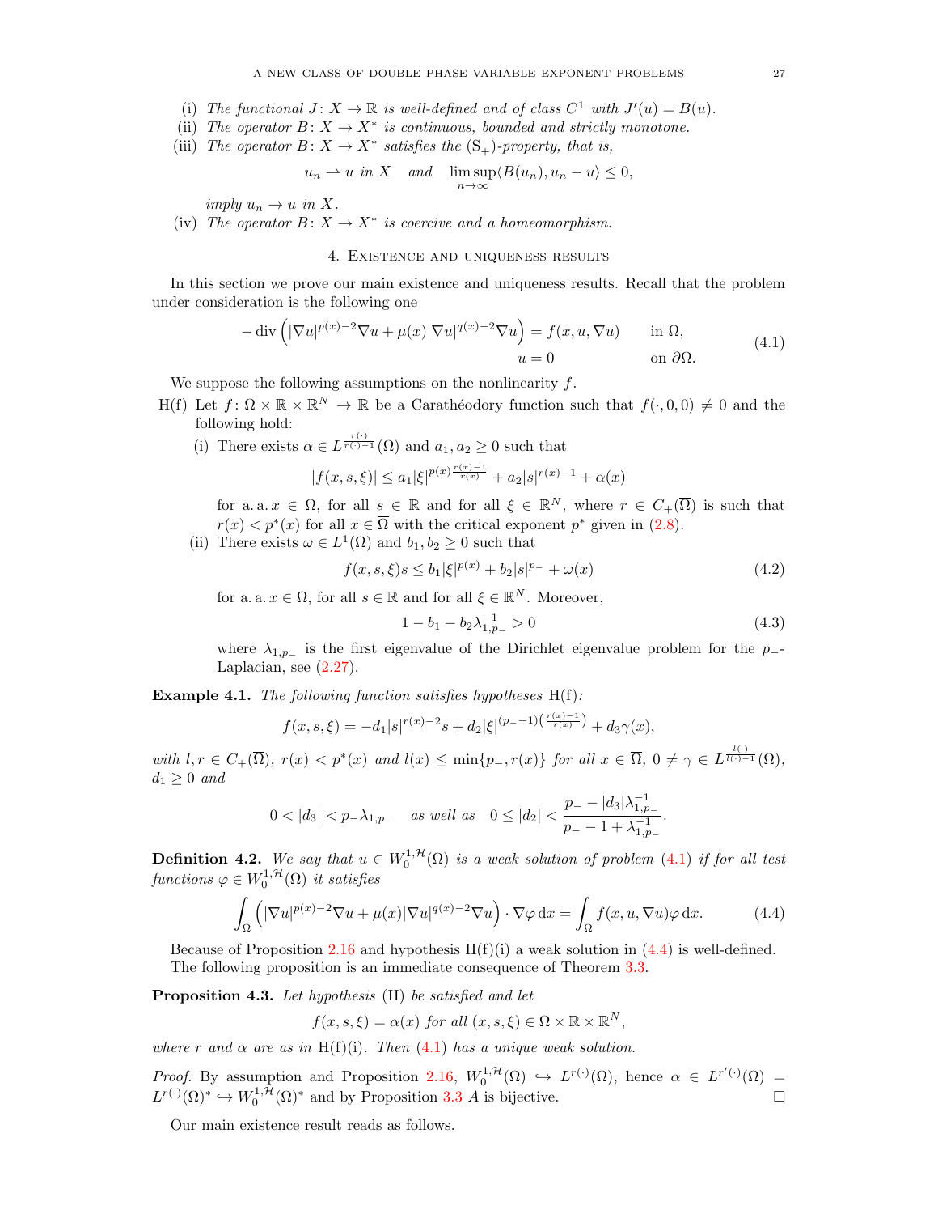(i) *The functional $J\colon X\to\mathbb{R}$ is well-defined and of class $C^1$ with $J'(u)=B(u)$.*

(ii) *The operator $B\colon X\to X^*$ is continuous, bounded and strictly monotone.*

(iii) *The operator $B\colon X\to X^*$ satisfies the $(\mathrm{S}_+)$-property, that is,*

$$u_n \rightharpoonup u \text{ in } X \quad \text{and} \quad \limsup_{n\to\infty}\langle B(u_n), u_n-u\rangle \leq 0,$$

*imply $u_n \to u$ in $X$.*

(iv) *The operator $B\colon X\to X^*$ is coercive and a homeomorphism.*

## 4. Existence and uniqueness results

In this section we prove our main existence and uniqueness results. Recall that the problem under consideration is the following one

$$\begin{aligned}
-\operatorname{div}\left(|\nabla u|^{p(x)-2}\nabla u+\mu(x)|\nabla u|^{q(x)-2}\nabla u\right) &= f(x,u,\nabla u) \qquad && \text{in } \Omega,\\
u &= 0 && \text{on } \partial\Omega.
\end{aligned} \tag{4.1}$$

We suppose the following assumptions on the nonlinearity $f$.

H(f) Let $f\colon \Omega\times\mathbb{R}\times\mathbb{R}^N\to\mathbb{R}$ be a Carathéodory function such that $f(\cdot,0,0)\neq 0$ and the following hold:

(i) There exists $\alpha \in L^{\frac{r(\cdot)}{r(\cdot)-1}}(\Omega)$ and $a_1,a_2\geq 0$ such that

$$|f(x,s,\xi)|\leq a_1|\xi|^{p(x)\frac{r(x)-1}{r(x)}}+a_2|s|^{r(x)-1}+\alpha(x)$$

for a. a. $x\in\Omega$, for all $s\in\mathbb{R}$ and for all $\xi\in\mathbb{R}^N$, where $r\in C_+(\overline{\Omega})$ is such that $r(x)<p^*(x)$ for all $x\in\overline{\Omega}$ with the critical exponent $p^*$ given in (2.8).

(ii) There exists $\omega\in L^1(\Omega)$ and $b_1,b_2\geq 0$ such that

$$f(x,s,\xi)s\leq b_1|\xi|^{p(x)}+b_2|s|^{p_-}+\omega(x) \tag{4.2}$$

for a. a. $x\in\Omega$, for all $s\in\mathbb{R}$ and for all $\xi\in\mathbb{R}^N$. Moreover,

$$1-b_1-b_2\lambda_{1,p_-}^{-1}>0 \tag{4.3}$$

where $\lambda_{1,p_-}$ is the first eigenvalue of the Dirichlet eigenvalue problem for the $p_-$-Laplacian, see (2.27).

**Example 4.1.** *The following function satisfies hypotheses* H(f)*:*

$$f(x,s,\xi)=-d_1|s|^{r(x)-2}s+d_2|\xi|^{(p_--1)\left(\frac{r(x)-1}{r(x)}\right)}+d_3\gamma(x),$$

*with $l,r\in C_+(\overline{\Omega})$, $r(x)<p^*(x)$ and $l(x)\leq \min\{p_-,r(x)\}$ for all $x\in\overline{\Omega}$, $0\neq\gamma\in L^{\frac{l(\cdot)}{l(\cdot)-1}}(\Omega)$, $d_1\geq 0$ and*

$$0<|d_3|<p_-\lambda_{1,p_-} \quad \textit{as well as} \quad 0\leq |d_2|<\frac{p_--|d_3|\lambda_{1,p_-}^{-1}}{p_--1+\lambda_{1,p_-}^{-1}}.$$

**Definition 4.2.** *We say that $u\in W_0^{1,\mathcal{H}}(\Omega)$ is a weak solution of problem (4.1) if for all test functions $\varphi\in W_0^{1,\mathcal{H}}(\Omega)$ it satisfies*

$$\int_\Omega\left(|\nabla u|^{p(x)-2}\nabla u+\mu(x)|\nabla u|^{q(x)-2}\nabla u\right)\cdot\nabla\varphi\,\mathrm{d}x=\int_\Omega f(x,u,\nabla u)\varphi\,\mathrm{d}x. \tag{4.4}$$

Because of Proposition 2.16 and hypothesis H(f)(i) a weak solution in (4.4) is well-defined. The following proposition is an immediate consequence of Theorem 3.3.

**Proposition 4.3.** *Let hypothesis* (H) *be satisfied and let*

$$f(x,s,\xi)=\alpha(x) \textit{ for all } (x,s,\xi)\in\Omega\times\mathbb{R}\times\mathbb{R}^N,$$

*where $r$ and $\alpha$ are as in* H(f)(i)*. Then (4.1) has a unique weak solution.*

*Proof.* By assumption and Proposition 2.16, $W_0^{1,\mathcal{H}}(\Omega)\hookrightarrow L^{r(\cdot)}(\Omega)$, hence $\alpha\in L^{r'(\cdot)}(\Omega)=L^{r(\cdot)}(\Omega)^*\hookrightarrow W_0^{1,\mathcal{H}}(\Omega)^*$ and by Proposition 3.3 $A$ is bijective. $\square$

Our main existence result reads as follows.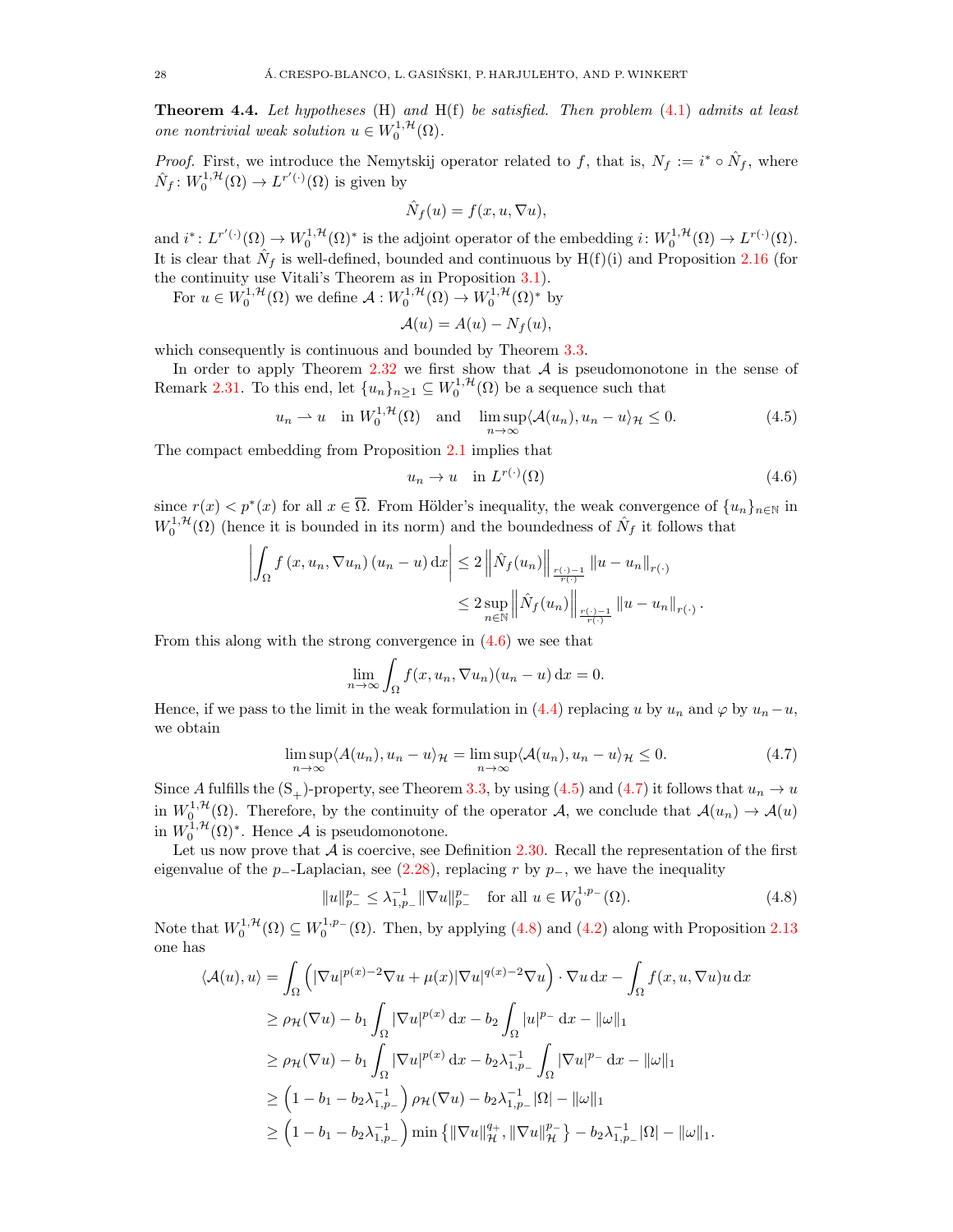**Theorem 4.4.** *Let hypotheses* (H) *and* H(f) *be satisfied. Then problem* (4.1) *admits at least one nontrivial weak solution* $u \in W_0^{1,\mathcal{H}}(\Omega)$.

*Proof.* First, we introduce the Nemytskij operator related to $f$, that is, $N_f := i^* \circ \hat{N}_f$, where $\hat{N}_f \colon W_0^{1,\mathcal{H}}(\Omega) \to L^{r'(\cdot)}(\Omega)$ is given by

$$\hat{N}_f(u) = f(x, u, \nabla u),$$

and $i^* \colon L^{r'(\cdot)}(\Omega) \to W_0^{1,\mathcal{H}}(\Omega)^*$ is the adjoint operator of the embedding $i \colon W_0^{1,\mathcal{H}}(\Omega) \to L^{r(\cdot)}(\Omega)$. It is clear that $\hat{N}_f$ is well-defined, bounded and continuous by H(f)(i) and Proposition 2.16 (for the continuity use Vitali's Theorem as in Proposition 3.1).

For $u \in W_0^{1,\mathcal{H}}(\Omega)$ we define $\mathcal{A} : W_0^{1,\mathcal{H}}(\Omega) \to W_0^{1,\mathcal{H}}(\Omega)^*$ by

$$\mathcal{A}(u) = A(u) - N_f(u),$$

which consequently is continuous and bounded by Theorem 3.3.

In order to apply Theorem 2.32 we first show that $\mathcal{A}$ is pseudomonotone in the sense of Remark 2.31. To this end, let $\{u_n\}_{n\geq 1} \subseteq W_0^{1,\mathcal{H}}(\Omega)$ be a sequence such that

$$u_n \rightharpoonup u \quad \text{in } W_0^{1,\mathcal{H}}(\Omega) \quad \text{and} \quad \limsup_{n\to\infty} \langle \mathcal{A}(u_n), u_n - u\rangle_{\mathcal{H}} \leq 0. \tag{4.5}$$

The compact embedding from Proposition 2.1 implies that

$$u_n \to u \quad \text{in } L^{r(\cdot)}(\Omega) \tag{4.6}$$

since $r(x) < p^*(x)$ for all $x \in \overline{\Omega}$. From Hölder's inequality, the weak convergence of $\{u_n\}_{n\in\mathbb{N}}$ in $W_0^{1,\mathcal{H}}(\Omega)$ (hence it is bounded in its norm) and the boundedness of $\hat{N}_f$ it follows that

$$\begin{aligned}
\left| \int_\Omega f\left(x, u_n, \nabla u_n\right)\left(u_n - u\right) \mathrm{d}x \right| &\leq 2 \left\| \hat{N}_f(u_n) \right\|_{\frac{r(\cdot)-1}{r(\cdot)}} \|u - u_n\|_{r(\cdot)} \\
&\leq 2 \sup_{n\in\mathbb{N}} \left\| \hat{N}_f(u_n) \right\|_{\frac{r(\cdot)-1}{r(\cdot)}} \|u - u_n\|_{r(\cdot)}.
\end{aligned}$$

From this along with the strong convergence in (4.6) we see that

$$\lim_{n\to\infty} \int_\Omega f(x, u_n, \nabla u_n)(u_n - u)\,\mathrm{d}x = 0.$$

Hence, if we pass to the limit in the weak formulation in (4.4) replacing $u$ by $u_n$ and $\varphi$ by $u_n - u$, we obtain

$$\limsup_{n\to\infty} \langle A(u_n), u_n - u\rangle_{\mathcal{H}} = \limsup_{n\to\infty} \langle \mathcal{A}(u_n), u_n - u\rangle_{\mathcal{H}} \leq 0. \tag{4.7}$$

Since $A$ fulfills the $(\mathrm{S}_+)$-property, see Theorem 3.3, by using (4.5) and (4.7) it follows that $u_n \to u$ in $W_0^{1,\mathcal{H}}(\Omega)$. Therefore, by the continuity of the operator $\mathcal{A}$, we conclude that $\mathcal{A}(u_n) \to \mathcal{A}(u)$ in $W_0^{1,\mathcal{H}}(\Omega)^*$. Hence $\mathcal{A}$ is pseudomonotone.

Let us now prove that $\mathcal{A}$ is coercive, see Definition 2.30. Recall the representation of the first eigenvalue of the $p_-$-Laplacian, see (2.28), replacing $r$ by $p_-$, we have the inequality

$$\|u\|_{p_-}^{p_-} \leq \lambda_{1,p_-}^{-1} \|\nabla u\|_{p_-}^{p_-} \quad \text{for all } u \in W_0^{1,p_-}(\Omega). \tag{4.8}$$

Note that $W_0^{1,\mathcal{H}}(\Omega) \subseteq W_0^{1,p_-}(\Omega)$. Then, by applying (4.8) and (4.2) along with Proposition 2.13 one has

$$\begin{aligned}
\langle \mathcal{A}(u), u\rangle &= \int_\Omega \left( |\nabla u|^{p(x)-2}\nabla u + \mu(x)|\nabla u|^{q(x)-2}\nabla u \right) \cdot \nabla u \,\mathrm{d}x - \int_\Omega f(x, u, \nabla u) u \,\mathrm{d}x \\
&\geq \rho_{\mathcal{H}}(\nabla u) - b_1 \int_\Omega |\nabla u|^{p(x)}\,\mathrm{d}x - b_2 \int_\Omega |u|^{p_-}\,\mathrm{d}x - \|\omega\|_1 \\
&\geq \rho_{\mathcal{H}}(\nabla u) - b_1 \int_\Omega |\nabla u|^{p(x)}\,\mathrm{d}x - b_2 \lambda_{1,p_-}^{-1} \int_\Omega |\nabla u|^{p_-}\,\mathrm{d}x - \|\omega\|_1 \\
&\geq \left(1 - b_1 - b_2\lambda_{1,p_-}^{-1}\right) \rho_{\mathcal{H}}(\nabla u) - b_2 \lambda_{1,p_-}^{-1} |\Omega| - \|\omega\|_1 \\
&\geq \left(1 - b_1 - b_2\lambda_{1,p_-}^{-1}\right) \min\left\{ \|\nabla u\|_{\mathcal{H}}^{q_+}, \|\nabla u\|_{\mathcal{H}}^{p_-} \right\} - b_2 \lambda_{1,p_-}^{-1} |\Omega| - \|\omega\|_1.
\end{aligned}$$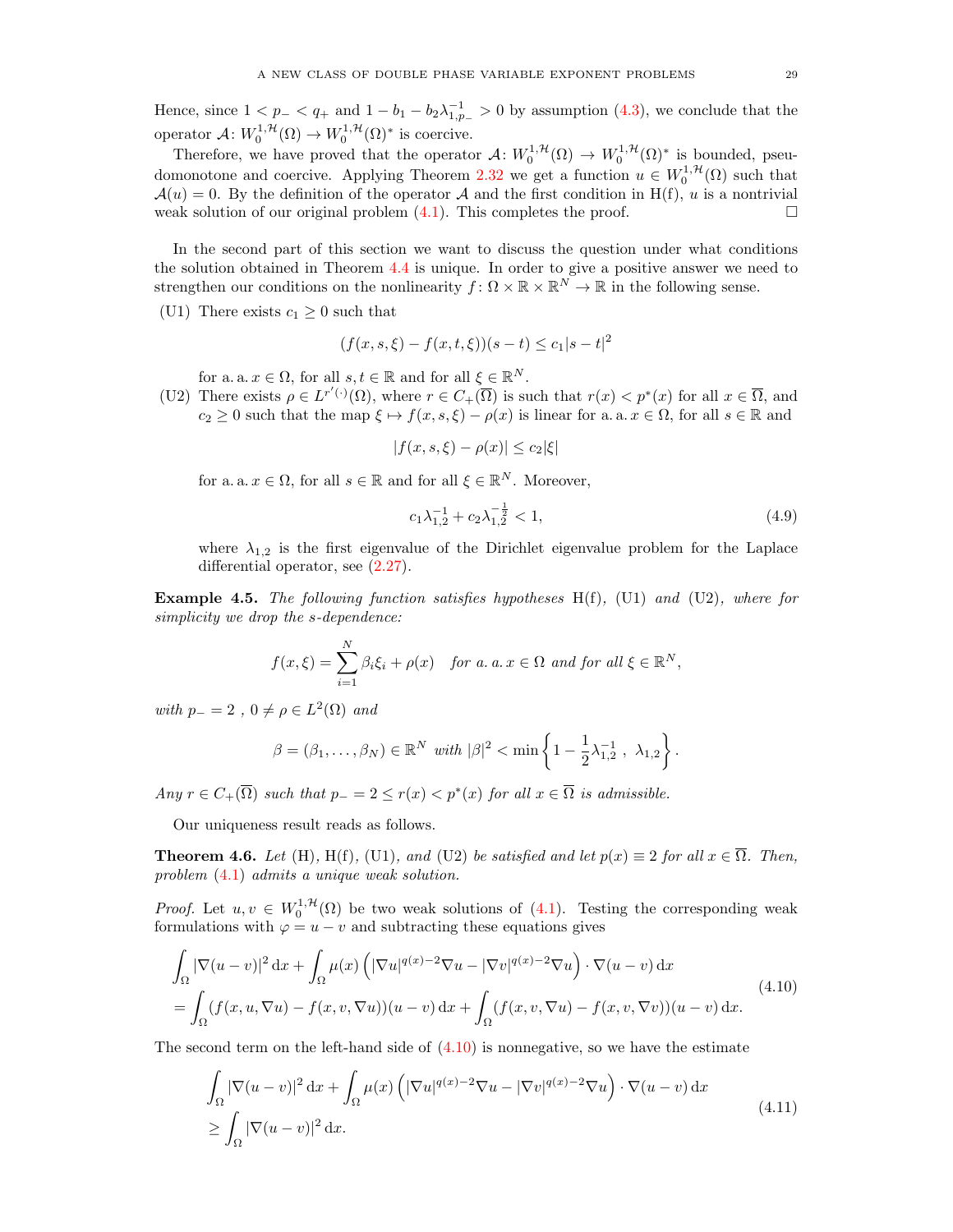Hence, since $1 < p_- < q_+$ and $1 - b_1 - b_2\lambda_{1,p_-}^{-1} > 0$ by assumption (4.3), we conclude that the operator $\mathcal{A}\colon W_0^{1,\mathcal{H}}(\Omega) \to W_0^{1,\mathcal{H}}(\Omega)^*$ is coercive.

Therefore, we have proved that the operator $\mathcal{A}\colon W_0^{1,\mathcal{H}}(\Omega) \to W_0^{1,\mathcal{H}}(\Omega)^*$ is bounded, pseudomonotone and coercive. Applying Theorem 2.32 we get a function $u \in W_0^{1,\mathcal{H}}(\Omega)$ such that $\mathcal{A}(u) = 0$. By the definition of the operator $\mathcal{A}$ and the first condition in H(f), $u$ is a nontrivial weak solution of our original problem (4.1). This completes the proof. □

In the second part of this section we want to discuss the question under what conditions the solution obtained in Theorem 4.4 is unique. In order to give a positive answer we need to strengthen our conditions on the nonlinearity $f\colon \Omega \times \mathbb{R} \times \mathbb{R}^N \to \mathbb{R}$ in the following sense.

(U1) There exists $c_1 \geq 0$ such that

$$(f(x,s,\xi) - f(x,t,\xi))(s-t) \leq c_1|s-t|^2$$

for a. a. $x \in \Omega$, for all $s,t \in \mathbb{R}$ and for all $\xi \in \mathbb{R}^N$.

(U2) There exists $\rho \in L^{r'(\cdot)}(\Omega)$, where $r \in C_+(\overline{\Omega})$ is such that $r(x) < p^*(x)$ for all $x \in \overline{\Omega}$, and $c_2 \geq 0$ such that the map $\xi \mapsto f(x,s,\xi) - \rho(x)$ is linear for a. a. $x \in \Omega$, for all $s \in \mathbb{R}$ and

$$|f(x,s,\xi) - \rho(x)| \leq c_2|\xi|$$

for a. a. $x \in \Omega$, for all $s \in \mathbb{R}$ and for all $\xi \in \mathbb{R}^N$. Moreover,

$$c_1\lambda_{1,2}^{-1} + c_2\lambda_{1,2}^{-\frac{1}{2}} < 1, \tag{4.9}$$

where $\lambda_{1,2}$ is the first eigenvalue of the Dirichlet eigenvalue problem for the Laplace differential operator, see (2.27).

**Example 4.5.** *The following function satisfies hypotheses* H(f)*,* (U1) *and* (U2)*, where for simplicity we drop the $s$-dependence:*

$$f(x,\xi) = \sum_{i=1}^{N} \beta_i \xi_i + \rho(x) \quad \text{for a. a. } x \in \Omega \text{ and for all } \xi \in \mathbb{R}^N,$$

*with $p_- = 2$ , $0 \neq \rho \in L^2(\Omega)$ and*

$$\beta = (\beta_1, \ldots, \beta_N) \in \mathbb{R}^N \text{ with } |\beta|^2 < \min\left\{1 - \frac{1}{2}\lambda_{1,2}^{-1}\ ,\ \lambda_{1,2}\right\}.$$

*Any $r \in C_+(\overline{\Omega})$ such that $p_- = 2 \leq r(x) < p^*(x)$ for all $x \in \overline{\Omega}$ is admissible.*

Our uniqueness result reads as follows.

**Theorem 4.6.** *Let* (H)*,* H(f)*,* (U1)*, and* (U2) *be satisfied and let $p(x) \equiv 2$ for all $x \in \overline{\Omega}$. Then, problem* (4.1) *admits a unique weak solution.*

*Proof.* Let $u, v \in W_0^{1,\mathcal{H}}(\Omega)$ be two weak solutions of (4.1). Testing the corresponding weak formulations with $\varphi = u - v$ and subtracting these equations gives

$$\begin{aligned}
&\int_\Omega |\nabla(u-v)|^2 \,\mathrm{d}x + \int_\Omega \mu(x)\left(|\nabla u|^{q(x)-2}\nabla u - |\nabla v|^{q(x)-2}\nabla u\right)\cdot\nabla(u-v)\,\mathrm{d}x\\
&= \int_\Omega (f(x,u,\nabla u) - f(x,v,\nabla u))(u-v)\,\mathrm{d}x + \int_\Omega (f(x,v,\nabla u) - f(x,v,\nabla v))(u-v)\,\mathrm{d}x.
\end{aligned} \tag{4.10}$$

The second term on the left-hand side of (4.10) is nonnegative, so we have the estimate

$$\begin{aligned}
&\int_\Omega |\nabla(u-v)|^2 \,\mathrm{d}x + \int_\Omega \mu(x)\left(|\nabla u|^{q(x)-2}\nabla u - |\nabla v|^{q(x)-2}\nabla u\right)\cdot\nabla(u-v)\,\mathrm{d}x\\
&\geq \int_\Omega |\nabla(u-v)|^2 \,\mathrm{d}x.
\end{aligned} \tag{4.11}$$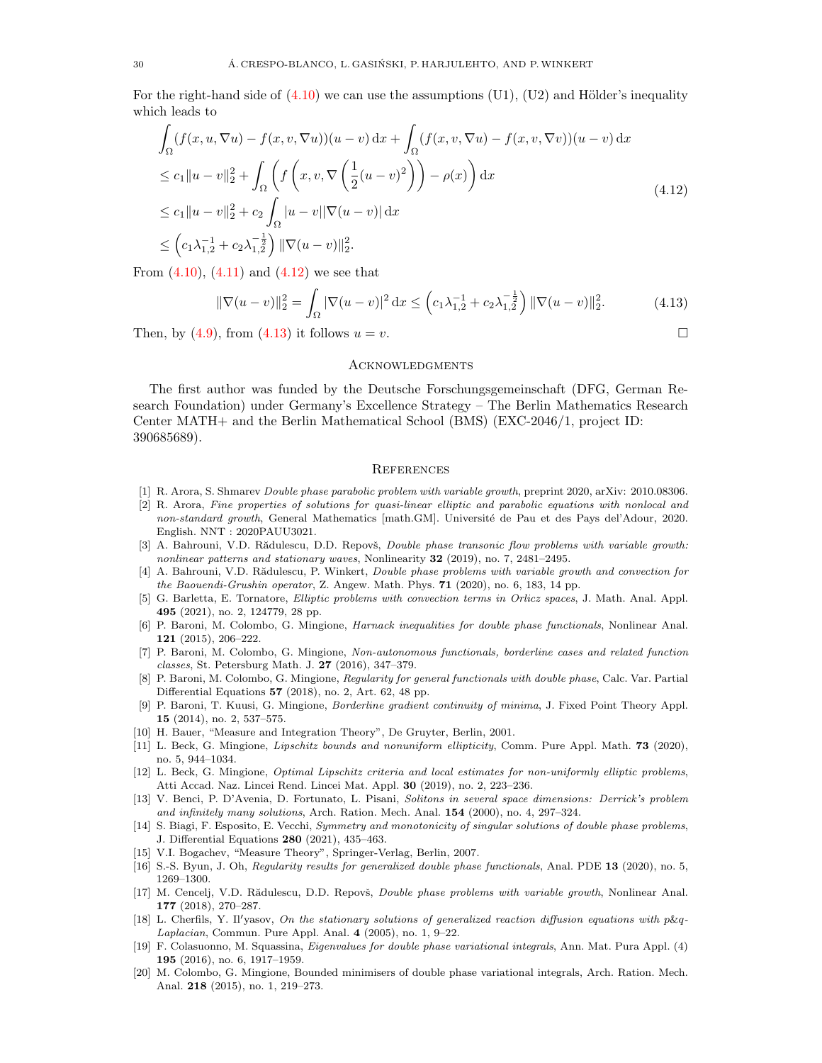For the right-hand side of (4.10) we can use the assumptions (U1), (U2) and Hölder's inequality which leads to

$$
\begin{aligned}
&\int_\Omega (f(x,u,\nabla u) - f(x,v,\nabla u))(u-v)\,\mathrm{d}x + \int_\Omega (f(x,v,\nabla u) - f(x,v,\nabla v))(u-v)\,\mathrm{d}x \\
&\le c_1\|u-v\|_2^2 + \int_\Omega \left( f\left(x,v,\nabla\left(\frac{1}{2}(u-v)^2\right)\right) - \rho(x)\right)\mathrm{d}x \\
&\le c_1\|u-v\|_2^2 + c_2\int_\Omega |u-v||\nabla(u-v)|\,\mathrm{d}x \\
&\le \left(c_1\lambda_{1,2}^{-1} + c_2\lambda_{1,2}^{-\frac{1}{2}}\right)\|\nabla(u-v)\|_2^2.
\end{aligned}
\tag{4.12}
$$

From (4.10), (4.11) and (4.12) we see that

$$
\|\nabla(u-v)\|_2^2 = \int_\Omega |\nabla(u-v)|^2\,\mathrm{d}x \le \left(c_1\lambda_{1,2}^{-1} + c_2\lambda_{1,2}^{-\frac{1}{2}}\right)\|\nabla(u-v)\|_2^2. \tag{4.13}
$$

Then, by (4.9), from (4.13) it follows $u=v$. □

## Acknowledgments

The first author was funded by the Deutsche Forschungsgemeinschaft (DFG, German Research Foundation) under Germany's Excellence Strategy – The Berlin Mathematics Research Center MATH+ and the Berlin Mathematical School (BMS) (EXC-2046/1, project ID: 390685689).

## References

[1] R. Arora, S. Shmarev *Double phase parabolic problem with variable growth*, preprint 2020, arXiv: 2010.08306.
[2] R. Arora, *Fine properties of solutions for quasi-linear elliptic and parabolic equations with nonlocal and non-standard growth*, General Mathematics [math.GM]. Université de Pau et des Pays del'Adour, 2020. English. NNT : 2020PAUU3021.
[3] A. Bahrouni, V.D. Rădulescu, D.D. Repovš, *Double phase transonic flow problems with variable growth: nonlinear patterns and stationary waves*, Nonlinearity **32** (2019), no. 7, 2481–2495.
[4] A. Bahrouni, V.D. Rădulescu, P. Winkert, *Double phase problems with variable growth and convection for the Baouendi-Grushin operator*, Z. Angew. Math. Phys. **71** (2020), no. 6, 183, 14 pp.
[5] G. Barletta, E. Tornatore, *Elliptic problems with convection terms in Orlicz spaces*, J. Math. Anal. Appl. **495** (2021), no. 2, 124779, 28 pp.
[6] P. Baroni, M. Colombo, G. Mingione, *Harnack inequalities for double phase functionals*, Nonlinear Anal. **121** (2015), 206–222.
[7] P. Baroni, M. Colombo, G. Mingione, *Non-autonomous functionals, borderline cases and related function classes*, St. Petersburg Math. J. **27** (2016), 347–379.
[8] P. Baroni, M. Colombo, G. Mingione, *Regularity for general functionals with double phase*, Calc. Var. Partial Differential Equations **57** (2018), no. 2, Art. 62, 48 pp.
[9] P. Baroni, T. Kuusi, G. Mingione, *Borderline gradient continuity of minima*, J. Fixed Point Theory Appl. **15** (2014), no. 2, 537–575.
[10] H. Bauer, "Measure and Integration Theory", De Gruyter, Berlin, 2001.
[11] L. Beck, G. Mingione, *Lipschitz bounds and nonuniform ellipticity*, Comm. Pure Appl. Math. **73** (2020), no. 5, 944–1034.
[12] L. Beck, G. Mingione, *Optimal Lipschitz criteria and local estimates for non-uniformly elliptic problems*, Atti Accad. Naz. Lincei Rend. Lincei Mat. Appl. **30** (2019), no. 2, 223–236.
[13] V. Benci, P. D'Avenia, D. Fortunato, L. Pisani, *Solitons in several space dimensions: Derrick's problem and infinitely many solutions*, Arch. Ration. Mech. Anal. **154** (2000), no. 4, 297–324.
[14] S. Biagi, F. Esposito, E. Vecchi, *Symmetry and monotonicity of singular solutions of double phase problems*, J. Differential Equations **280** (2021), 435–463.
[15] V.I. Bogachev, "Measure Theory", Springer-Verlag, Berlin, 2007.
[16] S.-S. Byun, J. Oh, *Regularity results for generalized double phase functionals*, Anal. PDE **13** (2020), no. 5, 1269–1300.
[17] M. Cencelj, V.D. Rădulescu, D.D. Repovš, *Double phase problems with variable growth*, Nonlinear Anal. **177** (2018), 270–287.
[18] L. Cherfils, Y. Il′yasov, *On the stationary solutions of generalized reaction diffusion equations with p&q-Laplacian*, Commun. Pure Appl. Anal. **4** (2005), no. 1, 9–22.
[19] F. Colasuonno, M. Squassina, *Eigenvalues for double phase variational integrals*, Ann. Mat. Pura Appl. (4) **195** (2016), no. 6, 1917–1959.
[20] M. Colombo, G. Mingione, Bounded minimisers of double phase variational integrals, Arch. Ration. Mech. Anal. **218** (2015), no. 1, 219–273.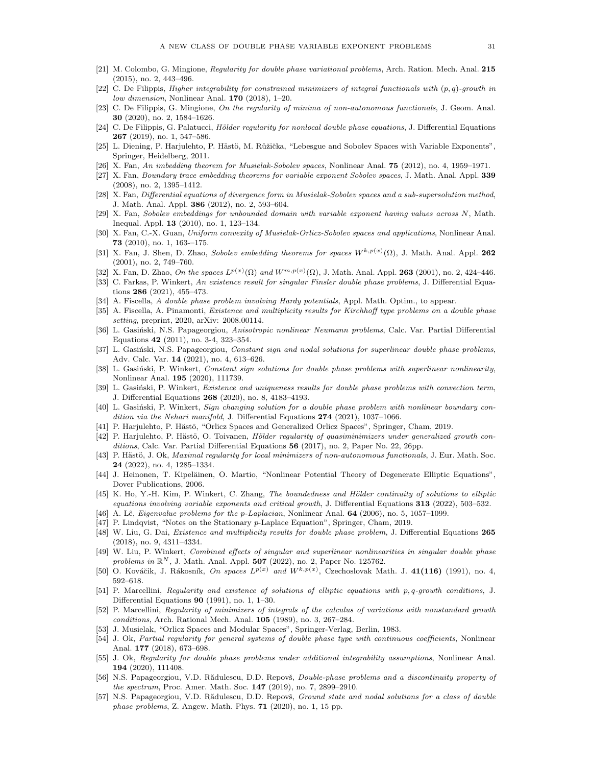[21] M. Colombo, G. Mingione, *Regularity for double phase variational problems*, Arch. Ration. Mech. Anal. **215** (2015), no. 2, 443–496.

[22] C. De Filippis, *Higher integrability for constrained minimizers of integral functionals with $(p,q)$-growth in low dimension*, Nonlinear Anal. **170** (2018), 1–20.

[23] C. De Filippis, G. Mingione, *On the regularity of minima of non-autonomous functionals*, J. Geom. Anal. **30** (2020), no. 2, 1584–1626.

[24] C. De Filippis, G. Palatucci, *Hölder regularity for nonlocal double phase equations*, J. Differential Equations **267** (2019), no. 1, 547–586.

[25] L. Diening, P. Harjulehto, P. Hästö, M. Růžička, "Lebesgue and Sobolev Spaces with Variable Exponents", Springer, Heidelberg, 2011.

[26] X. Fan, *An imbedding theorem for Musielak-Sobolev spaces*, Nonlinear Anal. **75** (2012), no. 4, 1959–1971.

[27] X. Fan, *Boundary trace embedding theorems for variable exponent Sobolev spaces*, J. Math. Anal. Appl. **339** (2008), no. 2, 1395–1412.

[28] X. Fan, *Differential equations of divergence form in Musielak-Sobolev spaces and a sub-supersolution method*, J. Math. Anal. Appl. **386** (2012), no. 2, 593–604.

[29] X. Fan, *Sobolev embeddings for unbounded domain with variable exponent having values across $N$*, Math. Inequal. Appl. **13** (2010), no. 1, 123–134.

[30] X. Fan, C.-X. Guan, *Uniform convexity of Musielak-Orlicz-Sobolev spaces and applications*, Nonlinear Anal. **73** (2010), no. 1, 163-–175.

[31] X. Fan, J. Shen, D. Zhao, *Sobolev embedding theorems for spaces $W^{k,p(x)}(\Omega)$*, J. Math. Anal. Appl. **262** (2001), no. 2, 749–760.

[32] X. Fan, D. Zhao, *On the spaces $L^{p(x)}(\Omega)$ and $W^{m,p(x)}(\Omega)$*, J. Math. Anal. Appl. **263** (2001), no. 2, 424–446.

[33] C. Farkas, P. Winkert, *An existence result for singular Finsler double phase problems*, J. Differential Equations **286** (2021), 455–473.

[34] A. Fiscella, *A double phase problem involving Hardy potentials*, Appl. Math. Optim., to appear.

[35] A. Fiscella, A. Pinamonti, *Existence and multiplicity results for Kirchhoff type problems on a double phase setting*, preprint, 2020, arXiv: 2008.00114.

[36] L. Gasiński, N.S. Papageorgiou, *Anisotropic nonlinear Neumann problems*, Calc. Var. Partial Differential Equations **42** (2011), no. 3-4, 323–354.

[37] L. Gasiński, N.S. Papageorgiou, *Constant sign and nodal solutions for superlinear double phase problems*, Adv. Calc. Var. **14** (2021), no. 4, 613–626.

[38] L. Gasiński, P. Winkert, *Constant sign solutions for double phase problems with superlinear nonlinearity*, Nonlinear Anal. **195** (2020), 111739.

[39] L. Gasiński, P. Winkert, *Existence and uniqueness results for double phase problems with convection term*, J. Differential Equations **268** (2020), no. 8, 4183–4193.

[40] L. Gasiński, P. Winkert, *Sign changing solution for a double phase problem with nonlinear boundary condition via the Nehari manifold*, J. Differential Equations **274** (2021), 1037–1066.

[41] P. Harjulehto, P. Hästö, "Orlicz Spaces and Generalized Orlicz Spaces", Springer, Cham, 2019.

[42] P. Harjulehto, P. Hästö, O. Toivanen, *Hölder regularity of quasiminimizers under generalized growth conditions*, Calc. Var. Partial Differential Equations **56** (2017), no. 2, Paper No. 22, 26pp.

[43] P. Hästö, J. Ok, *Maximal regularity for local minimizers of non-autonomous functionals*, J. Eur. Math. Soc. **24** (2022), no. 4, 1285–1334.

[44] J. Heinonen, T. Kipeläinen, O. Martio, "Nonlinear Potential Theory of Degenerate Elliptic Equations", Dover Publications, 2006.

[45] K. Ho, Y.-H. Kim, P. Winkert, C. Zhang, *The boundedness and Hölder continuity of solutions to elliptic equations involving variable exponents and critical growth*, J. Differential Equations **313** (2022), 503–532.

[46] A. Lê, *Eigenvalue problems for the p-Laplacian*, Nonlinear Anal. **64** (2006), no. 5, 1057–1099.

[47] P. Lindqvist, "Notes on the Stationary $p$-Laplace Equation", Springer, Cham, 2019.

[48] W. Liu, G. Dai, *Existence and multiplicity results for double phase problem*, J. Differential Equations **265** (2018), no. 9, 4311–4334.

[49] W. Liu, P. Winkert, *Combined effects of singular and superlinear nonlinearities in singular double phase problems in $\mathbb{R}^N$*, J. Math. Anal. Appl. **507** (2022), no. 2, Paper No. 125762.

[50] O. Kováčik, J. Rákosník, *On spaces $L^{p(x)}$ and $W^{k,p(x)}$*, Czechoslovak Math. J. **41(116)** (1991), no. 4, 592–618.

[51] P. Marcellini, *Regularity and existence of solutions of elliptic equations with $p,q$-growth conditions*, J. Differential Equations **90** (1991), no. 1, 1–30.

[52] P. Marcellini, *Regularity of minimizers of integrals of the calculus of variations with nonstandard growth conditions*, Arch. Rational Mech. Anal. **105** (1989), no. 3, 267–284.

[53] J. Musielak, "Orlicz Spaces and Modular Spaces", Springer-Verlag, Berlin, 1983.

[54] J. Ok, *Partial regularity for general systems of double phase type with continuous coefficients*, Nonlinear Anal. **177** (2018), 673–698.

[55] J. Ok, *Regularity for double phase problems under additional integrability assumptions*, Nonlinear Anal. **194** (2020), 111408.

[56] N.S. Papageorgiou, V.D. Rădulescu, D.D. Repovš, *Double-phase problems and a discontinuity property of the spectrum*, Proc. Amer. Math. Soc. **147** (2019), no. 7, 2899–2910.

[57] N.S. Papageorgiou, V.D. Rădulescu, D.D. Repovš, *Ground state and nodal solutions for a class of double phase problems*, Z. Angew. Math. Phys. **71** (2020), no. 1, 15 pp.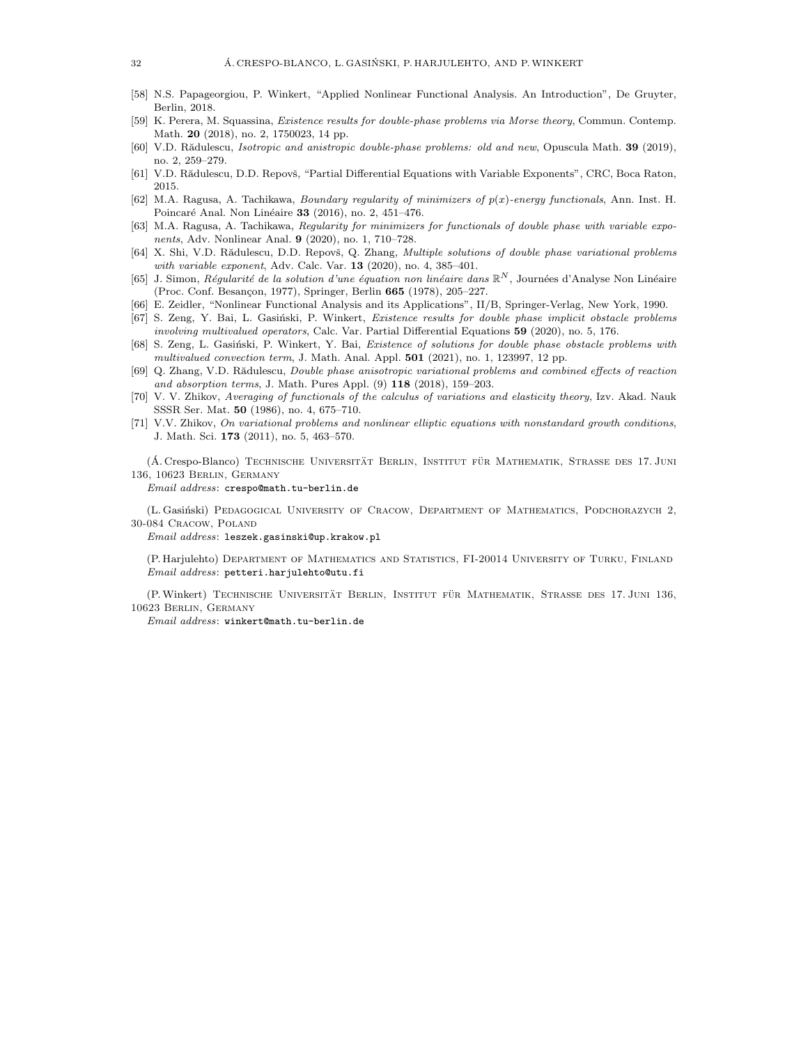[58] N.S. Papageorgiou, P. Winkert, "Applied Nonlinear Functional Analysis. An Introduction", De Gruyter, Berlin, 2018.

[59] K. Perera, M. Squassina, *Existence results for double-phase problems via Morse theory*, Commun. Contemp. Math. **20** (2018), no. 2, 1750023, 14 pp.

[60] V.D. Rădulescu, *Isotropic and anistropic double-phase problems: old and new*, Opuscula Math. **39** (2019), no. 2, 259–279.

[61] V.D. Rădulescu, D.D. Repovš, "Partial Differential Equations with Variable Exponents", CRC, Boca Raton, 2015.

[62] M.A. Ragusa, A. Tachikawa, *Boundary regularity of minimizers of $p(x)$-energy functionals*, Ann. Inst. H. Poincaré Anal. Non Linéaire **33** (2016), no. 2, 451–476.

[63] M.A. Ragusa, A. Tachikawa, *Regularity for minimizers for functionals of double phase with variable exponents*, Adv. Nonlinear Anal. **9** (2020), no. 1, 710–728.

[64] X. Shi, V.D. Rădulescu, D.D. Repovš, Q. Zhang, *Multiple solutions of double phase variational problems with variable exponent*, Adv. Calc. Var. **13** (2020), no. 4, 385–401.

[65] J. Simon, *Régularité de la solution d'une équation non linéaire dans $\mathbb{R}^N$*, Journées d'Analyse Non Linéaire (Proc. Conf. Besançon, 1977), Springer, Berlin **665** (1978), 205–227.

[66] E. Zeidler, "Nonlinear Functional Analysis and its Applications", II/B, Springer-Verlag, New York, 1990.

[67] S. Zeng, Y. Bai, L. Gasiński, P. Winkert, *Existence results for double phase implicit obstacle problems involving multivalued operators*, Calc. Var. Partial Differential Equations **59** (2020), no. 5, 176.

[68] S. Zeng, L. Gasiński, P. Winkert, Y. Bai, *Existence of solutions for double phase obstacle problems with multivalued convection term*, J. Math. Anal. Appl. **501** (2021), no. 1, 123997, 12 pp.

[69] Q. Zhang, V.D. Rădulescu, *Double phase anisotropic variational problems and combined effects of reaction and absorption terms*, J. Math. Pures Appl. (9) **118** (2018), 159–203.

[70] V. V. Zhikov, *Averaging of functionals of the calculus of variations and elasticity theory*, Izv. Akad. Nauk SSSR Ser. Mat. **50** (1986), no. 4, 675–710.

[71] V.V. Zhikov, *On variational problems and nonlinear elliptic equations with nonstandard growth conditions*, J. Math. Sci. **173** (2011), no. 5, 463–570.

(Á. Crespo-Blanco) Technische Universität Berlin, Institut für Mathematik, Strasse des 17. Juni 136, 10623 Berlin, Germany

*Email address*: crespo@math.tu-berlin.de

(L. Gasiński) Pedagogical University of Cracow, Department of Mathematics, Podchorazych 2, 30-084 Cracow, Poland

*Email address*: leszek.gasinski@up.krakow.pl

(P. Harjulehto) Department of Mathematics and Statistics, FI-20014 University of Turku, Finland

*Email address*: petteri.harjulehto@utu.fi

(P. Winkert) Technische Universität Berlin, Institut für Mathematik, Strasse des 17. Juni 136, 10623 Berlin, Germany

*Email address*: winkert@math.tu-berlin.de